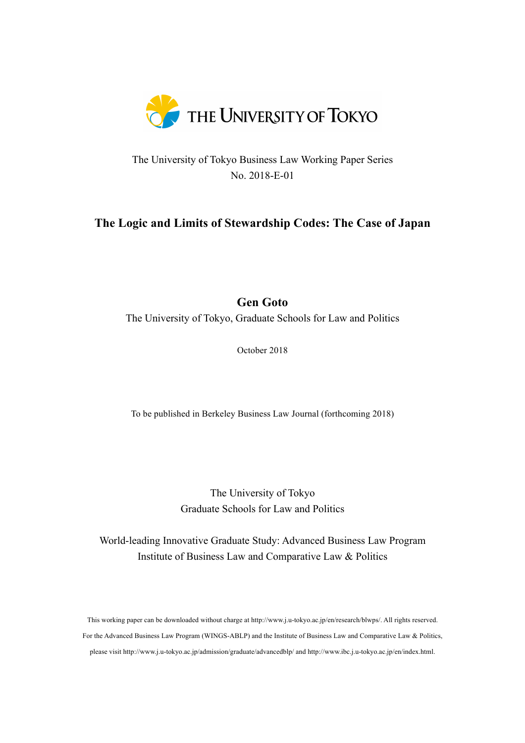THE UNIVERSITY OF TOKYO

The University of Tokyo Business Law Working Paper Series
No. 2018-E-01

# The Logic and Limits of Stewardship Codes: The Case of Japan

**Gen Goto**
The University of Tokyo, Graduate Schools for Law and Politics

October 2018

To be published in Berkeley Business Law Journal (forthcoming 2018)

The University of Tokyo
Graduate Schools for Law and Politics

World-leading Innovative Graduate Study: Advanced Business Law Program
Institute of Business Law and Comparative Law & Politics

This working paper can be downloaded without charge at http://www.j.u-tokyo.ac.jp/en/research/blwps/. All rights reserved.
For the Advanced Business Law Program (WINGS-ABLP) and the Institute of Business Law and Comparative Law & Politics, please visit http://www.j.u-tokyo.ac.jp/admission/graduate/advancedblp/ and http://www.ibc.j.u-tokyo.ac.jp/en/index.html.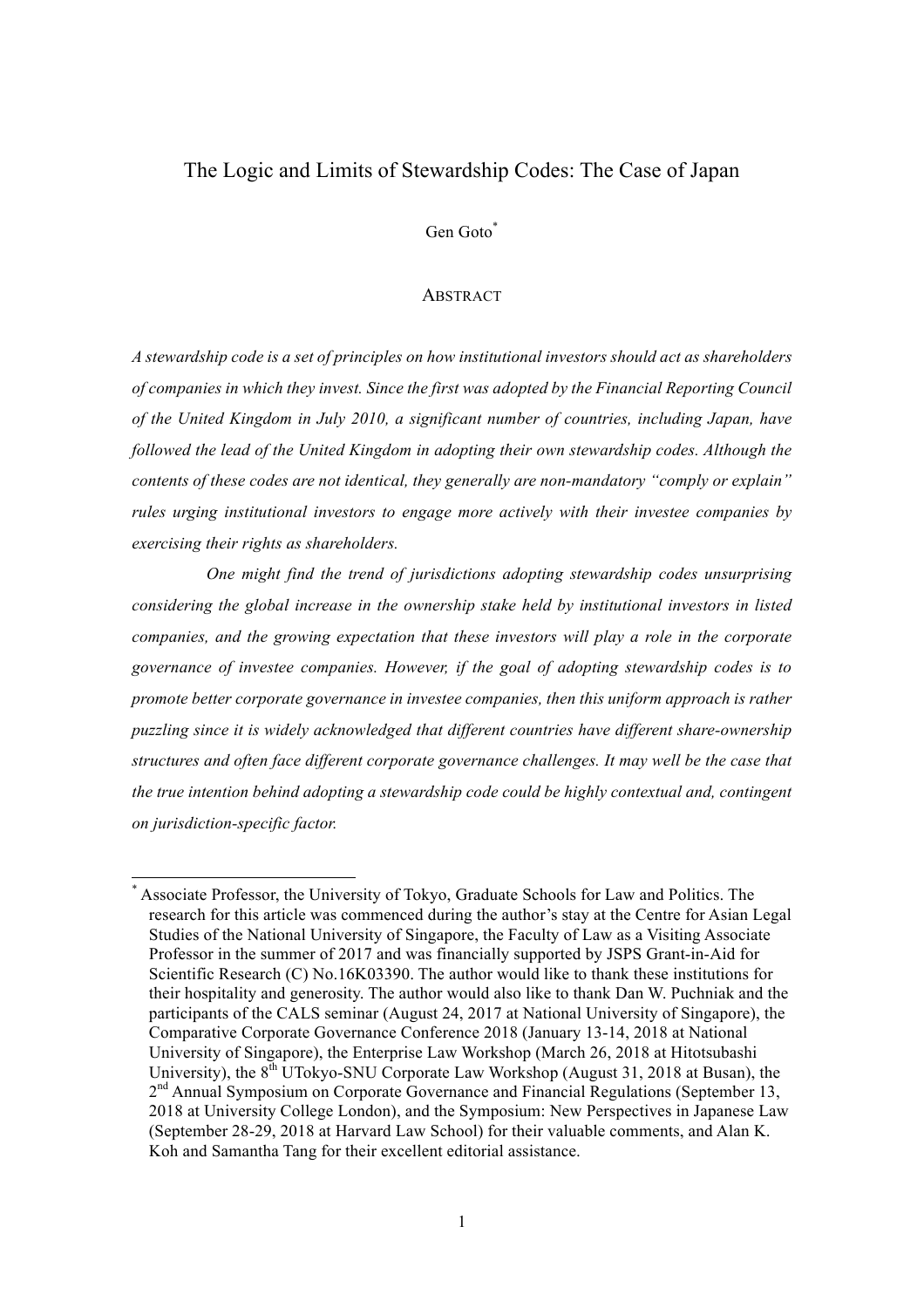# The Logic and Limits of Stewardship Codes: The Case of Japan

Gen Goto*

## ABSTRACT

*A stewardship code is a set of principles on how institutional investors should act as shareholders of companies in which they invest. Since the first was adopted by the Financial Reporting Council of the United Kingdom in July 2010, a significant number of countries, including Japan, have followed the lead of the United Kingdom in adopting their own stewardship codes. Although the contents of these codes are not identical, they generally are non-mandatory "comply or explain" rules urging institutional investors to engage more actively with their investee companies by exercising their rights as shareholders.*

*One might find the trend of jurisdictions adopting stewardship codes unsurprising considering the global increase in the ownership stake held by institutional investors in listed companies, and the growing expectation that these investors will play a role in the corporate governance of investee companies. However, if the goal of adopting stewardship codes is to promote better corporate governance in investee companies, then this uniform approach is rather puzzling since it is widely acknowledged that different countries have different share-ownership structures and often face different corporate governance challenges. It may well be the case that the true intention behind adopting a stewardship code could be highly contextual and, contingent on jurisdiction-specific factor.*

---

\* Associate Professor, the University of Tokyo, Graduate Schools for Law and Politics. The research for this article was commenced during the author's stay at the Centre for Asian Legal Studies of the National University of Singapore, the Faculty of Law as a Visiting Associate Professor in the summer of 2017 and was financially supported by JSPS Grant-in-Aid for Scientific Research (C) No.16K03390. The author would like to thank these institutions for their hospitality and generosity. The author would also like to thank Dan W. Puchniak and the participants of the CALS seminar (August 24, 2017 at National University of Singapore), the Comparative Corporate Governance Conference 2018 (January 13-14, 2018 at National University of Singapore), the Enterprise Law Workshop (March 26, 2018 at Hitotsubashi University), the 8th UTokyo-SNU Corporate Law Workshop (August 31, 2018 at Busan), the 2nd Annual Symposium on Corporate Governance and Financial Regulations (September 13, 2018 at University College London), and the Symposium: New Perspectives in Japanese Law (September 28-29, 2018 at Harvard Law School) for their valuable comments, and Alan K. Koh and Samantha Tang for their excellent editorial assistance.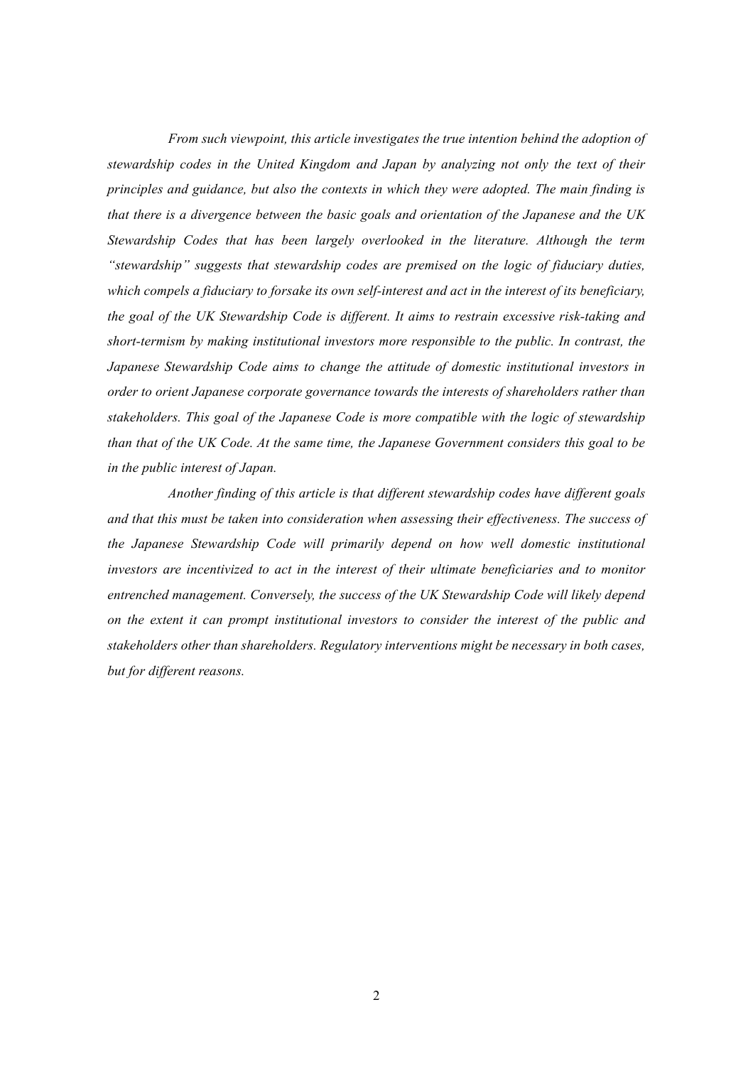*From such viewpoint, this article investigates the true intention behind the adoption of stewardship codes in the United Kingdom and Japan by analyzing not only the text of their principles and guidance, but also the contexts in which they were adopted. The main finding is that there is a divergence between the basic goals and orientation of the Japanese and the UK Stewardship Codes that has been largely overlooked in the literature. Although the term "stewardship" suggests that stewardship codes are premised on the logic of fiduciary duties, which compels a fiduciary to forsake its own self-interest and act in the interest of its beneficiary, the goal of the UK Stewardship Code is different. It aims to restrain excessive risk-taking and short-termism by making institutional investors more responsible to the public. In contrast, the Japanese Stewardship Code aims to change the attitude of domestic institutional investors in order to orient Japanese corporate governance towards the interests of shareholders rather than stakeholders. This goal of the Japanese Code is more compatible with the logic of stewardship than that of the UK Code. At the same time, the Japanese Government considers this goal to be in the public interest of Japan.*

*Another finding of this article is that different stewardship codes have different goals and that this must be taken into consideration when assessing their effectiveness. The success of the Japanese Stewardship Code will primarily depend on how well domestic institutional investors are incentivized to act in the interest of their ultimate beneficiaries and to monitor entrenched management. Conversely, the success of the UK Stewardship Code will likely depend on the extent it can prompt institutional investors to consider the interest of the public and stakeholders other than shareholders. Regulatory interventions might be necessary in both cases, but for different reasons.*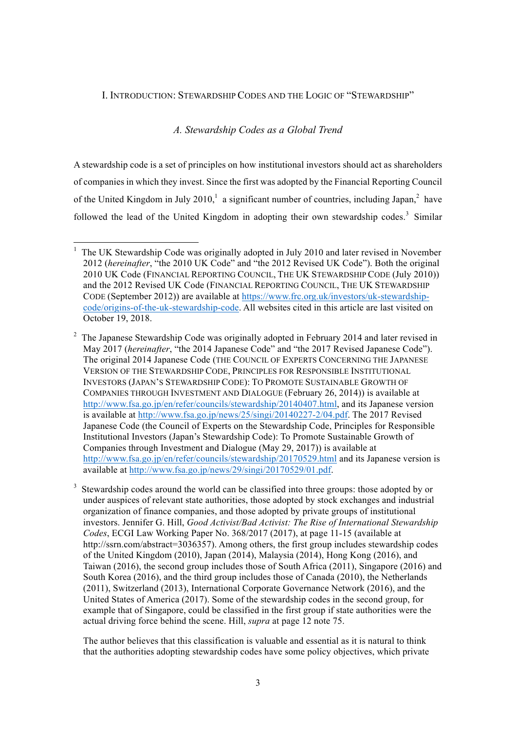## I. Introduction: Stewardship Codes and the Logic of "Stewardship"

### *A. Stewardship Codes as a Global Trend*

A stewardship code is a set of principles on how institutional investors should act as shareholders of companies in which they invest. Since the first was adopted by the Financial Reporting Council of the United Kingdom in July 2010,[1] a significant number of countries, including Japan,[2] have followed the lead of the United Kingdom in adopting their own stewardship codes.[3] Similar

---

[1] The UK Stewardship Code was originally adopted in July 2010 and later revised in November 2012 (*hereinafter*, "the 2010 UK Code" and "the 2012 Revised UK Code"). Both the original 2010 UK Code (FINANCIAL REPORTING COUNCIL, THE UK STEWARDSHIP CODE (July 2010)) and the 2012 Revised UK Code (FINANCIAL REPORTING COUNCIL, THE UK STEWARDSHIP CODE (September 2012)) are available at https://www.frc.org.uk/investors/uk-stewardship-code/origins-of-the-uk-stewardship-code. All websites cited in this article are last visited on October 19, 2018.

[2] The Japanese Stewardship Code was originally adopted in February 2014 and later revised in May 2017 (*hereinafter*, "the 2014 Japanese Code" and "the 2017 Revised Japanese Code"). The original 2014 Japanese Code (THE COUNCIL OF EXPERTS CONCERNING THE JAPANESE VERSION OF THE STEWARDSHIP CODE, PRINCIPLES FOR RESPONSIBLE INSTITUTIONAL INVESTORS (JAPAN'S STEWARDSHIP CODE): TO PROMOTE SUSTAINABLE GROWTH OF COMPANIES THROUGH INVESTMENT AND DIALOGUE (February 26, 2014)) is available at http://www.fsa.go.jp/en/refer/councils/stewardship/20140407.html, and its Japanese version is available at http://www.fsa.go.jp/news/25/singi/20140227-2/04.pdf. The 2017 Revised Japanese Code (the Council of Experts on the Stewardship Code, Principles for Responsible Institutional Investors (Japan's Stewardship Code): To Promote Sustainable Growth of Companies through Investment and Dialogue (May 29, 2017)) is available at http://www.fsa.go.jp/en/refer/councils/stewardship/20170529.html and its Japanese version is available at http://www.fsa.go.jp/news/29/singi/20170529/01.pdf.

[3] Stewardship codes around the world can be classified into three groups: those adopted by or under auspices of relevant state authorities, those adopted by stock exchanges and industrial organization of finance companies, and those adopted by private groups of institutional investors. Jennifer G. Hill, *Good Activist/Bad Activist: The Rise of International Stewardship Codes*, ECGI Law Working Paper No. 368/2017 (2017), at page 11-15 (available at http://ssrn.com/abstract=3036357). Among others, the first group includes stewardship codes of the United Kingdom (2010), Japan (2014), Malaysia (2014), Hong Kong (2016), and Taiwan (2016), the second group includes those of South Africa (2011), Singapore (2016) and South Korea (2016), and the third group includes those of Canada (2010), the Netherlands (2011), Switzerland (2013), International Corporate Governance Network (2016), and the United States of America (2017). Some of the stewardship codes in the second group, for example that of Singapore, could be classified in the first group if state authorities were the actual driving force behind the scene. Hill, *supra* at page 12 note 75.

The author believes that this classification is valuable and essential as it is natural to think that the authorities adopting stewardship codes have some policy objectives, which private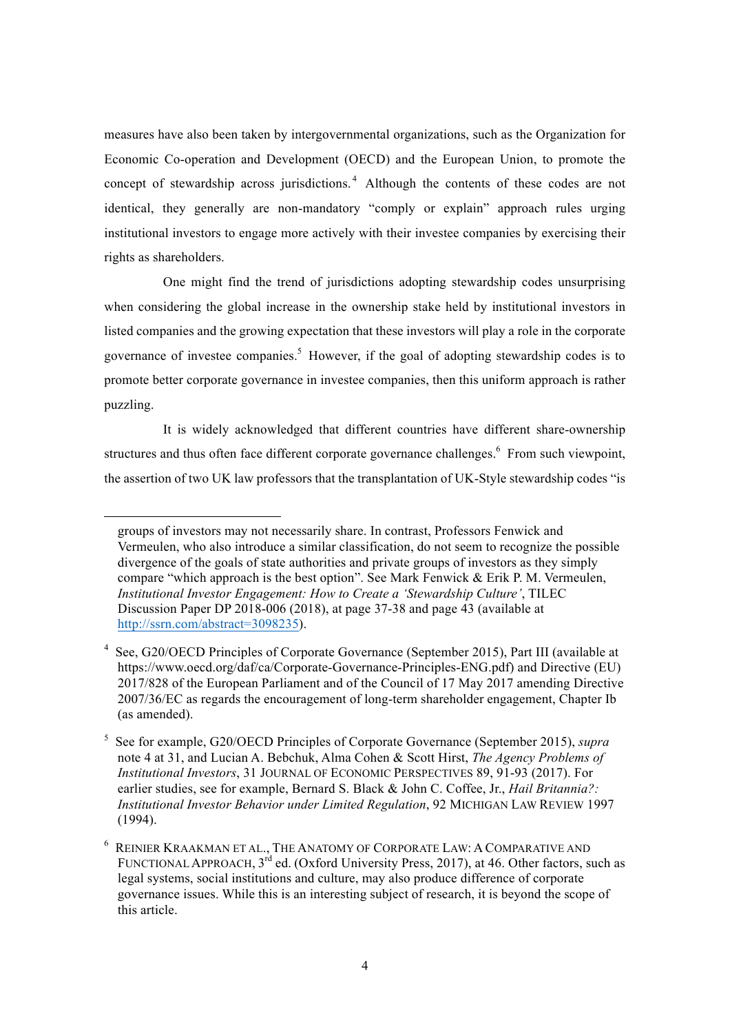measures have also been taken by intergovernmental organizations, such as the Organization for Economic Co-operation and Development (OECD) and the European Union, to promote the concept of stewardship across jurisdictions.[4] Although the contents of these codes are not identical, they generally are non-mandatory "comply or explain" approach rules urging institutional investors to engage more actively with their investee companies by exercising their rights as shareholders.

One might find the trend of jurisdictions adopting stewardship codes unsurprising when considering the global increase in the ownership stake held by institutional investors in listed companies and the growing expectation that these investors will play a role in the corporate governance of investee companies.[5] However, if the goal of adopting stewardship codes is to promote better corporate governance in investee companies, then this uniform approach is rather puzzling.

It is widely acknowledged that different countries have different share-ownership structures and thus often face different corporate governance challenges.[6] From such viewpoint, the assertion of two UK law professors that the transplantation of UK-Style stewardship codes "is

---

groups of investors may not necessarily share. In contrast, Professors Fenwick and Vermeulen, who also introduce a similar classification, do not seem to recognize the possible divergence of the goals of state authorities and private groups of investors as they simply compare "which approach is the best option". See Mark Fenwick & Erik P. M. Vermeulen, *Institutional Investor Engagement: How to Create a 'Stewardship Culture'*, TILEC Discussion Paper DP 2018-006 (2018), at page 37-38 and page 43 (available at http://ssrn.com/abstract=3098235).

[4] See, G20/OECD Principles of Corporate Governance (September 2015), Part III (available at https://www.oecd.org/daf/ca/Corporate-Governance-Principles-ENG.pdf) and Directive (EU) 2017/828 of the European Parliament and of the Council of 17 May 2017 amending Directive 2007/36/EC as regards the encouragement of long-term shareholder engagement, Chapter Ib (as amended).

[5] See for example, G20/OECD Principles of Corporate Governance (September 2015), *supra* note 4 at 31, and Lucian A. Bebchuk, Alma Cohen & Scott Hirst, *The Agency Problems of Institutional Investors*, 31 JOURNAL OF ECONOMIC PERSPECTIVES 89, 91-93 (2017). For earlier studies, see for example, Bernard S. Black & John C. Coffee, Jr., *Hail Britannia?: Institutional Investor Behavior under Limited Regulation*, 92 MICHIGAN LAW REVIEW 1997 (1994).

[6] REINIER KRAAKMAN ET AL., THE ANATOMY OF CORPORATE LAW: A COMPARATIVE AND FUNCTIONAL APPROACH, 3rd ed. (Oxford University Press, 2017), at 46. Other factors, such as legal systems, social institutions and culture, may also produce difference of corporate governance issues. While this is an interesting subject of research, it is beyond the scope of this article.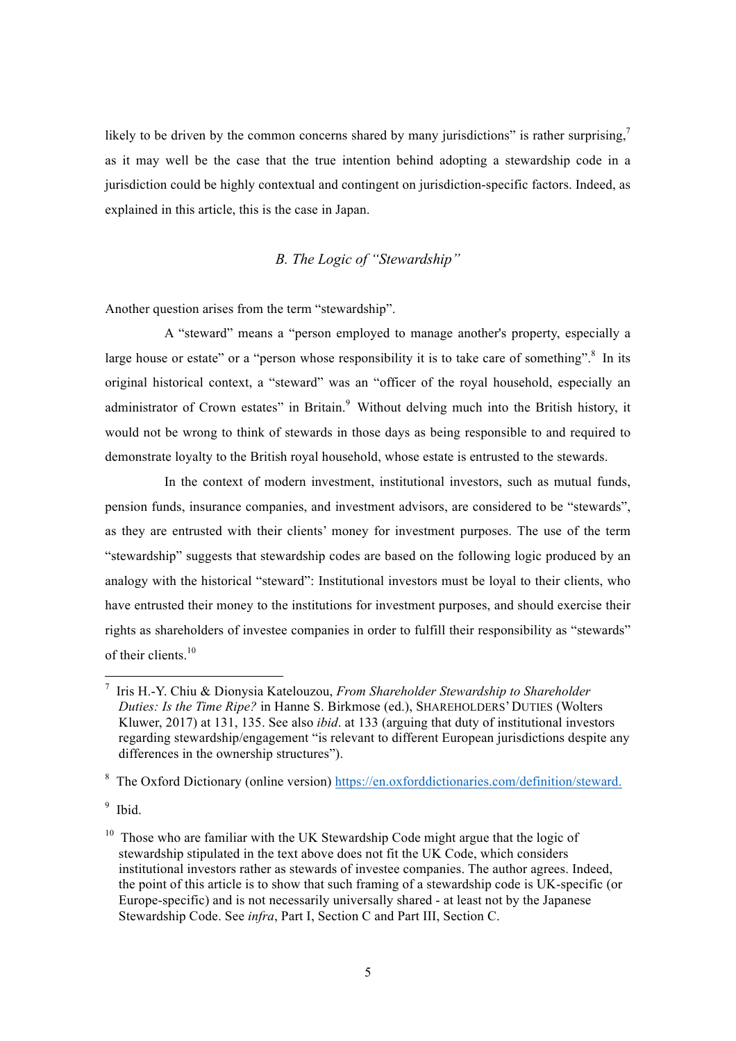likely to be driven by the common concerns shared by many jurisdictions" is rather surprising,[7] as it may well be the case that the true intention behind adopting a stewardship code in a jurisdiction could be highly contextual and contingent on jurisdiction-specific factors. Indeed, as explained in this article, this is the case in Japan.

### *B. The Logic of "Stewardship"*

Another question arises from the term "stewardship".

A "steward" means a "person employed to manage another's property, especially a large house or estate" or a "person whose responsibility it is to take care of something".[8] In its original historical context, a "steward" was an "officer of the royal household, especially an administrator of Crown estates" in Britain.[9] Without delving much into the British history, it would not be wrong to think of stewards in those days as being responsible to and required to demonstrate loyalty to the British royal household, whose estate is entrusted to the stewards.

In the context of modern investment, institutional investors, such as mutual funds, pension funds, insurance companies, and investment advisors, are considered to be "stewards", as they are entrusted with their clients' money for investment purposes. The use of the term "stewardship" suggests that stewardship codes are based on the following logic produced by an analogy with the historical "steward": Institutional investors must be loyal to their clients, who have entrusted their money to the institutions for investment purposes, and should exercise their rights as shareholders of investee companies in order to fulfill their responsibility as "stewards" of their clients.[10]

---

[7] Iris H.-Y. Chiu & Dionysia Katelouzou, *From Shareholder Stewardship to Shareholder Duties: Is the Time Ripe?* in Hanne S. Birkmose (ed.), SHAREHOLDERS' DUTIES (Wolters Kluwer, 2017) at 131, 135. See also *ibid*. at 133 (arguing that duty of institutional investors regarding stewardship/engagement "is relevant to different European jurisdictions despite any differences in the ownership structures").

[8] The Oxford Dictionary (online version) https://en.oxforddictionaries.com/definition/steward.

[9] Ibid.

[10] Those who are familiar with the UK Stewardship Code might argue that the logic of stewardship stipulated in the text above does not fit the UK Code, which considers institutional investors rather as stewards of investee companies. The author agrees. Indeed, the point of this article is to show that such framing of a stewardship code is UK-specific (or Europe-specific) and is not necessarily universally shared - at least not by the Japanese Stewardship Code. See *infra*, Part I, Section C and Part III, Section C.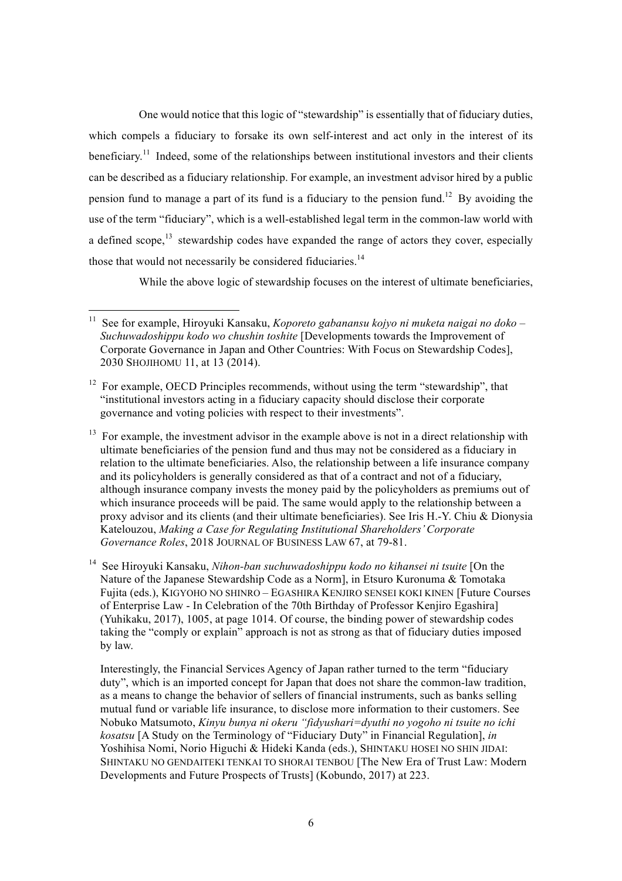One would notice that this logic of "stewardship" is essentially that of fiduciary duties, which compels a fiduciary to forsake its own self-interest and act only in the interest of its beneficiary.[11] Indeed, some of the relationships between institutional investors and their clients can be described as a fiduciary relationship. For example, an investment advisor hired by a public pension fund to manage a part of its fund is a fiduciary to the pension fund.[12] By avoiding the use of the term "fiduciary", which is a well-established legal term in the common-law world with a defined scope,[13] stewardship codes have expanded the range of actors they cover, especially those that would not necessarily be considered fiduciaries.[14]

While the above logic of stewardship focuses on the interest of ultimate beneficiaries,

---

[11] See for example, Hiroyuki Kansaku, *Koporeto gabanansu kojyo ni muketa naigai no doko – Suchuwadoshippu kodo wo chushin toshite* [Developments towards the Improvement of Corporate Governance in Japan and Other Countries: With Focus on Stewardship Codes], 2030 SHOJIHOMU 11, at 13 (2014).

[12] For example, OECD Principles recommends, without using the term "stewardship", that "institutional investors acting in a fiduciary capacity should disclose their corporate governance and voting policies with respect to their investments".

[13] For example, the investment advisor in the example above is not in a direct relationship with ultimate beneficiaries of the pension fund and thus may not be considered as a fiduciary in relation to the ultimate beneficiaries. Also, the relationship between a life insurance company and its policyholders is generally considered as that of a contract and not of a fiduciary, although insurance company invests the money paid by the policyholders as premiums out of which insurance proceeds will be paid. The same would apply to the relationship between a proxy advisor and its clients (and their ultimate beneficiaries). See Iris H.-Y. Chiu & Dionysia Katelouzou, *Making a Case for Regulating Institutional Shareholders' Corporate Governance Roles*, 2018 JOURNAL OF BUSINESS LAW 67, at 79-81.

[14] See Hiroyuki Kansaku, *Nihon-ban suchuwadoshippu kodo no kihansei ni tsuite* [On the Nature of the Japanese Stewardship Code as a Norm], in Etsuro Kuronuma & Tomotaka Fujita (eds.), KIGYOHO NO SHINRO – EGASHIRA KENJIRO SENSEI KOKI KINEN [Future Courses of Enterprise Law - In Celebration of the 70th Birthday of Professor Kenjiro Egashira] (Yuhikaku, 2017), 1005, at page 1014. Of course, the binding power of stewardship codes taking the "comply or explain" approach is not as strong as that of fiduciary duties imposed by law.

Interestingly, the Financial Services Agency of Japan rather turned to the term "fiduciary duty", which is an imported concept for Japan that does not share the common-law tradition, as a means to change the behavior of sellers of financial instruments, such as banks selling mutual fund or variable life insurance, to disclose more information to their customers. See Nobuko Matsumoto, *Kinyu bunya ni okeru "fidyushari=dyuthi no yogoho ni tsuite no ichi kosatsu* [A Study on the Terminology of "Fiduciary Duty" in Financial Regulation], *in* Yoshihisa Nomi, Norio Higuchi & Hideki Kanda (eds.), SHINTAKU HOSEI NO SHIN JIDAI: SHINTAKU NO GENDAITEKI TENKAI TO SHORAI TENBOU [The New Era of Trust Law: Modern Developments and Future Prospects of Trusts] (Kobundo, 2017) at 223.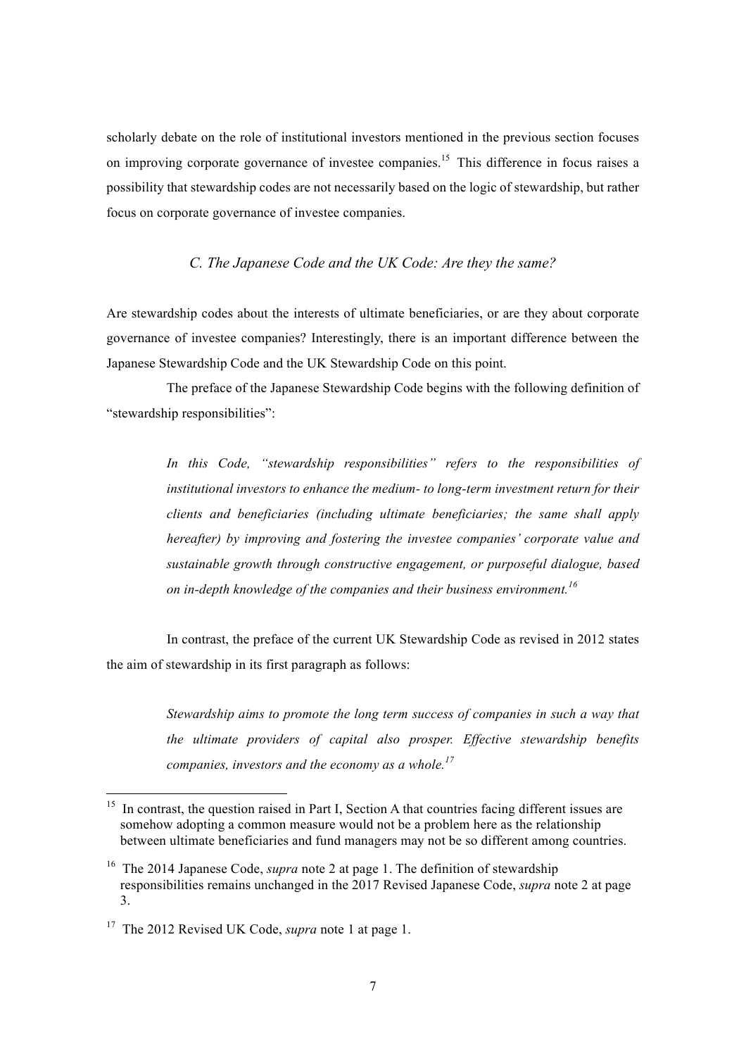scholarly debate on the role of institutional investors mentioned in the previous section focuses on improving corporate governance of investee companies.[15] This difference in focus raises a possibility that stewardship codes are not necessarily based on the logic of stewardship, but rather focus on corporate governance of investee companies.

### *C. The Japanese Code and the UK Code: Are they the same?*

Are stewardship codes about the interests of ultimate beneficiaries, or are they about corporate governance of investee companies? Interestingly, there is an important difference between the Japanese Stewardship Code and the UK Stewardship Code on this point.

The preface of the Japanese Stewardship Code begins with the following definition of "stewardship responsibilities":

> *In this Code, "stewardship responsibilities" refers to the responsibilities of institutional investors to enhance the medium- to long-term investment return for their clients and beneficiaries (including ultimate beneficiaries; the same shall apply hereafter) by improving and fostering the investee companies' corporate value and sustainable growth through constructive engagement, or purposeful dialogue, based on in-depth knowledge of the companies and their business environment.*[16]

In contrast, the preface of the current UK Stewardship Code as revised in 2012 states the aim of stewardship in its first paragraph as follows:

> *Stewardship aims to promote the long term success of companies in such a way that the ultimate providers of capital also prosper. Effective stewardship benefits companies, investors and the economy as a whole.*[17]

---

[15] In contrast, the question raised in Part I, Section A that countries facing different issues are somehow adopting a common measure would not be a problem here as the relationship between ultimate beneficiaries and fund managers may not be so different among countries.

[16] The 2014 Japanese Code, *supra* note 2 at page 1. The definition of stewardship responsibilities remains unchanged in the 2017 Revised Japanese Code, *supra* note 2 at page 3.

[17] The 2012 Revised UK Code, *supra* note 1 at page 1.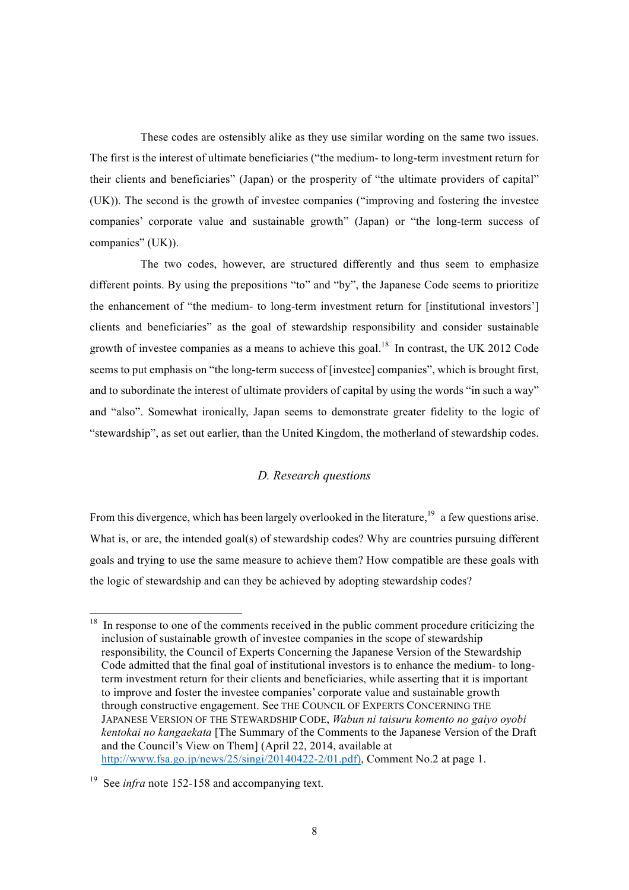These codes are ostensibly alike as they use similar wording on the same two issues. The first is the interest of ultimate beneficiaries ("the medium- to long-term investment return for their clients and beneficiaries" (Japan) or the prosperity of "the ultimate providers of capital" (UK)). The second is the growth of investee companies ("improving and fostering the investee companies' corporate value and sustainable growth" (Japan) or "the long-term success of companies" (UK)).

The two codes, however, are structured differently and thus seem to emphasize different points. By using the prepositions "to" and "by", the Japanese Code seems to prioritize the enhancement of "the medium- to long-term investment return for [institutional investors'] clients and beneficiaries" as the goal of stewardship responsibility and consider sustainable growth of investee companies as a means to achieve this goal.[18] In contrast, the UK 2012 Code seems to put emphasis on "the long-term success of [investee] companies", which is brought first, and to subordinate the interest of ultimate providers of capital by using the words "in such a way" and "also". Somewhat ironically, Japan seems to demonstrate greater fidelity to the logic of "stewardship", as set out earlier, than the United Kingdom, the motherland of stewardship codes.

### *D. Research questions*

From this divergence, which has been largely overlooked in the literature,[19] a few questions arise. What is, or are, the intended goal(s) of stewardship codes? Why are countries pursuing different goals and trying to use the same measure to achieve them? How compatible are these goals with the logic of stewardship and can they be achieved by adopting stewardship codes?

---

[18] In response to one of the comments received in the public comment procedure criticizing the inclusion of sustainable growth of investee companies in the scope of stewardship responsibility, the Council of Experts Concerning the Japanese Version of the Stewardship Code admitted that the final goal of institutional investors is to enhance the medium- to long-term investment return for their clients and beneficiaries, while asserting that it is important to improve and foster the investee companies' corporate value and sustainable growth through constructive engagement. See THE COUNCIL OF EXPERTS CONCERNING THE JAPANESE VERSION OF THE STEWARDSHIP CODE, *Wabun ni taisuru komento no gaiyo oyobi kentokai no kangaekata* [The Summary of the Comments to the Japanese Version of the Draft and the Council's View on Them] (April 22, 2014, available at http://www.fsa.go.jp/news/25/singi/20140422-2/01.pdf), Comment No.2 at page 1.

[19] See *infra* note 152-158 and accompanying text.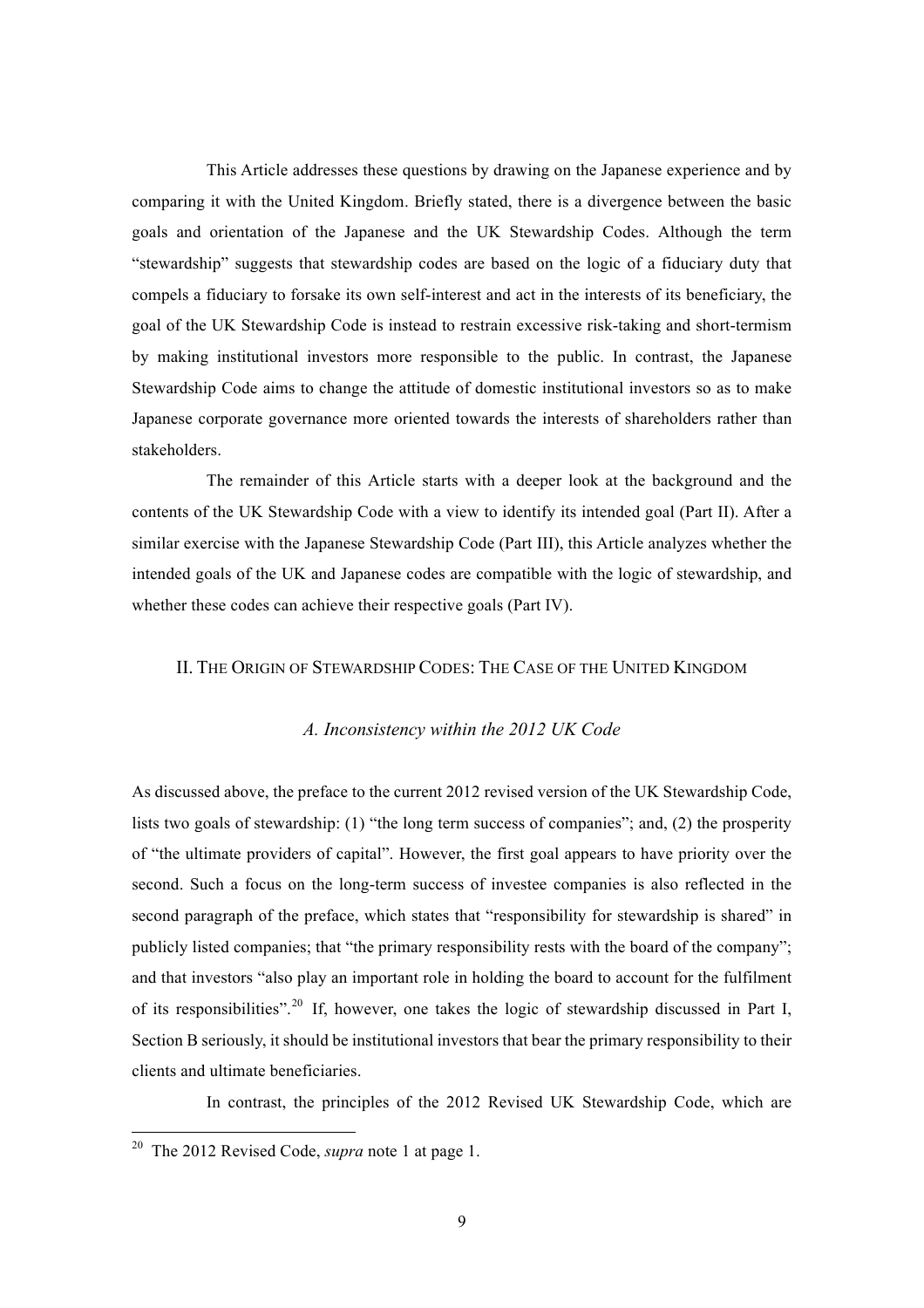This Article addresses these questions by drawing on the Japanese experience and by comparing it with the United Kingdom. Briefly stated, there is a divergence between the basic goals and orientation of the Japanese and the UK Stewardship Codes. Although the term "stewardship" suggests that stewardship codes are based on the logic of a fiduciary duty that compels a fiduciary to forsake its own self-interest and act in the interests of its beneficiary, the goal of the UK Stewardship Code is instead to restrain excessive risk-taking and short-termism by making institutional investors more responsible to the public. In contrast, the Japanese Stewardship Code aims to change the attitude of domestic institutional investors so as to make Japanese corporate governance more oriented towards the interests of shareholders rather than stakeholders.

The remainder of this Article starts with a deeper look at the background and the contents of the UK Stewardship Code with a view to identify its intended goal (Part II). After a similar exercise with the Japanese Stewardship Code (Part III), this Article analyzes whether the intended goals of the UK and Japanese codes are compatible with the logic of stewardship, and whether these codes can achieve their respective goals (Part IV).

## II. The Origin of Stewardship Codes: The Case of the United Kingdom

### *A. Inconsistency within the 2012 UK Code*

As discussed above, the preface to the current 2012 revised version of the UK Stewardship Code, lists two goals of stewardship: (1) "the long term success of companies"; and, (2) the prosperity of "the ultimate providers of capital". However, the first goal appears to have priority over the second. Such a focus on the long-term success of investee companies is also reflected in the second paragraph of the preface, which states that "responsibility for stewardship is shared" in publicly listed companies; that "the primary responsibility rests with the board of the company"; and that investors "also play an important role in holding the board to account for the fulfilment of its responsibilities".[20] If, however, one takes the logic of stewardship discussed in Part I, Section B seriously, it should be institutional investors that bear the primary responsibility to their clients and ultimate beneficiaries.

In contrast, the principles of the 2012 Revised UK Stewardship Code, which are

[20] The 2012 Revised Code, *supra* note 1 at page 1.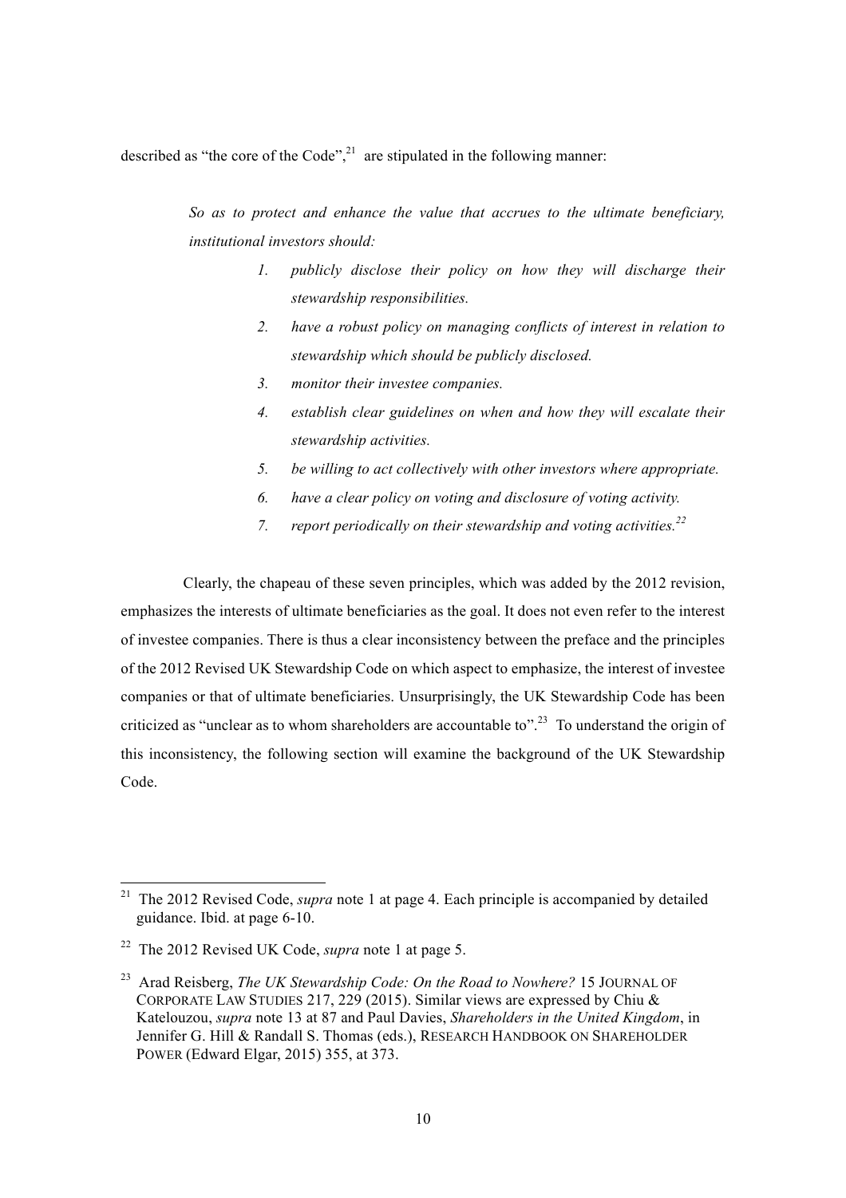described as "the core of the Code",[21] are stipulated in the following manner:

> *So as to protect and enhance the value that accrues to the ultimate beneficiary, institutional investors should:*
>
> 1. *publicly disclose their policy on how they will discharge their stewardship responsibilities.*
> 2. *have a robust policy on managing conflicts of interest in relation to stewardship which should be publicly disclosed.*
> 3. *monitor their investee companies.*
> 4. *establish clear guidelines on when and how they will escalate their stewardship activities.*
> 5. *be willing to act collectively with other investors where appropriate.*
> 6. *have a clear policy on voting and disclosure of voting activity.*
> 7. *report periodically on their stewardship and voting activities.*[22]

Clearly, the chapeau of these seven principles, which was added by the 2012 revision, emphasizes the interests of ultimate beneficiaries as the goal. It does not even refer to the interest of investee companies. There is thus a clear inconsistency between the preface and the principles of the 2012 Revised UK Stewardship Code on which aspect to emphasize, the interest of investee companies or that of ultimate beneficiaries. Unsurprisingly, the UK Stewardship Code has been criticized as "unclear as to whom shareholders are accountable to".[23] To understand the origin of this inconsistency, the following section will examine the background of the UK Stewardship Code.

---

[21] The 2012 Revised Code, *supra* note 1 at page 4. Each principle is accompanied by detailed guidance. Ibid. at page 6-10.

[22] The 2012 Revised UK Code, *supra* note 1 at page 5.

[23] Arad Reisberg, *The UK Stewardship Code: On the Road to Nowhere?* 15 JOURNAL OF CORPORATE LAW STUDIES 217, 229 (2015). Similar views are expressed by Chiu & Katelouzou, *supra* note 13 at 87 and Paul Davies, *Shareholders in the United Kingdom*, in Jennifer G. Hill & Randall S. Thomas (eds.), RESEARCH HANDBOOK ON SHAREHOLDER POWER (Edward Elgar, 2015) 355, at 373.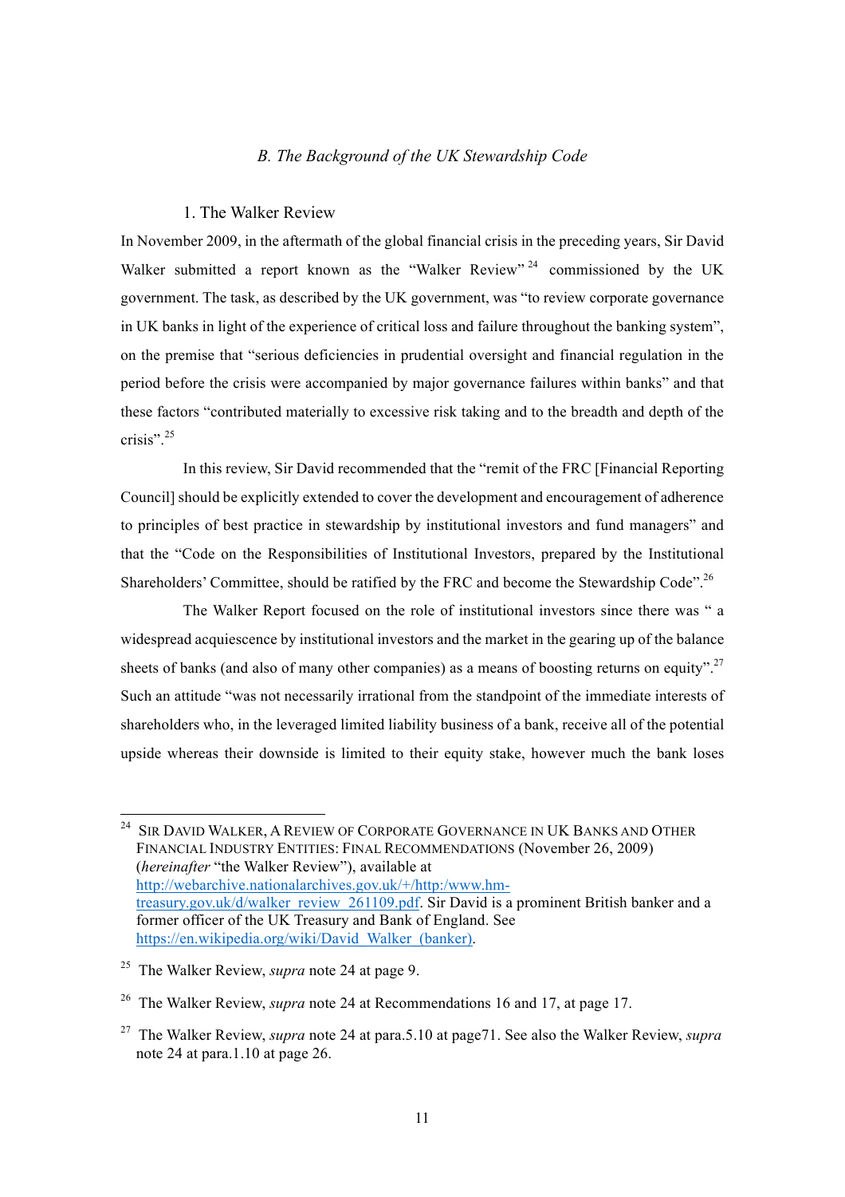### *B. The Background of the UK Stewardship Code*

#### 1. The Walker Review

In November 2009, in the aftermath of the global financial crisis in the preceding years, Sir David Walker submitted a report known as the "Walker Review"[24] commissioned by the UK government. The task, as described by the UK government, was "to review corporate governance in UK banks in light of the experience of critical loss and failure throughout the banking system", on the premise that "serious deficiencies in prudential oversight and financial regulation in the period before the crisis were accompanied by major governance failures within banks" and that these factors "contributed materially to excessive risk taking and to the breadth and depth of the crisis".[25]

In this review, Sir David recommended that the "remit of the FRC [Financial Reporting Council] should be explicitly extended to cover the development and encouragement of adherence to principles of best practice in stewardship by institutional investors and fund managers" and that the "Code on the Responsibilities of Institutional Investors, prepared by the Institutional Shareholders' Committee, should be ratified by the FRC and become the Stewardship Code".[26]

The Walker Report focused on the role of institutional investors since there was " a widespread acquiescence by institutional investors and the market in the gearing up of the balance sheets of banks (and also of many other companies) as a means of boosting returns on equity".[27] Such an attitude "was not necessarily irrational from the standpoint of the immediate interests of shareholders who, in the leveraged limited liability business of a bank, receive all of the potential upside whereas their downside is limited to their equity stake, however much the bank loses

---

[24] SIR DAVID WALKER, A REVIEW OF CORPORATE GOVERNANCE IN UK BANKS AND OTHER FINANCIAL INDUSTRY ENTITIES: FINAL RECOMMENDATIONS (November 26, 2009) (*hereinafter* "the Walker Review"), available at http://webarchive.nationalarchives.gov.uk/+/http:/www.hm-treasury.gov.uk/d/walker_review_261109.pdf. Sir David is a prominent British banker and a former officer of the UK Treasury and Bank of England. See https://en.wikipedia.org/wiki/David_Walker_(banker).

[25] The Walker Review, *supra* note 24 at page 9.

[26] The Walker Review, *supra* note 24 at Recommendations 16 and 17, at page 17.

[27] The Walker Review, *supra* note 24 at para.5.10 at page71. See also the Walker Review, *supra* note 24 at para.1.10 at page 26.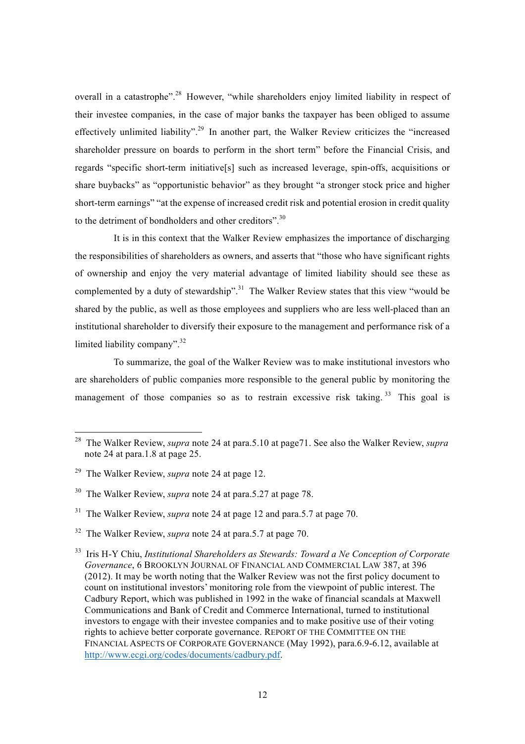overall in a catastrophe".[28] However, "while shareholders enjoy limited liability in respect of their investee companies, in the case of major banks the taxpayer has been obliged to assume effectively unlimited liability".[29] In another part, the Walker Review criticizes the "increased shareholder pressure on boards to perform in the short term" before the Financial Crisis, and regards "specific short-term initiative[s] such as increased leverage, spin-offs, acquisitions or share buybacks" as "opportunistic behavior" as they brought "a stronger stock price and higher short-term earnings" "at the expense of increased credit risk and potential erosion in credit quality to the detriment of bondholders and other creditors".[30]

It is in this context that the Walker Review emphasizes the importance of discharging the responsibilities of shareholders as owners, and asserts that "those who have significant rights of ownership and enjoy the very material advantage of limited liability should see these as complemented by a duty of stewardship".[31] The Walker Review states that this view "would be shared by the public, as well as those employees and suppliers who are less well-placed than an institutional shareholder to diversify their exposure to the management and performance risk of a limited liability company".[32]

To summarize, the goal of the Walker Review was to make institutional investors who are shareholders of public companies more responsible to the general public by monitoring the management of those companies so as to restrain excessive risk taking.[33] This goal is

---

[28] The Walker Review, *supra* note 24 at para.5.10 at page71. See also the Walker Review, *supra* note 24 at para.1.8 at page 25.

[29] The Walker Review, *supra* note 24 at page 12.

[30] The Walker Review, *supra* note 24 at para.5.27 at page 78.

[31] The Walker Review, *supra* note 24 at page 12 and para.5.7 at page 70.

[32] The Walker Review, *supra* note 24 at para.5.7 at page 70.

[33] Iris H-Y Chiu, *Institutional Shareholders as Stewards: Toward a Ne Conception of Corporate Governance*, 6 BROOKLYN JOURNAL OF FINANCIAL AND COMMERCIAL LAW 387, at 396 (2012). It may be worth noting that the Walker Review was not the first policy document to count on institutional investors' monitoring role from the viewpoint of public interest. The Cadbury Report, which was published in 1992 in the wake of financial scandals at Maxwell Communications and Bank of Credit and Commerce International, turned to institutional investors to engage with their investee companies and to make positive use of their voting rights to achieve better corporate governance. REPORT OF THE COMMITTEE ON THE FINANCIAL ASPECTS OF CORPORATE GOVERNANCE (May 1992), para.6.9-6.12, available at http://www.ecgi.org/codes/documents/cadbury.pdf.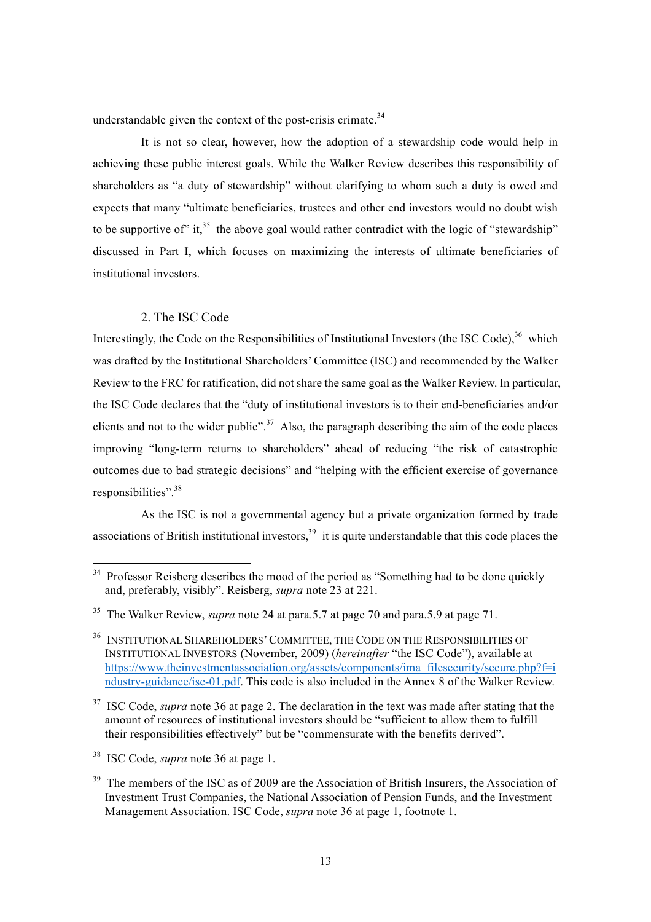understandable given the context of the post-crisis crimate.[34]

It is not so clear, however, how the adoption of a stewardship code would help in achieving these public interest goals. While the Walker Review describes this responsibility of shareholders as "a duty of stewardship" without clarifying to whom such a duty is owed and expects that many "ultimate beneficiaries, trustees and other end investors would no doubt wish to be supportive of" it,[35] the above goal would rather contradict with the logic of "stewardship" discussed in Part I, which focuses on maximizing the interests of ultimate beneficiaries of institutional investors.

### 2. The ISC Code

Interestingly, the Code on the Responsibilities of Institutional Investors (the ISC Code),[36] which was drafted by the Institutional Shareholders' Committee (ISC) and recommended by the Walker Review to the FRC for ratification, did not share the same goal as the Walker Review. In particular, the ISC Code declares that the "duty of institutional investors is to their end-beneficiaries and/or clients and not to the wider public".[37] Also, the paragraph describing the aim of the code places improving "long-term returns to shareholders" ahead of reducing "the risk of catastrophic outcomes due to bad strategic decisions" and "helping with the efficient exercise of governance responsibilities".[38]

As the ISC is not a governmental agency but a private organization formed by trade associations of British institutional investors,[39] it is quite understandable that this code places the

---

[34] Professor Reisberg describes the mood of the period as "Something had to be done quickly and, preferably, visibly". Reisberg, *supra* note 23 at 221.

[35] The Walker Review, *supra* note 24 at para.5.7 at page 70 and para.5.9 at page 71.

[36] INSTITUTIONAL SHAREHOLDERS' COMMITTEE, THE CODE ON THE RESPONSIBILITIES OF INSTITUTIONAL INVESTORS (November, 2009) (*hereinafter* "the ISC Code"), available at https://www.theinvestmentassociation.org/assets/components/ima_filesecurity/secure.php?f=industry-guidance/isc-01.pdf. This code is also included in the Annex 8 of the Walker Review.

[37] ISC Code, *supra* note 36 at page 2. The declaration in the text was made after stating that the amount of resources of institutional investors should be "sufficient to allow them to fulfill their responsibilities effectively" but be "commensurate with the benefits derived".

[38] ISC Code, *supra* note 36 at page 1.

[39] The members of the ISC as of 2009 are the Association of British Insurers, the Association of Investment Trust Companies, the National Association of Pension Funds, and the Investment Management Association. ISC Code, *supra* note 36 at page 1, footnote 1.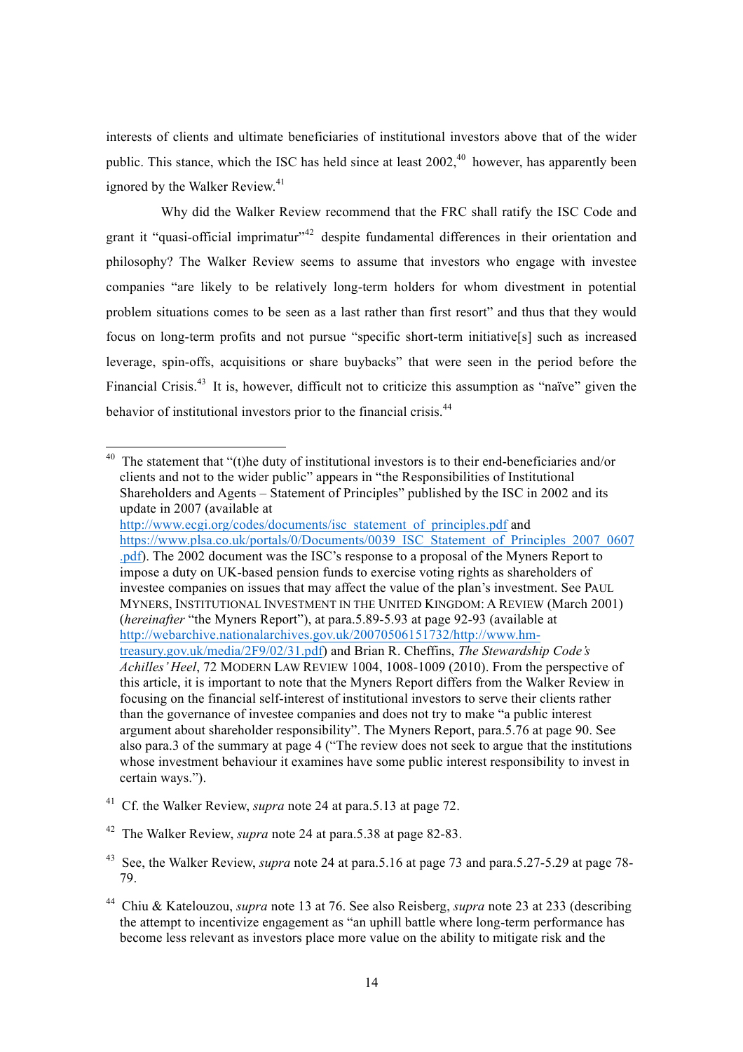interests of clients and ultimate beneficiaries of institutional investors above that of the wider public. This stance, which the ISC has held since at least 2002,[40] however, has apparently been ignored by the Walker Review.[41]

Why did the Walker Review recommend that the FRC shall ratify the ISC Code and grant it "quasi-official imprimatur"[42] despite fundamental differences in their orientation and philosophy? The Walker Review seems to assume that investors who engage with investee companies "are likely to be relatively long-term holders for whom divestment in potential problem situations comes to be seen as a last rather than first resort" and thus that they would focus on long-term profits and not pursue "specific short-term initiative[s] such as increased leverage, spin-offs, acquisitions or share buybacks" that were seen in the period before the Financial Crisis.[43] It is, however, difficult not to criticize this assumption as "naïve" given the behavior of institutional investors prior to the financial crisis.[44]

---

[40] The statement that "(t)he duty of institutional investors is to their end-beneficiaries and/or clients and not to the wider public" appears in "the Responsibilities of Institutional Shareholders and Agents – Statement of Principles" published by the ISC in 2002 and its update in 2007 (available at http://www.ecgi.org/codes/documents/isc_statement_of_principles.pdf and https://www.plsa.co.uk/portals/0/Documents/0039_ISC_Statement_of_Principles_2007_0607.pdf). The 2002 document was the ISC's response to a proposal of the Myners Report to impose a duty on UK-based pension funds to exercise voting rights as shareholders of investee companies on issues that may affect the value of the plan's investment. See PAUL MYNERS, INSTITUTIONAL INVESTMENT IN THE UNITED KINGDOM: A REVIEW (March 2001) (*hereinafter* "the Myners Report"), at para.5.89-5.93 at page 92-93 (available at http://webarchive.nationalarchives.gov.uk/20070506151732/http://www.hm-treasury.gov.uk/media/2F9/02/31.pdf) and Brian R. Cheffins, *The Stewardship Code's Achilles' Heel*, 72 MODERN LAW REVIEW 1004, 1008-1009 (2010). From the perspective of this article, it is important to note that the Myners Report differs from the Walker Review in focusing on the financial self-interest of institutional investors to serve their clients rather than the governance of investee companies and does not try to make "a public interest argument about shareholder responsibility". The Myners Report, para.5.76 at page 90. See also para.3 of the summary at page 4 ("The review does not seek to argue that the institutions whose investment behaviour it examines have some public interest responsibility to invest in certain ways.").

[41] Cf. the Walker Review, *supra* note 24 at para.5.13 at page 72.

[42] The Walker Review, *supra* note 24 at para.5.38 at page 82-83.

[43] See, the Walker Review, *supra* note 24 at para.5.16 at page 73 and para.5.27-5.29 at page 78-79.

[44] Chiu & Katelouzou, *supra* note 13 at 76. See also Reisberg, *supra* note 23 at 233 (describing the attempt to incentivize engagement as "an uphill battle where long-term performance has become less relevant as investors place more value on the ability to mitigate risk and the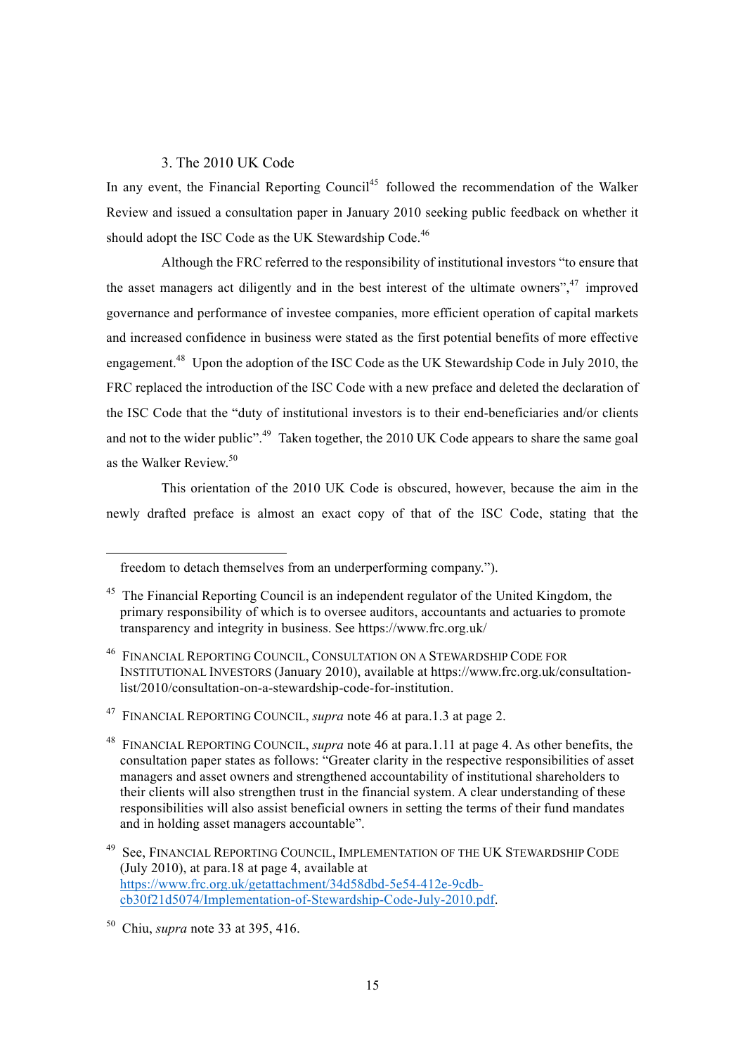### 3. The 2010 UK Code

In any event, the Financial Reporting Council[45] followed the recommendation of the Walker Review and issued a consultation paper in January 2010 seeking public feedback on whether it should adopt the ISC Code as the UK Stewardship Code.[46]

Although the FRC referred to the responsibility of institutional investors "to ensure that the asset managers act diligently and in the best interest of the ultimate owners",[47] improved governance and performance of investee companies, more efficient operation of capital markets and increased confidence in business were stated as the first potential benefits of more effective engagement.[48] Upon the adoption of the ISC Code as the UK Stewardship Code in July 2010, the FRC replaced the introduction of the ISC Code with a new preface and deleted the declaration of the ISC Code that the "duty of institutional investors is to their end-beneficiaries and/or clients and not to the wider public".[49] Taken together, the 2010 UK Code appears to share the same goal as the Walker Review.[50]

This orientation of the 2010 UK Code is obscured, however, because the aim in the newly drafted preface is almost an exact copy of that of the ISC Code, stating that the

---

freedom to detach themselves from an underperforming company.").

[45] The Financial Reporting Council is an independent regulator of the United Kingdom, the primary responsibility of which is to oversee auditors, accountants and actuaries to promote transparency and integrity in business. See https://www.frc.org.uk/

[46] FINANCIAL REPORTING COUNCIL, CONSULTATION ON A STEWARDSHIP CODE FOR INSTITUTIONAL INVESTORS (January 2010), available at https://www.frc.org.uk/consultation-list/2010/consultation-on-a-stewardship-code-for-institution.

[47] FINANCIAL REPORTING COUNCIL, *supra* note 46 at para.1.3 at page 2.

[48] FINANCIAL REPORTING COUNCIL, *supra* note 46 at para.1.11 at page 4. As other benefits, the consultation paper states as follows: "Greater clarity in the respective responsibilities of asset managers and asset owners and strengthened accountability of institutional shareholders to their clients will also strengthen trust in the financial system. A clear understanding of these responsibilities will also assist beneficial owners in setting the terms of their fund mandates and in holding asset managers accountable".

[49] See, FINANCIAL REPORTING COUNCIL, IMPLEMENTATION OF THE UK STEWARDSHIP CODE (July 2010), at para.18 at page 4, available at https://www.frc.org.uk/getattachment/34d58dbd-5e54-412e-9cdb-cb30f21d5074/Implementation-of-Stewardship-Code-July-2010.pdf.

[50] Chiu, *supra* note 33 at 395, 416.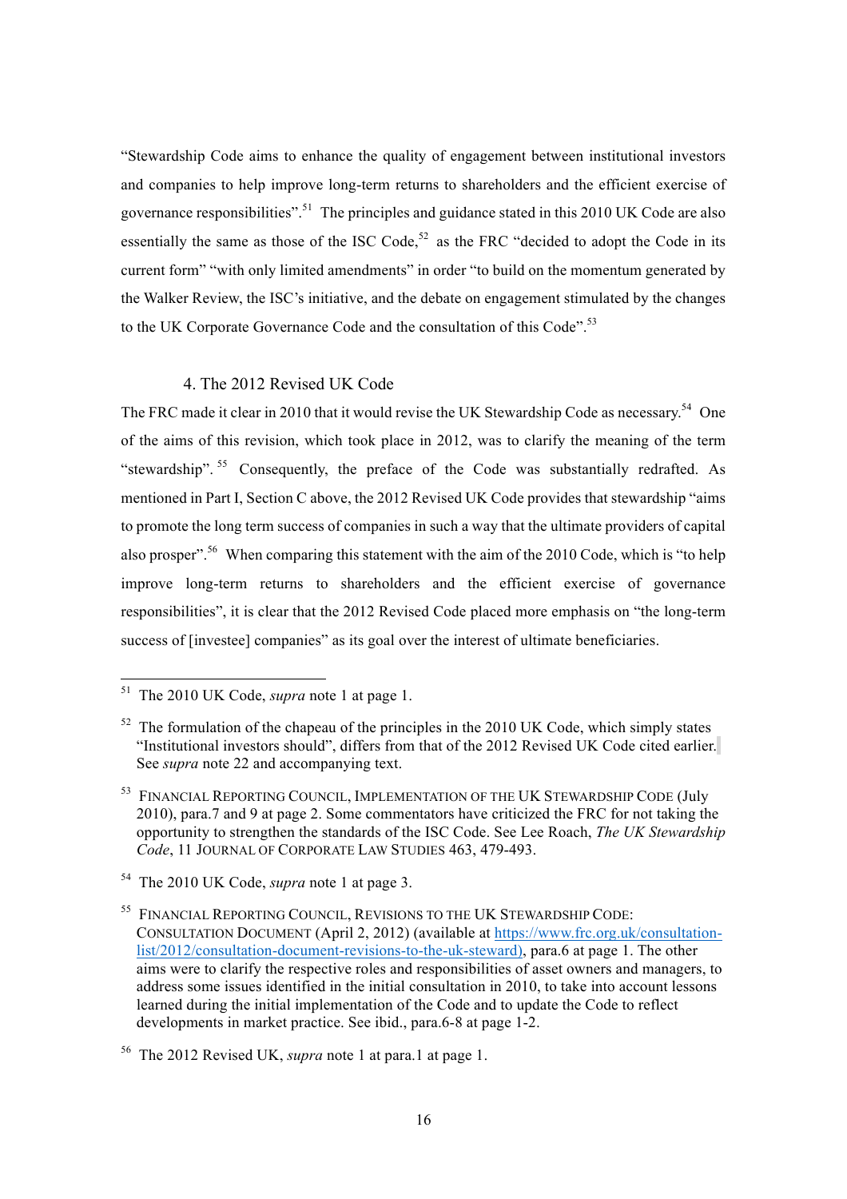"Stewardship Code aims to enhance the quality of engagement between institutional investors and companies to help improve long-term returns to shareholders and the efficient exercise of governance responsibilities".[51] The principles and guidance stated in this 2010 UK Code are also essentially the same as those of the ISC Code,[52] as the FRC "decided to adopt the Code in its current form" "with only limited amendments" in order "to build on the momentum generated by the Walker Review, the ISC's initiative, and the debate on engagement stimulated by the changes to the UK Corporate Governance Code and the consultation of this Code".[53]

### 4. The 2012 Revised UK Code

The FRC made it clear in 2010 that it would revise the UK Stewardship Code as necessary.[54] One of the aims of this revision, which took place in 2012, was to clarify the meaning of the term "stewardship".[55] Consequently, the preface of the Code was substantially redrafted. As mentioned in Part I, Section C above, the 2012 Revised UK Code provides that stewardship "aims to promote the long term success of companies in such a way that the ultimate providers of capital also prosper".[56] When comparing this statement with the aim of the 2010 Code, which is "to help improve long-term returns to shareholders and the efficient exercise of governance responsibilities", it is clear that the 2012 Revised Code placed more emphasis on "the long-term success of [investee] companies" as its goal over the interest of ultimate beneficiaries.

---

[51] The 2010 UK Code, *supra* note 1 at page 1.

[52] The formulation of the chapeau of the principles in the 2010 UK Code, which simply states "Institutional investors should", differs from that of the 2012 Revised UK Code cited earlier. See *supra* note 22 and accompanying text.

[53] FINANCIAL REPORTING COUNCIL, IMPLEMENTATION OF THE UK STEWARDSHIP CODE (July 2010), para.7 and 9 at page 2. Some commentators have criticized the FRC for not taking the opportunity to strengthen the standards of the ISC Code. See Lee Roach, *The UK Stewardship Code*, 11 JOURNAL OF CORPORATE LAW STUDIES 463, 479-493.

[54] The 2010 UK Code, *supra* note 1 at page 3.

[55] FINANCIAL REPORTING COUNCIL, REVISIONS TO THE UK STEWARDSHIP CODE: CONSULTATION DOCUMENT (April 2, 2012) (available at https://www.frc.org.uk/consultation-list/2012/consultation-document-revisions-to-the-uk-steward), para.6 at page 1. The other aims were to clarify the respective roles and responsibilities of asset owners and managers, to address some issues identified in the initial consultation in 2010, to take into account lessons learned during the initial implementation of the Code and to update the Code to reflect developments in market practice. See ibid., para.6-8 at page 1-2.

[56] The 2012 Revised UK, *supra* note 1 at para.1 at page 1.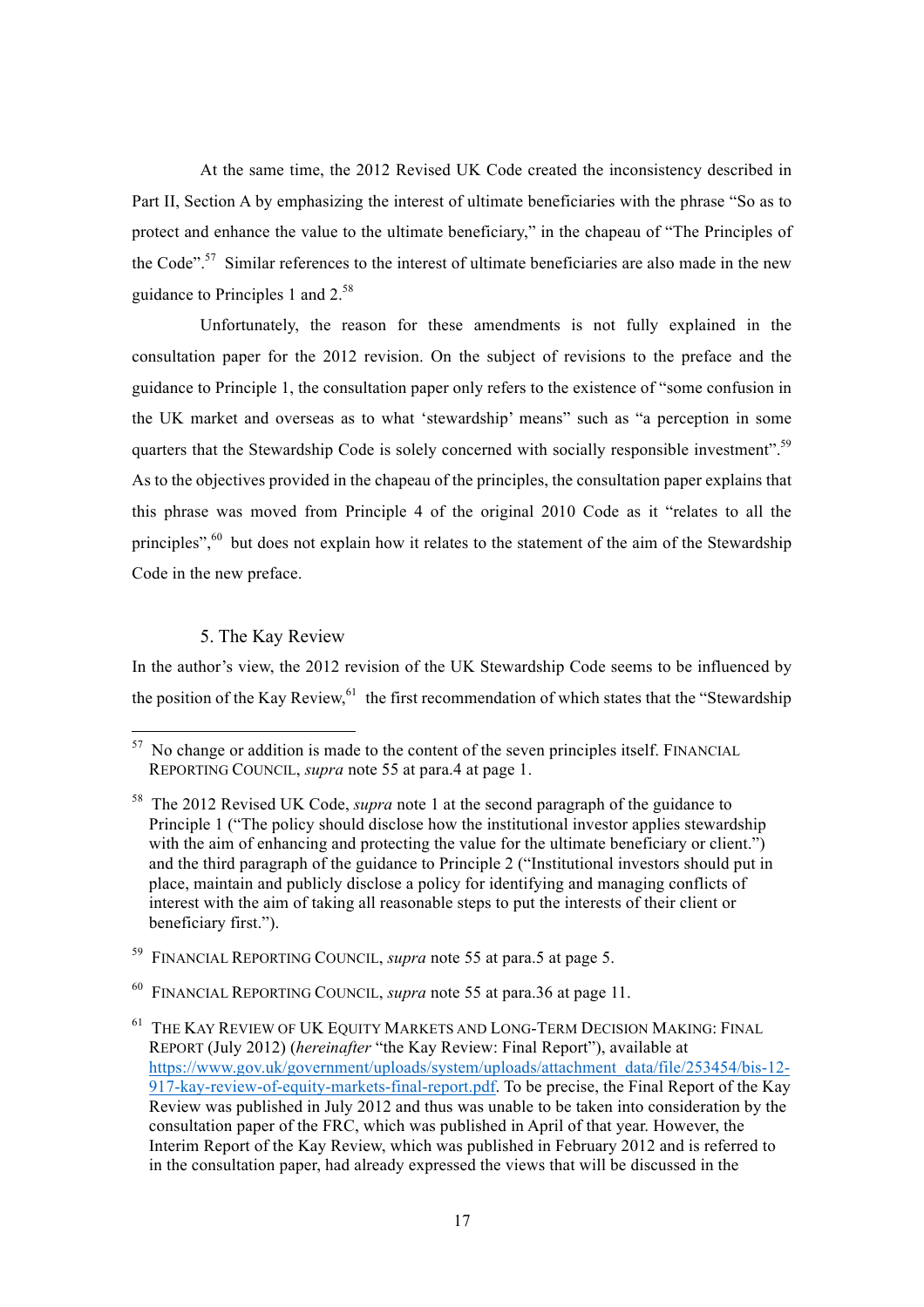At the same time, the 2012 Revised UK Code created the inconsistency described in Part II, Section A by emphasizing the interest of ultimate beneficiaries with the phrase "So as to protect and enhance the value to the ultimate beneficiary," in the chapeau of "The Principles of the Code".[57] Similar references to the interest of ultimate beneficiaries are also made in the new guidance to Principles 1 and 2.[58]

Unfortunately, the reason for these amendments is not fully explained in the consultation paper for the 2012 revision. On the subject of revisions to the preface and the guidance to Principle 1, the consultation paper only refers to the existence of "some confusion in the UK market and overseas as to what 'stewardship' means" such as "a perception in some quarters that the Stewardship Code is solely concerned with socially responsible investment".[59] As to the objectives provided in the chapeau of the principles, the consultation paper explains that this phrase was moved from Principle 4 of the original 2010 Code as it "relates to all the principles",[60] but does not explain how it relates to the statement of the aim of the Stewardship Code in the new preface.

### 5. The Kay Review

In the author's view, the 2012 revision of the UK Stewardship Code seems to be influenced by the position of the Kay Review,[61] the first recommendation of which states that the "Stewardship

---

[57] No change or addition is made to the content of the seven principles itself. FINANCIAL REPORTING COUNCIL, *supra* note 55 at para.4 at page 1.

[58] The 2012 Revised UK Code, *supra* note 1 at the second paragraph of the guidance to Principle 1 ("The policy should disclose how the institutional investor applies stewardship with the aim of enhancing and protecting the value for the ultimate beneficiary or client.") and the third paragraph of the guidance to Principle 2 ("Institutional investors should put in place, maintain and publicly disclose a policy for identifying and managing conflicts of interest with the aim of taking all reasonable steps to put the interests of their client or beneficiary first.").

[59] FINANCIAL REPORTING COUNCIL, *supra* note 55 at para.5 at page 5.

[60] FINANCIAL REPORTING COUNCIL, *supra* note 55 at para.36 at page 11.

[61] THE KAY REVIEW OF UK EQUITY MARKETS AND LONG-TERM DECISION MAKING: FINAL REPORT (July 2012) (*hereinafter* "the Kay Review: Final Report"), available at https://www.gov.uk/government/uploads/system/uploads/attachment_data/file/253454/bis-12-917-kay-review-of-equity-markets-final-report.pdf. To be precise, the Final Report of the Kay Review was published in July 2012 and thus was unable to be taken into consideration by the consultation paper of the FRC, which was published in April of that year. However, the Interim Report of the Kay Review, which was published in February 2012 and is referred to in the consultation paper, had already expressed the views that will be discussed in the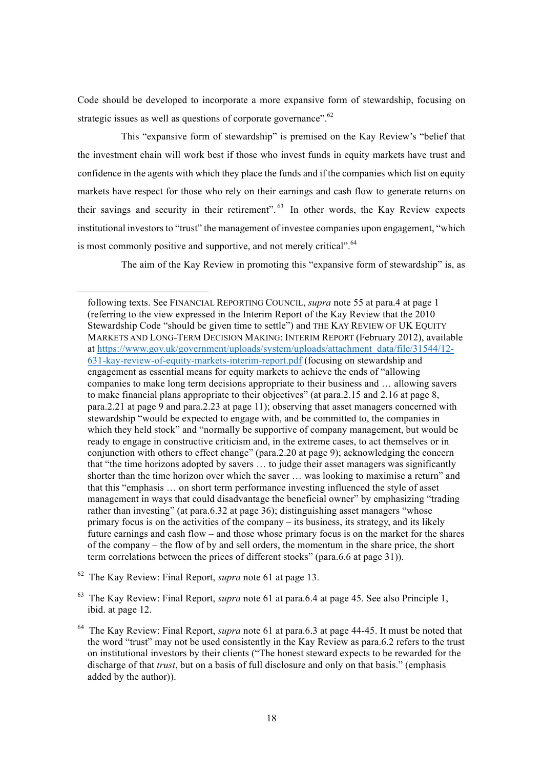Code should be developed to incorporate a more expansive form of stewardship, focusing on strategic issues as well as questions of corporate governance".[62]

This "expansive form of stewardship" is premised on the Kay Review's "belief that the investment chain will work best if those who invest funds in equity markets have trust and confidence in the agents with which they place the funds and if the companies which list on equity markets have respect for those who rely on their earnings and cash flow to generate returns on their savings and security in their retirement".[63] In other words, the Kay Review expects institutional investors to "trust" the management of investee companies upon engagement, "which is most commonly positive and supportive, and not merely critical".[64]

The aim of the Kay Review in promoting this "expansive form of stewardship" is, as

---

following texts. See FINANCIAL REPORTING COUNCIL, *supra* note 55 at para.4 at page 1 (referring to the view expressed in the Interim Report of the Kay Review that the 2010 Stewardship Code "should be given time to settle") and THE KAY REVIEW OF UK EQUITY MARKETS AND LONG-TERM DECISION MAKING: INTERIM REPORT (February 2012), available at https://www.gov.uk/government/uploads/system/uploads/attachment_data/file/31544/12-631-kay-review-of-equity-markets-interim-report.pdf (focusing on stewardship and engagement as essential means for equity markets to achieve the ends of "allowing companies to make long term decisions appropriate to their business and … allowing savers to make financial plans appropriate to their objectives" (at para.2.15 and 2.16 at page 8, para.2.21 at page 9 and para.2.23 at page 11); observing that asset managers concerned with stewardship "would be expected to engage with, and be committed to, the companies in which they held stock" and "normally be supportive of company management, but would be ready to engage in constructive criticism and, in the extreme cases, to act themselves or in conjunction with others to effect change" (para.2.20 at page 9); acknowledging the concern that "the time horizons adopted by savers … to judge their asset managers was significantly shorter than the time horizon over which the saver … was looking to maximise a return" and that this "emphasis … on short term performance investing influenced the style of asset management in ways that could disadvantage the beneficial owner" by emphasizing "trading rather than investing" (at para.6.32 at page 36); distinguishing asset managers "whose primary focus is on the activities of the company – its business, its strategy, and its likely future earnings and cash flow – and those whose primary focus is on the market for the shares of the company – the flow of by and sell orders, the momentum in the share price, the short term correlations between the prices of different stocks" (para.6.6 at page 31)).

[62] The Kay Review: Final Report, *supra* note 61 at page 13.

[63] The Kay Review: Final Report, *supra* note 61 at para.6.4 at page 45. See also Principle 1, ibid. at page 12.

[64] The Kay Review: Final Report, *supra* note 61 at para.6.3 at page 44-45. It must be noted that the word "trust" may not be used consistently in the Kay Review as para.6.2 refers to the trust on institutional investors by their clients ("The honest steward expects to be rewarded for the discharge of that *trust*, but on a basis of full disclosure and only on that basis." (emphasis added by the author)).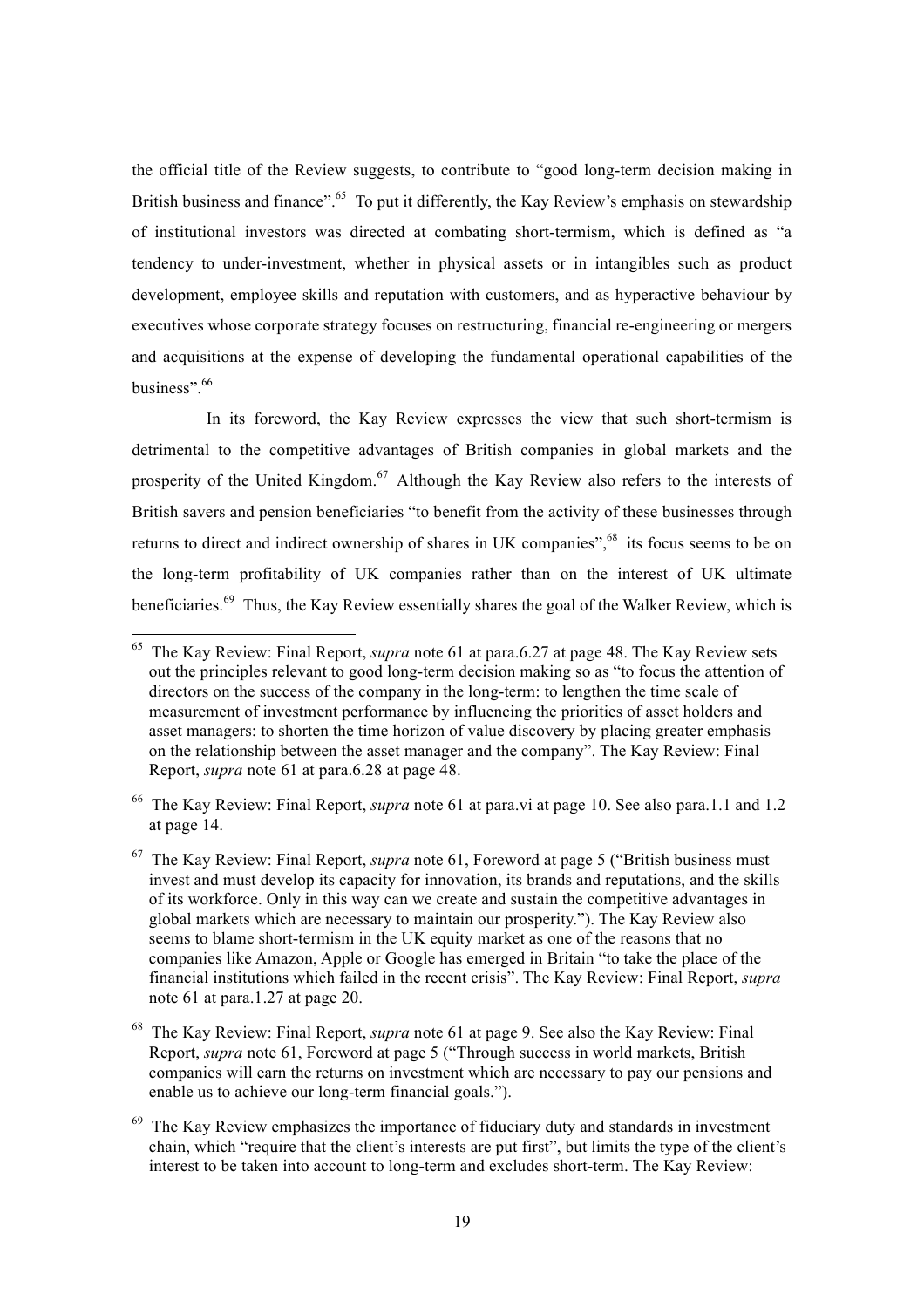the official title of the Review suggests, to contribute to "good long-term decision making in British business and finance".[65] To put it differently, the Kay Review's emphasis on stewardship of institutional investors was directed at combating short-termism, which is defined as "a tendency to under-investment, whether in physical assets or in intangibles such as product development, employee skills and reputation with customers, and as hyperactive behaviour by executives whose corporate strategy focuses on restructuring, financial re-engineering or mergers and acquisitions at the expense of developing the fundamental operational capabilities of the business".[66]

In its foreword, the Kay Review expresses the view that such short-termism is detrimental to the competitive advantages of British companies in global markets and the prosperity of the United Kingdom.[67] Although the Kay Review also refers to the interests of British savers and pension beneficiaries "to benefit from the activity of these businesses through returns to direct and indirect ownership of shares in UK companies",[68] its focus seems to be on the long-term profitability of UK companies rather than on the interest of UK ultimate beneficiaries.[69] Thus, the Kay Review essentially shares the goal of the Walker Review, which is

---

[65] The Kay Review: Final Report, *supra* note 61 at para.6.27 at page 48. The Kay Review sets out the principles relevant to good long-term decision making so as "to focus the attention of directors on the success of the company in the long-term: to lengthen the time scale of measurement of investment performance by influencing the priorities of asset holders and asset managers: to shorten the time horizon of value discovery by placing greater emphasis on the relationship between the asset manager and the company". The Kay Review: Final Report, *supra* note 61 at para.6.28 at page 48.

[66] The Kay Review: Final Report, *supra* note 61 at para.vi at page 10. See also para.1.1 and 1.2 at page 14.

[67] The Kay Review: Final Report, *supra* note 61, Foreword at page 5 ("British business must invest and must develop its capacity for innovation, its brands and reputations, and the skills of its workforce. Only in this way can we create and sustain the competitive advantages in global markets which are necessary to maintain our prosperity."). The Kay Review also seems to blame short-termism in the UK equity market as one of the reasons that no companies like Amazon, Apple or Google has emerged in Britain "to take the place of the financial institutions which failed in the recent crisis". The Kay Review: Final Report, *supra* note 61 at para.1.27 at page 20.

[68] The Kay Review: Final Report, *supra* note 61 at page 9. See also the Kay Review: Final Report, *supra* note 61, Foreword at page 5 ("Through success in world markets, British companies will earn the returns on investment which are necessary to pay our pensions and enable us to achieve our long-term financial goals.").

[69] The Kay Review emphasizes the importance of fiduciary duty and standards in investment chain, which "require that the client's interests are put first", but limits the type of the client's interest to be taken into account to long-term and excludes short-term. The Kay Review: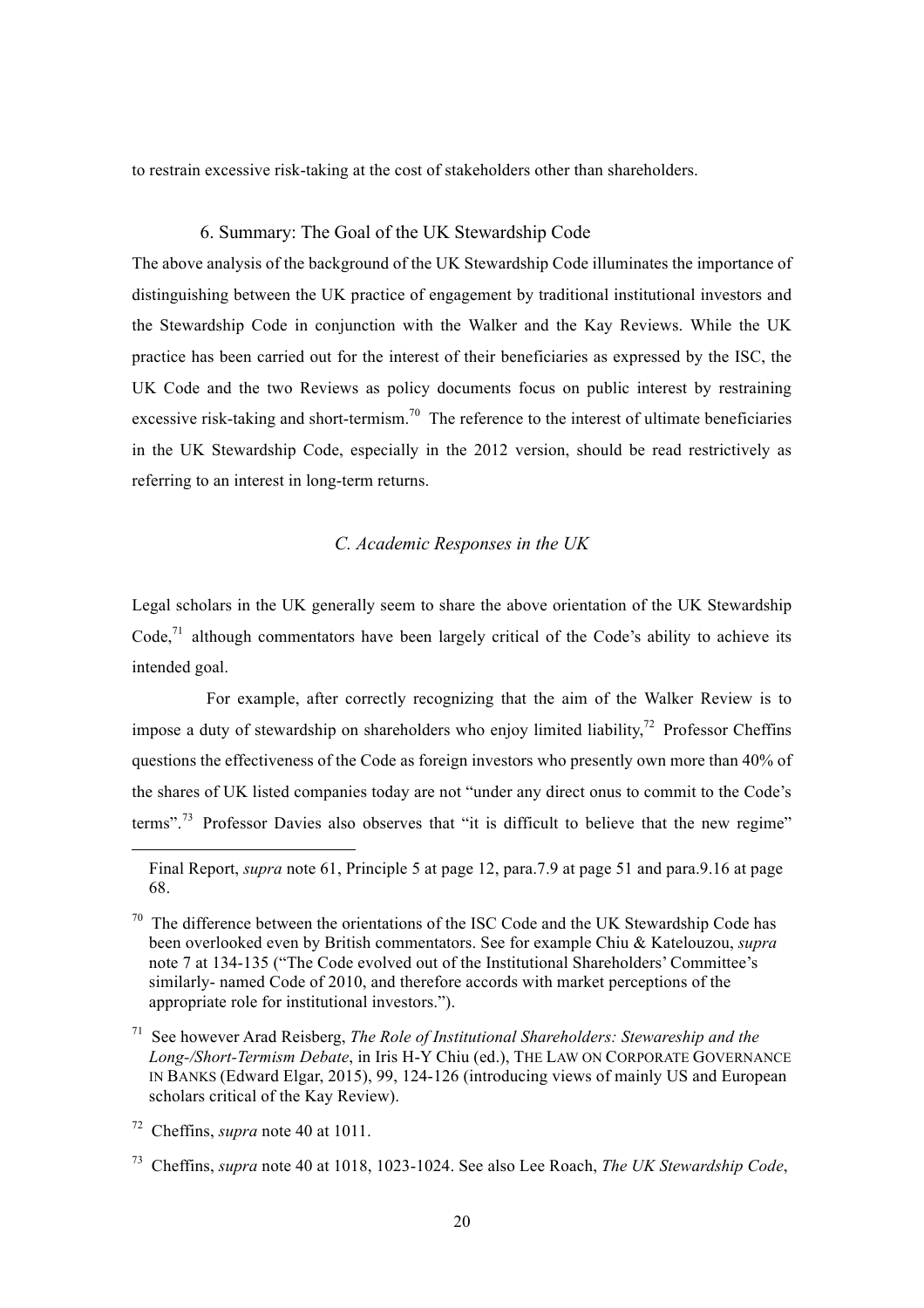to restrain excessive risk-taking at the cost of stakeholders other than shareholders.

### 6. Summary: The Goal of the UK Stewardship Code

The above analysis of the background of the UK Stewardship Code illuminates the importance of distinguishing between the UK practice of engagement by traditional institutional investors and the Stewardship Code in conjunction with the Walker and the Kay Reviews. While the UK practice has been carried out for the interest of their beneficiaries as expressed by the ISC, the UK Code and the two Reviews as policy documents focus on public interest by restraining excessive risk-taking and short-termism.[70] The reference to the interest of ultimate beneficiaries in the UK Stewardship Code, especially in the 2012 version, should be read restrictively as referring to an interest in long-term returns.

## *C. Academic Responses in the UK*

Legal scholars in the UK generally seem to share the above orientation of the UK Stewardship Code,[71] although commentators have been largely critical of the Code's ability to achieve its intended goal.

For example, after correctly recognizing that the aim of the Walker Review is to impose a duty of stewardship on shareholders who enjoy limited liability,[72] Professor Cheffins questions the effectiveness of the Code as foreign investors who presently own more than 40% of the shares of UK listed companies today are not "under any direct onus to commit to the Code's terms".[73] Professor Davies also observes that "it is difficult to believe that the new regime"

---

Final Report, *supra* note 61, Principle 5 at page 12, para.7.9 at page 51 and para.9.16 at page 68.

[70] The difference between the orientations of the ISC Code and the UK Stewardship Code has been overlooked even by British commentators. See for example Chiu & Katelouzou, *supra* note 7 at 134-135 ("The Code evolved out of the Institutional Shareholders' Committee's similarly- named Code of 2010, and therefore accords with market perceptions of the appropriate role for institutional investors.").

[71] See however Arad Reisberg, *The Role of Institutional Shareholders: Stewareship and the Long-/Short-Termism Debate*, in Iris H-Y Chiu (ed.), THE LAW ON CORPORATE GOVERNANCE IN BANKS (Edward Elgar, 2015), 99, 124-126 (introducing views of mainly US and European scholars critical of the Kay Review).

[72] Cheffins, *supra* note 40 at 1011.

[73] Cheffins, *supra* note 40 at 1018, 1023-1024. See also Lee Roach, *The UK Stewardship Code*,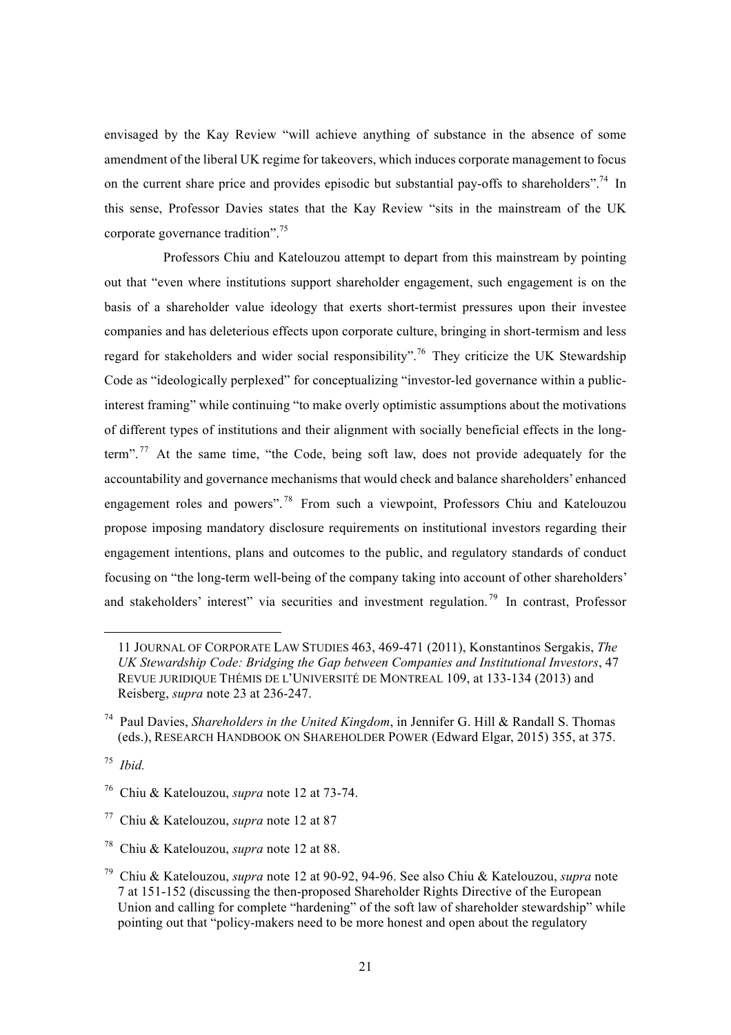envisaged by the Kay Review "will achieve anything of substance in the absence of some amendment of the liberal UK regime for takeovers, which induces corporate management to focus on the current share price and provides episodic but substantial pay-offs to shareholders".[74] In this sense, Professor Davies states that the Kay Review "sits in the mainstream of the UK corporate governance tradition".[75]

Professors Chiu and Katelouzou attempt to depart from this mainstream by pointing out that "even where institutions support shareholder engagement, such engagement is on the basis of a shareholder value ideology that exerts short-termist pressures upon their investee companies and has deleterious effects upon corporate culture, bringing in short-termism and less regard for stakeholders and wider social responsibility".[76] They criticize the UK Stewardship Code as "ideologically perplexed" for conceptualizing "investor-led governance within a public-interest framing" while continuing "to make overly optimistic assumptions about the motivations of different types of institutions and their alignment with socially beneficial effects in the long-term".[77] At the same time, "the Code, being soft law, does not provide adequately for the accountability and governance mechanisms that would check and balance shareholders' enhanced engagement roles and powers".[78] From such a viewpoint, Professors Chiu and Katelouzou propose imposing mandatory disclosure requirements on institutional investors regarding their engagement intentions, plans and outcomes to the public, and regulatory standards of conduct focusing on "the long-term well-being of the company taking into account of other shareholders' and stakeholders' interest" via securities and investment regulation.[79] In contrast, Professor

---

11 JOURNAL OF CORPORATE LAW STUDIES 463, 469-471 (2011), Konstantinos Sergakis, *The UK Stewardship Code: Bridging the Gap between Companies and Institutional Investors*, 47 REVUE JURIDIQUE THÉMIS DE L'UNIVERSITÉ DE MONTREAL 109, at 133-134 (2013) and Reisberg, *supra* note 23 at 236-247.

[74] Paul Davies, *Shareholders in the United Kingdom*, in Jennifer G. Hill & Randall S. Thomas (eds.), RESEARCH HANDBOOK ON SHAREHOLDER POWER (Edward Elgar, 2015) 355, at 375.

[75] *Ibid.*

[76] Chiu & Katelouzou, *supra* note 12 at 73-74.

[77] Chiu & Katelouzou, *supra* note 12 at 87

[78] Chiu & Katelouzou, *supra* note 12 at 88.

[79] Chiu & Katelouzou, *supra* note 12 at 90-92, 94-96. See also Chiu & Katelouzou, *supra* note 7 at 151-152 (discussing the then-proposed Shareholder Rights Directive of the European Union and calling for complete "hardening" of the soft law of shareholder stewardship" while pointing out that "policy-makers need to be more honest and open about the regulatory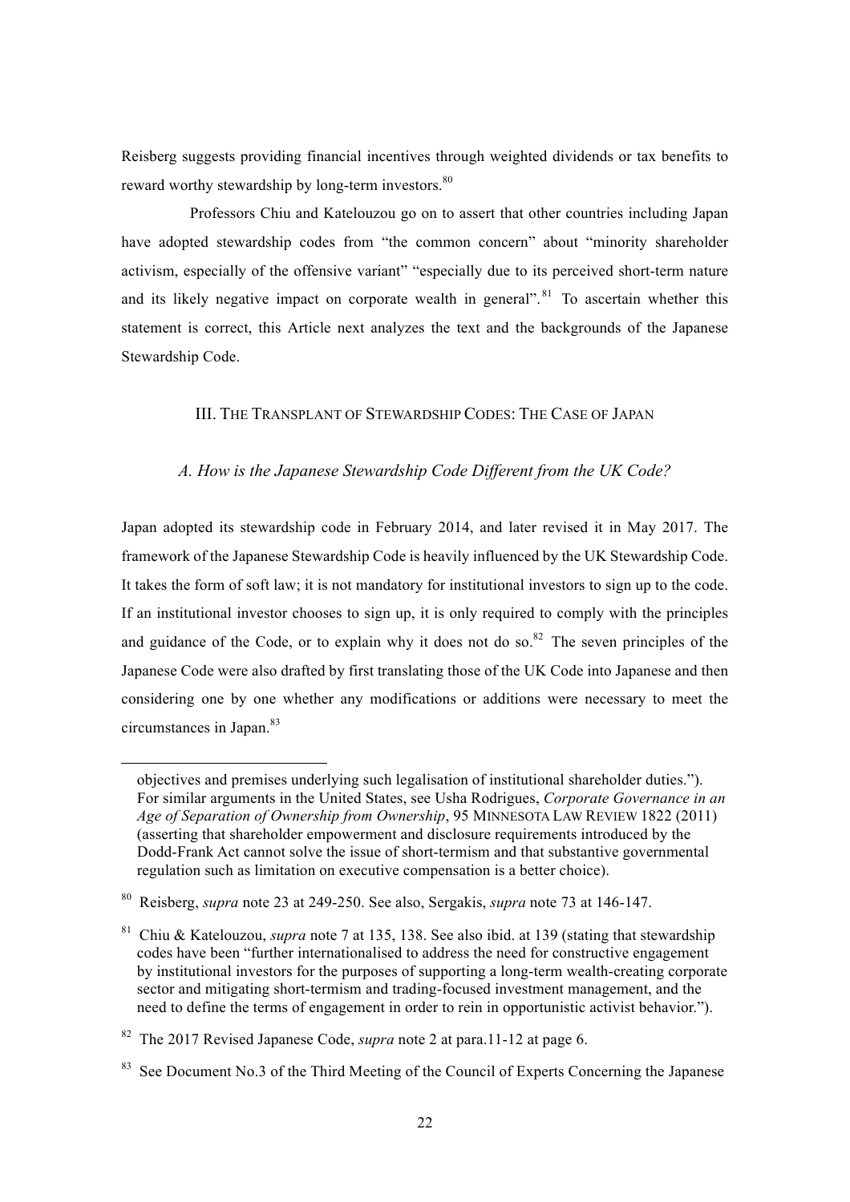Reisberg suggests providing financial incentives through weighted dividends or tax benefits to reward worthy stewardship by long-term investors.[80]

Professors Chiu and Katelouzou go on to assert that other countries including Japan have adopted stewardship codes from "the common concern" about "minority shareholder activism, especially of the offensive variant" "especially due to its perceived short-term nature and its likely negative impact on corporate wealth in general".[81] To ascertain whether this statement is correct, this Article next analyzes the text and the backgrounds of the Japanese Stewardship Code.

## III. THE TRANSPLANT OF STEWARDSHIP CODES: THE CASE OF JAPAN

### *A. How is the Japanese Stewardship Code Different from the UK Code?*

Japan adopted its stewardship code in February 2014, and later revised it in May 2017. The framework of the Japanese Stewardship Code is heavily influenced by the UK Stewardship Code. It takes the form of soft law; it is not mandatory for institutional investors to sign up to the code. If an institutional investor chooses to sign up, it is only required to comply with the principles and guidance of the Code, or to explain why it does not do so.[82] The seven principles of the Japanese Code were also drafted by first translating those of the UK Code into Japanese and then considering one by one whether any modifications or additions were necessary to meet the circumstances in Japan.[83]

---

objectives and premises underlying such legalisation of institutional shareholder duties."). For similar arguments in the United States, see Usha Rodrigues, *Corporate Governance in an Age of Separation of Ownership from Ownership*, 95 MINNESOTA LAW REVIEW 1822 (2011) (asserting that shareholder empowerment and disclosure requirements introduced by the Dodd-Frank Act cannot solve the issue of short-termism and that substantive governmental regulation such as limitation on executive compensation is a better choice).

[80] Reisberg, *supra* note 23 at 249-250. See also, Sergakis, *supra* note 73 at 146-147.

[81] Chiu & Katelouzou, *supra* note 7 at 135, 138. See also ibid. at 139 (stating that stewardship codes have been "further internationalised to address the need for constructive engagement by institutional investors for the purposes of supporting a long-term wealth-creating corporate sector and mitigating short-termism and trading-focused investment management, and the need to define the terms of engagement in order to rein in opportunistic activist behavior.").

[82] The 2017 Revised Japanese Code, *supra* note 2 at para.11-12 at page 6.

[83] See Document No.3 of the Third Meeting of the Council of Experts Concerning the Japanese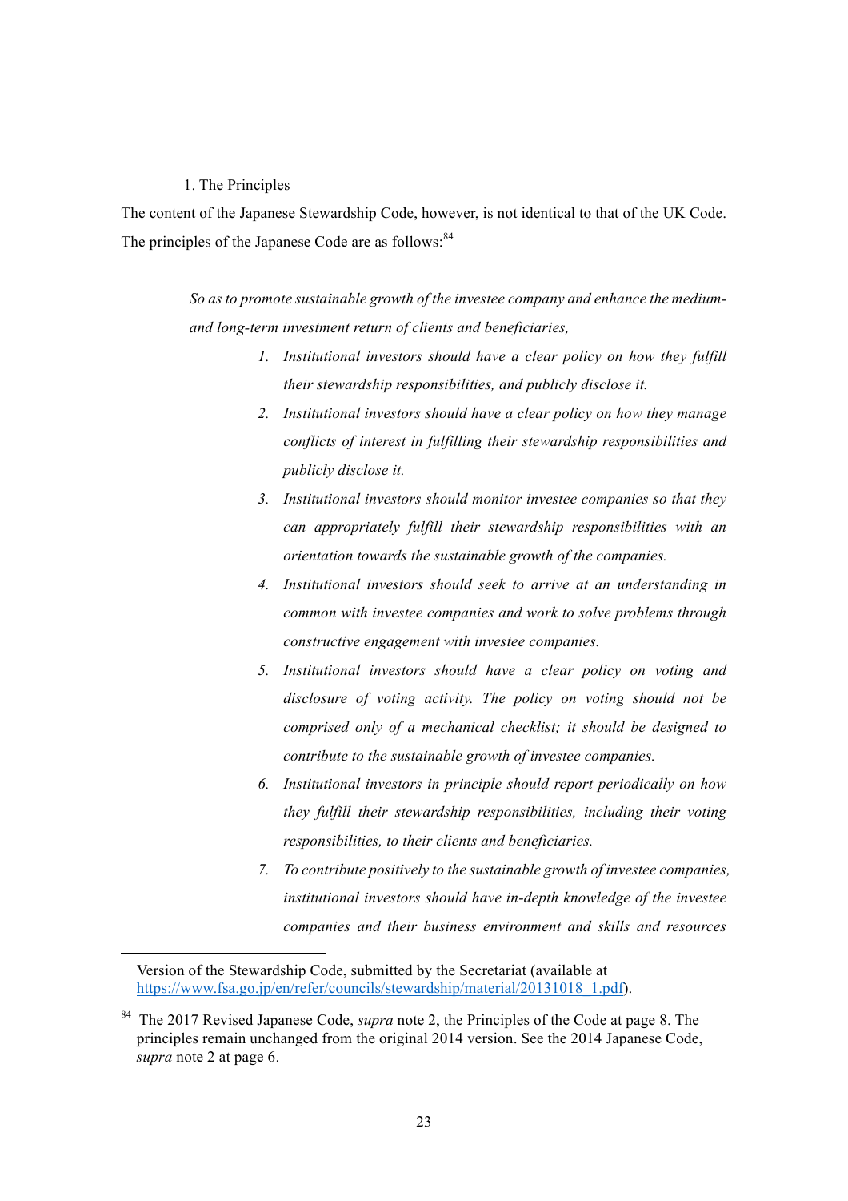1. The Principles

The content of the Japanese Stewardship Code, however, is not identical to that of the UK Code. The principles of the Japanese Code are as follows:[84]

> *So as to promote sustainable growth of the investee company and enhance the medium- and long-term investment return of clients and beneficiaries,*
>
> 1. *Institutional investors should have a clear policy on how they fulfill their stewardship responsibilities, and publicly disclose it.*
> 2. *Institutional investors should have a clear policy on how they manage conflicts of interest in fulfilling their stewardship responsibilities and publicly disclose it.*
> 3. *Institutional investors should monitor investee companies so that they can appropriately fulfill their stewardship responsibilities with an orientation towards the sustainable growth of the companies.*
> 4. *Institutional investors should seek to arrive at an understanding in common with investee companies and work to solve problems through constructive engagement with investee companies.*
> 5. *Institutional investors should have a clear policy on voting and disclosure of voting activity. The policy on voting should not be comprised only of a mechanical checklist; it should be designed to contribute to the sustainable growth of investee companies.*
> 6. *Institutional investors in principle should report periodically on how they fulfill their stewardship responsibilities, including their voting responsibilities, to their clients and beneficiaries.*
> 7. *To contribute positively to the sustainable growth of investee companies, institutional investors should have in-depth knowledge of the investee companies and their business environment and skills and resources*

---

Version of the Stewardship Code, submitted by the Secretariat (available at https://www.fsa.go.jp/en/refer/councils/stewardship/material/20131018_1.pdf).

[84] The 2017 Revised Japanese Code, *supra* note 2, the Principles of the Code at page 8. The principles remain unchanged from the original 2014 version. See the 2014 Japanese Code, *supra* note 2 at page 6.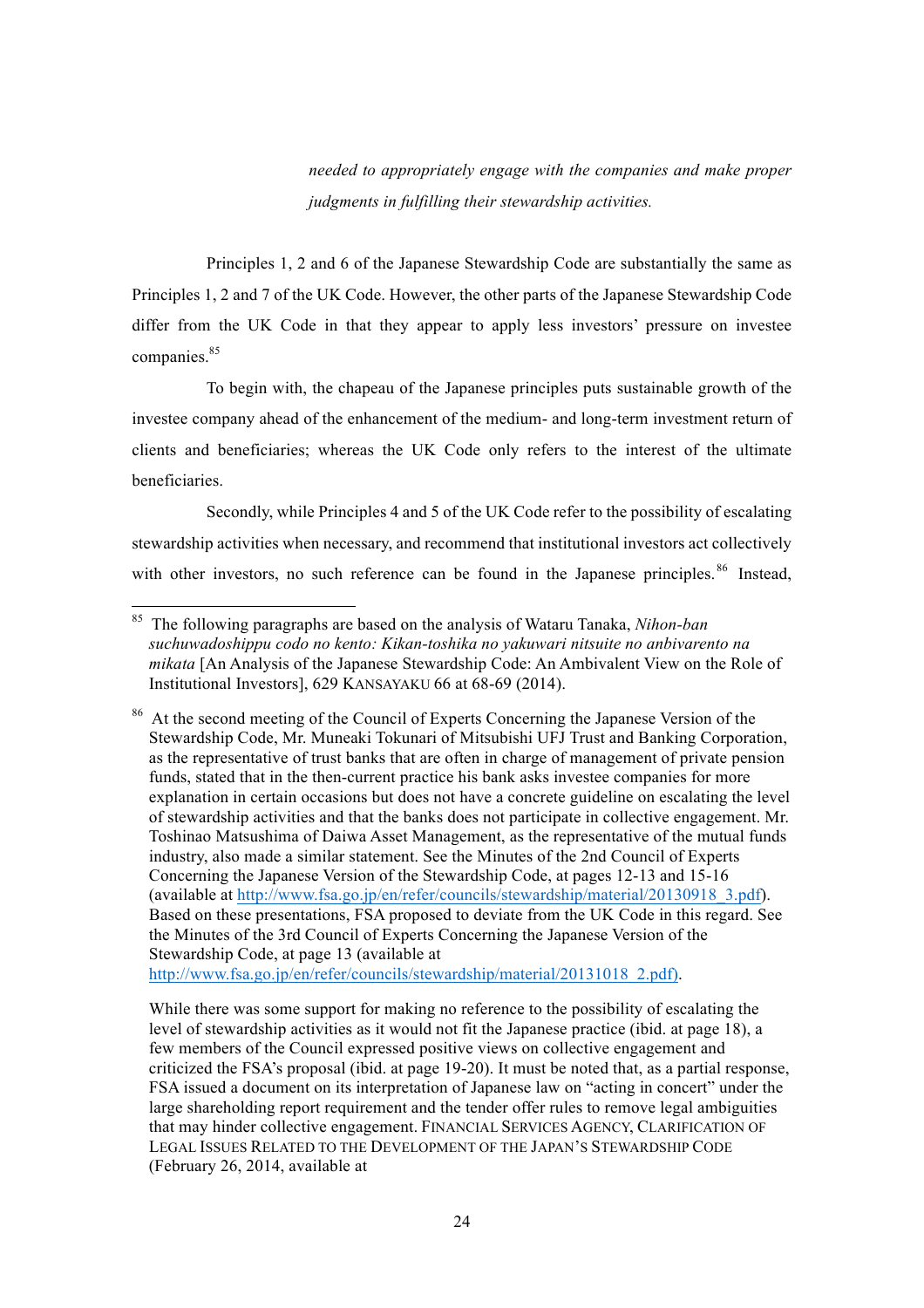*needed to appropriately engage with the companies and make proper judgments in fulfilling their stewardship activities.*

Principles 1, 2 and 6 of the Japanese Stewardship Code are substantially the same as Principles 1, 2 and 7 of the UK Code. However, the other parts of the Japanese Stewardship Code differ from the UK Code in that they appear to apply less investors' pressure on investee companies.[85]

To begin with, the chapeau of the Japanese principles puts sustainable growth of the investee company ahead of the enhancement of the medium- and long-term investment return of clients and beneficiaries; whereas the UK Code only refers to the interest of the ultimate beneficiaries.

Secondly, while Principles 4 and 5 of the UK Code refer to the possibility of escalating stewardship activities when necessary, and recommend that institutional investors act collectively with other investors, no such reference can be found in the Japanese principles.[86] Instead,

---

[85] The following paragraphs are based on the analysis of Wataru Tanaka, *Nihon-ban suchuwadoshippu codo no kento: Kikan-toshika no yakuwari nitsuite no anbivarento na mikata* [An Analysis of the Japanese Stewardship Code: An Ambivalent View on the Role of Institutional Investors], 629 KANSAYAKU 66 at 68-69 (2014).

[86] At the second meeting of the Council of Experts Concerning the Japanese Version of the Stewardship Code, Mr. Muneaki Tokunari of Mitsubishi UFJ Trust and Banking Corporation, as the representative of trust banks that are often in charge of management of private pension funds, stated that in the then-current practice his bank asks investee companies for more explanation in certain occasions but does not have a concrete guideline on escalating the level of stewardship activities and that the banks does not participate in collective engagement. Mr. Toshinao Matsushima of Daiwa Asset Management, as the representative of the mutual funds industry, also made a similar statement. See the Minutes of the 2nd Council of Experts Concerning the Japanese Version of the Stewardship Code, at pages 12-13 and 15-16 (available at http://www.fsa.go.jp/en/refer/councils/stewardship/material/20130918_3.pdf). Based on these presentations, FSA proposed to deviate from the UK Code in this regard. See the Minutes of the 3rd Council of Experts Concerning the Japanese Version of the Stewardship Code, at page 13 (available at http://www.fsa.go.jp/en/refer/councils/stewardship/material/20131018_2.pdf).

While there was some support for making no reference to the possibility of escalating the level of stewardship activities as it would not fit the Japanese practice (ibid. at page 18), a few members of the Council expressed positive views on collective engagement and criticized the FSA's proposal (ibid. at page 19-20). It must be noted that, as a partial response, FSA issued a document on its interpretation of Japanese law on "acting in concert" under the large shareholding report requirement and the tender offer rules to remove legal ambiguities that may hinder collective engagement. FINANCIAL SERVICES AGENCY, CLARIFICATION OF LEGAL ISSUES RELATED TO THE DEVELOPMENT OF THE JAPAN'S STEWARDSHIP CODE (February 26, 2014, available at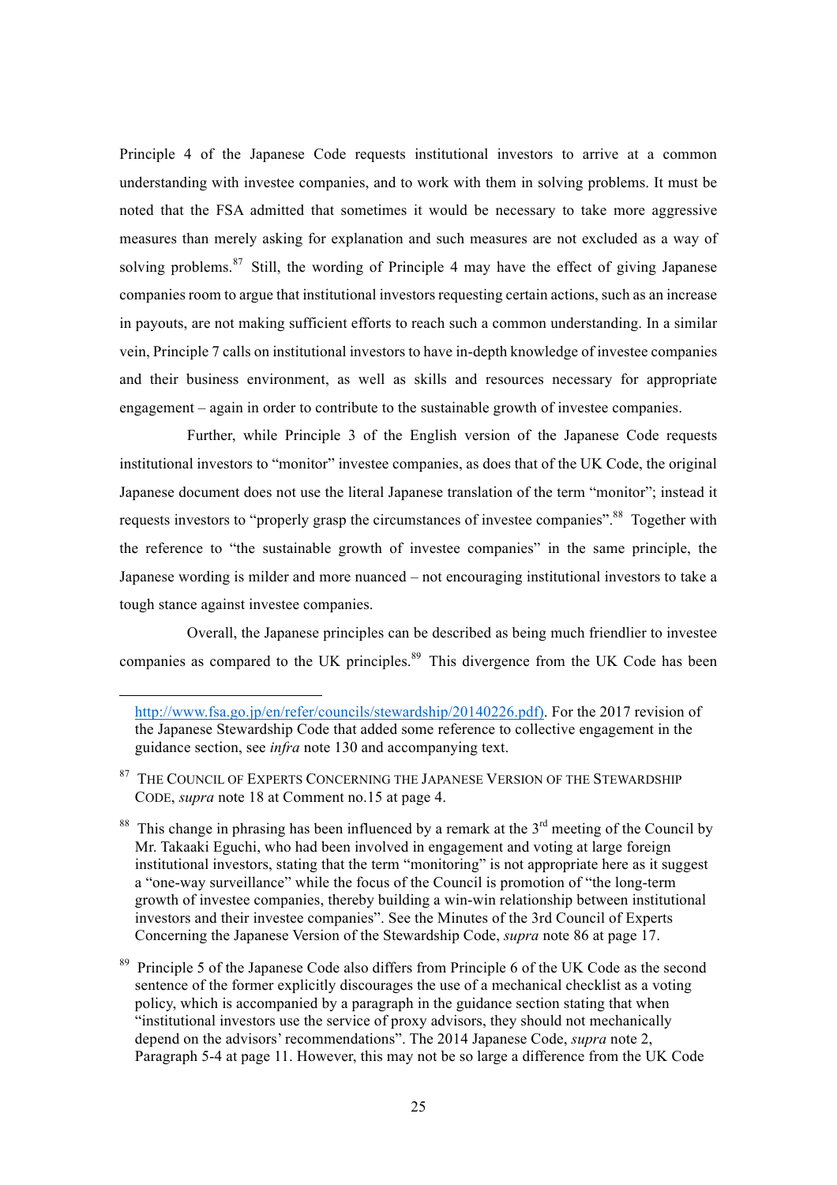Principle 4 of the Japanese Code requests institutional investors to arrive at a common understanding with investee companies, and to work with them in solving problems. It must be noted that the FSA admitted that sometimes it would be necessary to take more aggressive measures than merely asking for explanation and such measures are not excluded as a way of solving problems.[87] Still, the wording of Principle 4 may have the effect of giving Japanese companies room to argue that institutional investors requesting certain actions, such as an increase in payouts, are not making sufficient efforts to reach such a common understanding. In a similar vein, Principle 7 calls on institutional investors to have in-depth knowledge of investee companies and their business environment, as well as skills and resources necessary for appropriate engagement – again in order to contribute to the sustainable growth of investee companies.

Further, while Principle 3 of the English version of the Japanese Code requests institutional investors to "monitor" investee companies, as does that of the UK Code, the original Japanese document does not use the literal Japanese translation of the term "monitor"; instead it requests investors to "properly grasp the circumstances of investee companies".[88] Together with the reference to "the sustainable growth of investee companies" in the same principle, the Japanese wording is milder and more nuanced – not encouraging institutional investors to take a tough stance against investee companies.

Overall, the Japanese principles can be described as being much friendlier to investee companies as compared to the UK principles.[89] This divergence from the UK Code has been

---

http://www.fsa.go.jp/en/refer/councils/stewardship/20140226.pdf). For the 2017 revision of the Japanese Stewardship Code that added some reference to collective engagement in the guidance section, see *infra* note 130 and accompanying text.

[87] THE COUNCIL OF EXPERTS CONCERNING THE JAPANESE VERSION OF THE STEWARDSHIP CODE, *supra* note 18 at Comment no.15 at page 4.

[88] This change in phrasing has been influenced by a remark at the 3rd meeting of the Council by Mr. Takaaki Eguchi, who had been involved in engagement and voting at large foreign institutional investors, stating that the term "monitoring" is not appropriate here as it suggest a "one-way surveillance" while the focus of the Council is promotion of "the long-term growth of investee companies, thereby building a win-win relationship between institutional investors and their investee companies". See the Minutes of the 3rd Council of Experts Concerning the Japanese Version of the Stewardship Code, *supra* note 86 at page 17.

[89] Principle 5 of the Japanese Code also differs from Principle 6 of the UK Code as the second sentence of the former explicitly discourages the use of a mechanical checklist as a voting policy, which is accompanied by a paragraph in the guidance section stating that when "institutional investors use the service of proxy advisors, they should not mechanically depend on the advisors' recommendations". The 2014 Japanese Code, *supra* note 2, Paragraph 5-4 at page 11. However, this may not be so large a difference from the UK Code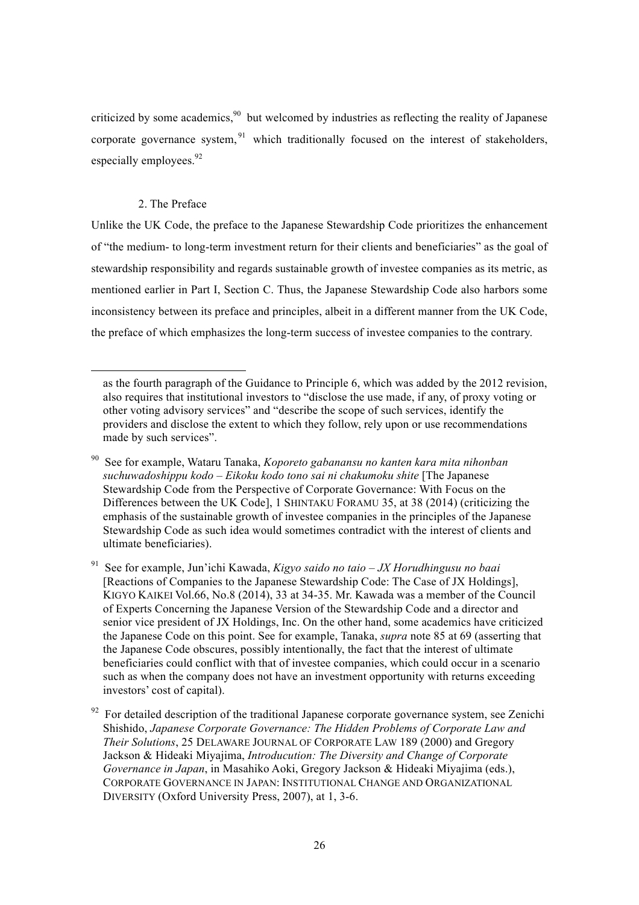criticized by some academics,[90] but welcomed by industries as reflecting the reality of Japanese corporate governance system,[91] which traditionally focused on the interest of stakeholders, especially employees.[92]

2. The Preface

Unlike the UK Code, the preface to the Japanese Stewardship Code prioritizes the enhancement of "the medium- to long-term investment return for their clients and beneficiaries" as the goal of stewardship responsibility and regards sustainable growth of investee companies as its metric, as mentioned earlier in Part I, Section C. Thus, the Japanese Stewardship Code also harbors some inconsistency between its preface and principles, albeit in a different manner from the UK Code, the preface of which emphasizes the long-term success of investee companies to the contrary.

---

as the fourth paragraph of the Guidance to Principle 6, which was added by the 2012 revision, also requires that institutional investors to "disclose the use made, if any, of proxy voting or other voting advisory services" and "describe the scope of such services, identify the providers and disclose the extent to which they follow, rely upon or use recommendations made by such services".

[90] See for example, Wataru Tanaka, *Koporeto gabanansu no kanten kara mita nihonban suchuwadoshippu kodo – Eikoku kodo tono sai ni chakumoku shite* [The Japanese Stewardship Code from the Perspective of Corporate Governance: With Focus on the Differences between the UK Code], 1 SHINTAKU FORAMU 35, at 38 (2014) (criticizing the emphasis of the sustainable growth of investee companies in the principles of the Japanese Stewardship Code as such idea would sometimes contradict with the interest of clients and ultimate beneficiaries).

[91] See for example, Jun'ichi Kawada, *Kigyo saido no taio – JX Horudhingusu no baai* [Reactions of Companies to the Japanese Stewardship Code: The Case of JX Holdings], KIGYO KAIKEI Vol.66, No.8 (2014), 33 at 34-35. Mr. Kawada was a member of the Council of Experts Concerning the Japanese Version of the Stewardship Code and a director and senior vice president of JX Holdings, Inc. On the other hand, some academics have criticized the Japanese Code on this point. See for example, Tanaka, *supra* note 85 at 69 (asserting that the Japanese Code obscures, possibly intentionally, the fact that the interest of ultimate beneficiaries could conflict with that of investee companies, which could occur in a scenario such as when the company does not have an investment opportunity with returns exceeding investors' cost of capital).

[92] For detailed description of the traditional Japanese corporate governance system, see Zenichi Shishido, *Japanese Corporate Governance: The Hidden Problems of Corporate Law and Their Solutions*, 25 DELAWARE JOURNAL OF CORPORATE LAW 189 (2000) and Gregory Jackson & Hideaki Miyajima, *Introducution: The Diversity and Change of Corporate Governance in Japan*, in Masahiko Aoki, Gregory Jackson & Hideaki Miyajima (eds.), CORPORATE GOVERNANCE IN JAPAN: INSTITUTIONAL CHANGE AND ORGANIZATIONAL DIVERSITY (Oxford University Press, 2007), at 1, 3-6.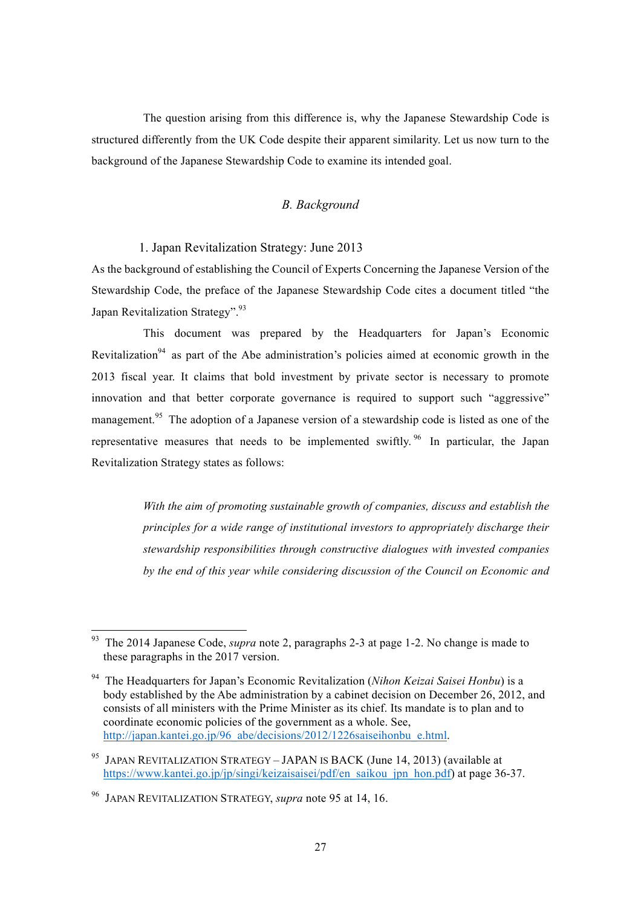The question arising from this difference is, why the Japanese Stewardship Code is structured differently from the UK Code despite their apparent similarity. Let us now turn to the background of the Japanese Stewardship Code to examine its intended goal.

### *B. Background*

#### 1. Japan Revitalization Strategy: June 2013

As the background of establishing the Council of Experts Concerning the Japanese Version of the Stewardship Code, the preface of the Japanese Stewardship Code cites a document titled "the Japan Revitalization Strategy".[93]

This document was prepared by the Headquarters for Japan's Economic Revitalization[94] as part of the Abe administration's policies aimed at economic growth in the 2013 fiscal year. It claims that bold investment by private sector is necessary to promote innovation and that better corporate governance is required to support such "aggressive" management.[95] The adoption of a Japanese version of a stewardship code is listed as one of the representative measures that needs to be implemented swiftly.[96] In particular, the Japan Revitalization Strategy states as follows:

> *With the aim of promoting sustainable growth of companies, discuss and establish the principles for a wide range of institutional investors to appropriately discharge their stewardship responsibilities through constructive dialogues with invested companies by the end of this year while considering discussion of the Council on Economic and*

---

[93] The 2014 Japanese Code, *supra* note 2, paragraphs 2-3 at page 1-2. No change is made to these paragraphs in the 2017 version.

[94] The Headquarters for Japan's Economic Revitalization (*Nihon Keizai Saisei Honbu*) is a body established by the Abe administration by a cabinet decision on December 26, 2012, and consists of all ministers with the Prime Minister as its chief. Its mandate is to plan and to coordinate economic policies of the government as a whole. See, http://japan.kantei.go.jp/96_abe/decisions/2012/1226saiseihonbu_e.html.

[95] JAPAN REVITALIZATION STRATEGY – JAPAN IS BACK (June 14, 2013) (available at https://www.kantei.go.jp/jp/singi/keizaisaisei/pdf/en_saikou_jpn_hon.pdf) at page 36-37.

[96] JAPAN REVITALIZATION STRATEGY, *supra* note 95 at 14, 16.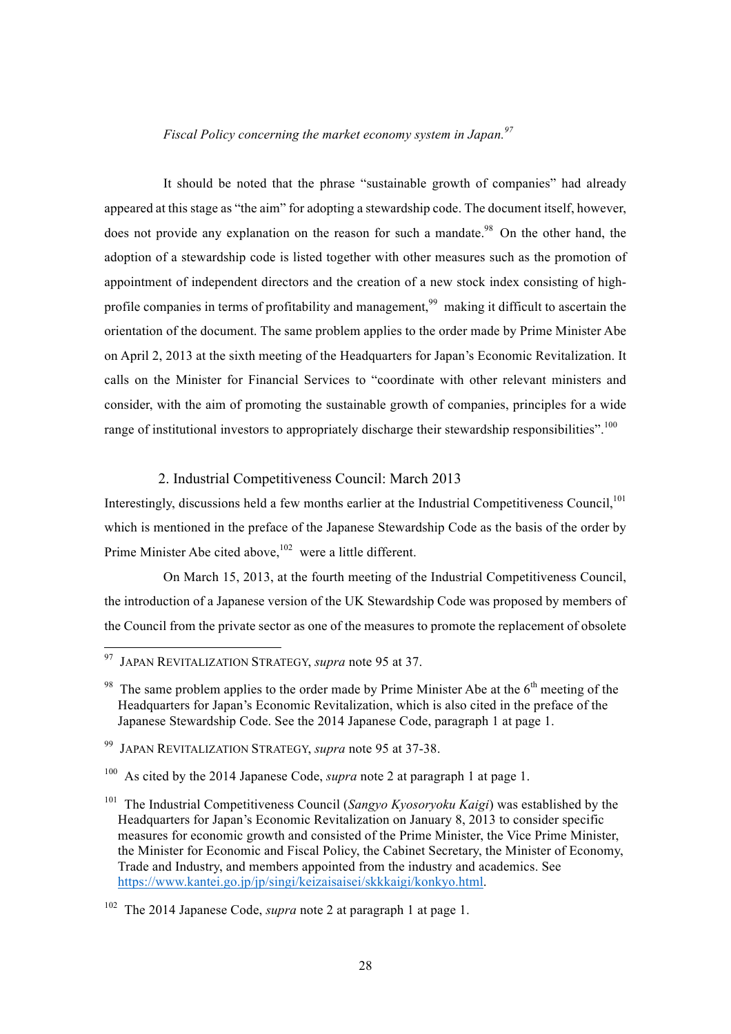*Fiscal Policy concerning the market economy system in Japan.*[97]

It should be noted that the phrase "sustainable growth of companies" had already appeared at this stage as "the aim" for adopting a stewardship code. The document itself, however, does not provide any explanation on the reason for such a mandate.[98] On the other hand, the adoption of a stewardship code is listed together with other measures such as the promotion of appointment of independent directors and the creation of a new stock index consisting of high-profile companies in terms of profitability and management,[99] making it difficult to ascertain the orientation of the document. The same problem applies to the order made by Prime Minister Abe on April 2, 2013 at the sixth meeting of the Headquarters for Japan's Economic Revitalization. It calls on the Minister for Financial Services to "coordinate with other relevant ministers and consider, with the aim of promoting the sustainable growth of companies, principles for a wide range of institutional investors to appropriately discharge their stewardship responsibilities".[100]

## 2. Industrial Competitiveness Council: March 2013

Interestingly, discussions held a few months earlier at the Industrial Competitiveness Council,[101] which is mentioned in the preface of the Japanese Stewardship Code as the basis of the order by Prime Minister Abe cited above,[102] were a little different.

On March 15, 2013, at the fourth meeting of the Industrial Competitiveness Council, the introduction of a Japanese version of the UK Stewardship Code was proposed by members of the Council from the private sector as one of the measures to promote the replacement of obsolete

---

[97] JAPAN REVITALIZATION STRATEGY, *supra* note 95 at 37.

[98] The same problem applies to the order made by Prime Minister Abe at the 6th meeting of the Headquarters for Japan's Economic Revitalization, which is also cited in the preface of the Japanese Stewardship Code. See the 2014 Japanese Code, paragraph 1 at page 1.

[99] JAPAN REVITALIZATION STRATEGY, *supra* note 95 at 37-38.

[100] As cited by the 2014 Japanese Code, *supra* note 2 at paragraph 1 at page 1.

[101] The Industrial Competitiveness Council (*Sangyo Kyosoryoku Kaigi*) was established by the Headquarters for Japan's Economic Revitalization on January 8, 2013 to consider specific measures for economic growth and consisted of the Prime Minister, the Vice Prime Minister, the Minister for Economic and Fiscal Policy, the Cabinet Secretary, the Minister of Economy, Trade and Industry, and members appointed from the industry and academics. See https://www.kantei.go.jp/jp/singi/keizaisaisei/skkkaigi/konkyo.html.

[102] The 2014 Japanese Code, *supra* note 2 at paragraph 1 at page 1.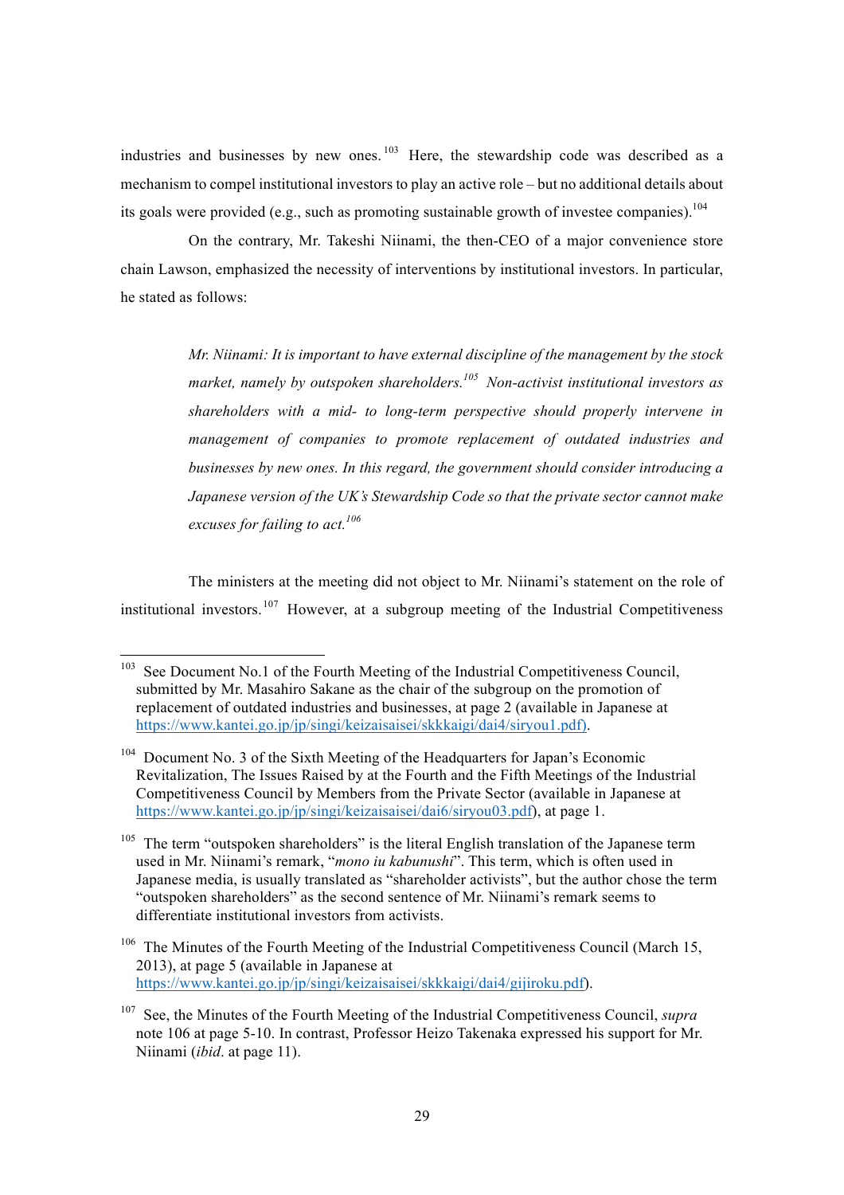industries and businesses by new ones.[103] Here, the stewardship code was described as a mechanism to compel institutional investors to play an active role – but no additional details about its goals were provided (e.g., such as promoting sustainable growth of investee companies).[104]

On the contrary, Mr. Takeshi Niinami, the then-CEO of a major convenience store chain Lawson, emphasized the necessity of interventions by institutional investors. In particular, he stated as follows:

> *Mr. Niinami: It is important to have external discipline of the management by the stock market, namely by outspoken shareholders.*[105] *Non-activist institutional investors as shareholders with a mid- to long-term perspective should properly intervene in management of companies to promote replacement of outdated industries and businesses by new ones. In this regard, the government should consider introducing a Japanese version of the UK's Stewardship Code so that the private sector cannot make excuses for failing to act.*[106]

The ministers at the meeting did not object to Mr. Niinami's statement on the role of institutional investors.[107] However, at a subgroup meeting of the Industrial Competitiveness

---

[103] See Document No.1 of the Fourth Meeting of the Industrial Competitiveness Council, submitted by Mr. Masahiro Sakane as the chair of the subgroup on the promotion of replacement of outdated industries and businesses, at page 2 (available in Japanese at https://www.kantei.go.jp/jp/singi/keizaisaisei/skkkaigi/dai4/siryou1.pdf).

[104] Document No. 3 of the Sixth Meeting of the Headquarters for Japan's Economic Revitalization, The Issues Raised by at the Fourth and the Fifth Meetings of the Industrial Competitiveness Council by Members from the Private Sector (available in Japanese at https://www.kantei.go.jp/jp/singi/keizaisaisei/dai6/siryou03.pdf), at page 1.

[105] The term "outspoken shareholders" is the literal English translation of the Japanese term used in Mr. Niinami's remark, "*mono iu kabunushi*". This term, which is often used in Japanese media, is usually translated as "shareholder activists", but the author chose the term "outspoken shareholders" as the second sentence of Mr. Niinami's remark seems to differentiate institutional investors from activists.

[106] The Minutes of the Fourth Meeting of the Industrial Competitiveness Council (March 15, 2013), at page 5 (available in Japanese at https://www.kantei.go.jp/jp/singi/keizaisaisei/skkkaigi/dai4/gijiroku.pdf).

[107] See, the Minutes of the Fourth Meeting of the Industrial Competitiveness Council, *supra* note 106 at page 5-10. In contrast, Professor Heizo Takenaka expressed his support for Mr. Niinami (*ibid*. at page 11).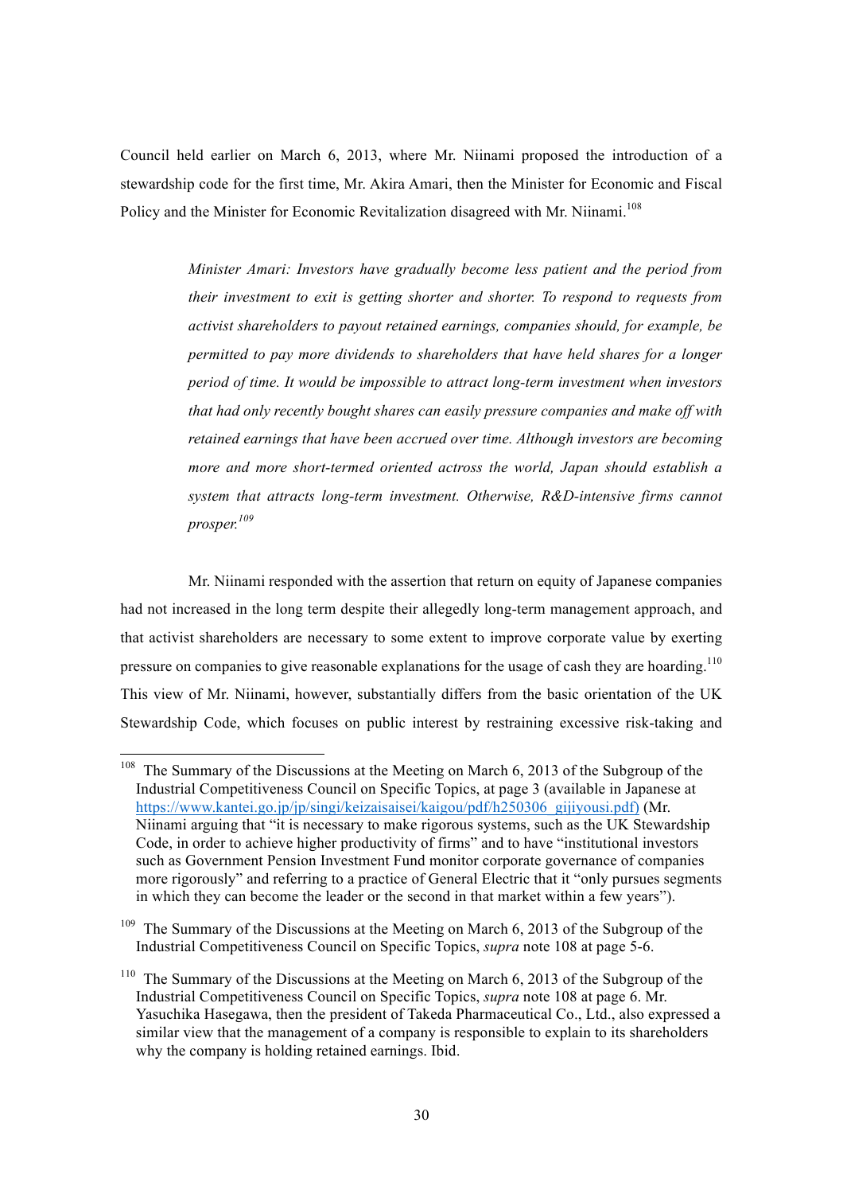Council held earlier on March 6, 2013, where Mr. Niinami proposed the introduction of a stewardship code for the first time, Mr. Akira Amari, then the Minister for Economic and Fiscal Policy and the Minister for Economic Revitalization disagreed with Mr. Niinami.[108]

> *Minister Amari: Investors have gradually become less patient and the period from their investment to exit is getting shorter and shorter. To respond to requests from activist shareholders to payout retained earnings, companies should, for example, be permitted to pay more dividends to shareholders that have held shares for a longer period of time. It would be impossible to attract long-term investment when investors that had only recently bought shares can easily pressure companies and make off with retained earnings that have been accrued over time. Although investors are becoming more and more short-termed oriented actross the world, Japan should establish a system that attracts long-term investment. Otherwise, R&D-intensive firms cannot prosper.*[109]

Mr. Niinami responded with the assertion that return on equity of Japanese companies had not increased in the long term despite their allegedly long-term management approach, and that activist shareholders are necessary to some extent to improve corporate value by exerting pressure on companies to give reasonable explanations for the usage of cash they are hoarding.[110] This view of Mr. Niinami, however, substantially differs from the basic orientation of the UK Stewardship Code, which focuses on public interest by restraining excessive risk-taking and

---

[108] The Summary of the Discussions at the Meeting on March 6, 2013 of the Subgroup of the Industrial Competitiveness Council on Specific Topics, at page 3 (available in Japanese at https://www.kantei.go.jp/jp/singi/keizaisaisei/kaigou/pdf/h250306_gijiyousi.pdf) (Mr. Niinami arguing that "it is necessary to make rigorous systems, such as the UK Stewardship Code, in order to achieve higher productivity of firms" and to have "institutional investors such as Government Pension Investment Fund monitor corporate governance of companies more rigorously" and referring to a practice of General Electric that it "only pursues segments in which they can become the leader or the second in that market within a few years").

[109] The Summary of the Discussions at the Meeting on March 6, 2013 of the Subgroup of the Industrial Competitiveness Council on Specific Topics, *supra* note 108 at page 5-6.

[110] The Summary of the Discussions at the Meeting on March 6, 2013 of the Subgroup of the Industrial Competitiveness Council on Specific Topics, *supra* note 108 at page 6. Mr. Yasuchika Hasegawa, then the president of Takeda Pharmaceutical Co., Ltd., also expressed a similar view that the management of a company is responsible to explain to its shareholders why the company is holding retained earnings. Ibid.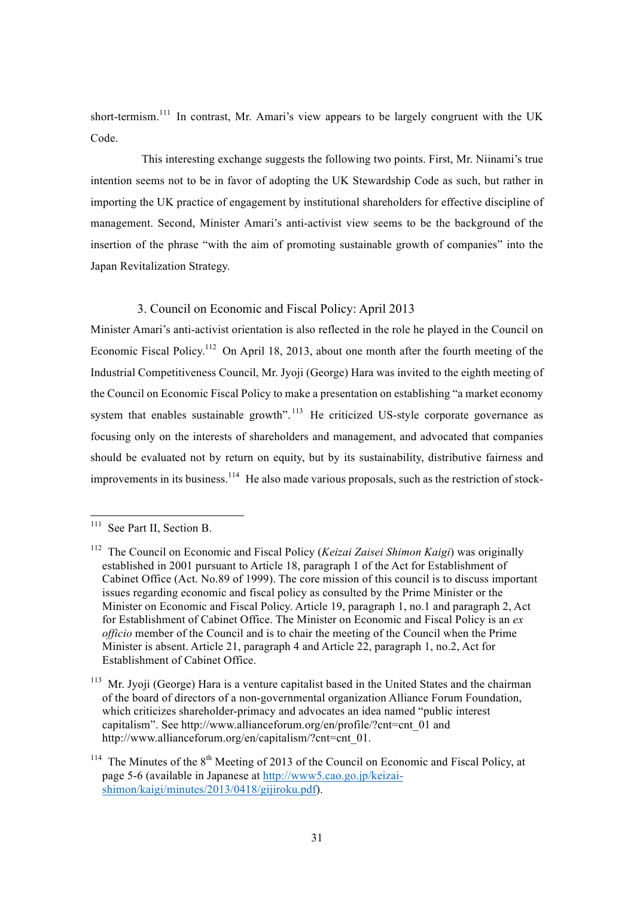short-termism.[111] In contrast, Mr. Amari's view appears to be largely congruent with the UK Code.

This interesting exchange suggests the following two points. First, Mr. Niinami's true intention seems not to be in favor of adopting the UK Stewardship Code as such, but rather in importing the UK practice of engagement by institutional shareholders for effective discipline of management. Second, Minister Amari's anti-activist view seems to be the background of the insertion of the phrase "with the aim of promoting sustainable growth of companies" into the Japan Revitalization Strategy.

### 3. Council on Economic and Fiscal Policy: April 2013

Minister Amari's anti-activist orientation is also reflected in the role he played in the Council on Economic Fiscal Policy.[112] On April 18, 2013, about one month after the fourth meeting of the Industrial Competitiveness Council, Mr. Jyoji (George) Hara was invited to the eighth meeting of the Council on Economic Fiscal Policy to make a presentation on establishing "a market economy system that enables sustainable growth".[113] He criticized US-style corporate governance as focusing only on the interests of shareholders and management, and advocated that companies should be evaluated not by return on equity, but by its sustainability, distributive fairness and improvements in its business.[114] He also made various proposals, such as the restriction of stock-

---

[111] See Part II, Section B.

[112] The Council on Economic and Fiscal Policy (*Keizai Zaisei Shimon Kaigi*) was originally established in 2001 pursuant to Article 18, paragraph 1 of the Act for Establishment of Cabinet Office (Act. No.89 of 1999). The core mission of this council is to discuss important issues regarding economic and fiscal policy as consulted by the Prime Minister or the Minister on Economic and Fiscal Policy. Article 19, paragraph 1, no.1 and paragraph 2, Act for Establishment of Cabinet Office. The Minister on Economic and Fiscal Policy is an *ex officio* member of the Council and is to chair the meeting of the Council when the Prime Minister is absent. Article 21, paragraph 4 and Article 22, paragraph 1, no.2, Act for Establishment of Cabinet Office.

[113] Mr. Jyoji (George) Hara is a venture capitalist based in the United States and the chairman of the board of directors of a non-governmental organization Alliance Forum Foundation, which criticizes shareholder-primacy and advocates an idea named "public interest capitalism". See http://www.allianceforum.org/en/profile/?cnt=cnt_01 and http://www.allianceforum.org/en/capitalism/?cnt=cnt_01.

[114] The Minutes of the 8th Meeting of 2013 of the Council on Economic and Fiscal Policy, at page 5-6 (available in Japanese at http://www5.cao.go.jp/keizai-shimon/kaigi/minutes/2013/0418/gijiroku.pdf).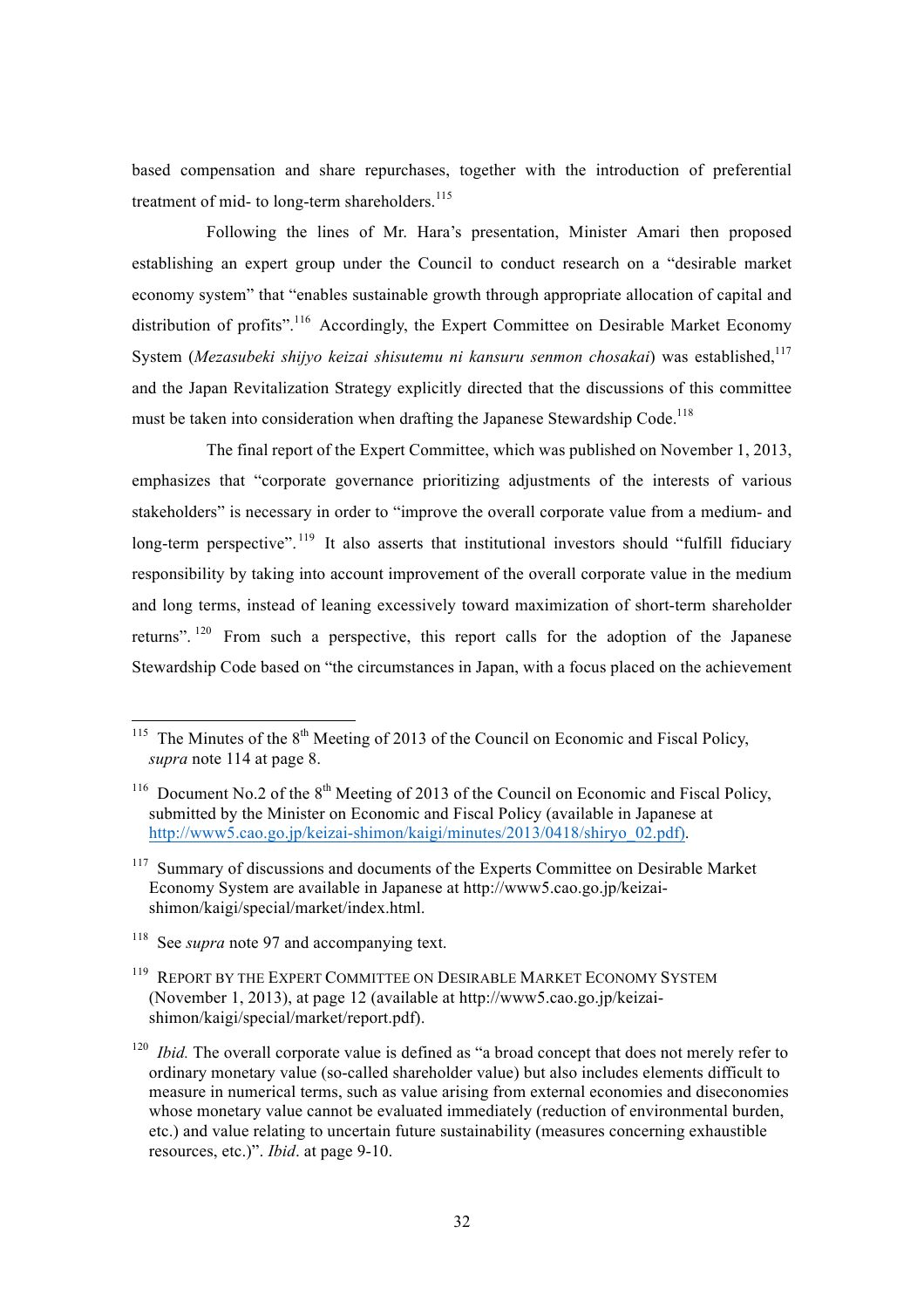based compensation and share repurchases, together with the introduction of preferential treatment of mid- to long-term shareholders.[115]

Following the lines of Mr. Hara's presentation, Minister Amari then proposed establishing an expert group under the Council to conduct research on a "desirable market economy system" that "enables sustainable growth through appropriate allocation of capital and distribution of profits".[116] Accordingly, the Expert Committee on Desirable Market Economy System (*Mezasubeki shijyo keizai shisutemu ni kansuru senmon chosakai*) was established,[117] and the Japan Revitalization Strategy explicitly directed that the discussions of this committee must be taken into consideration when drafting the Japanese Stewardship Code.[118]

The final report of the Expert Committee, which was published on November 1, 2013, emphasizes that "corporate governance prioritizing adjustments of the interests of various stakeholders" is necessary in order to "improve the overall corporate value from a medium- and long-term perspective".[119] It also asserts that institutional investors should "fulfill fiduciary responsibility by taking into account improvement of the overall corporate value in the medium and long terms, instead of leaning excessively toward maximization of short-term shareholder returns".[120] From such a perspective, this report calls for the adoption of the Japanese Stewardship Code based on "the circumstances in Japan, with a focus placed on the achievement

---

[115] The Minutes of the 8th Meeting of 2013 of the Council on Economic and Fiscal Policy, *supra* note 114 at page 8.

[116] Document No.2 of the 8th Meeting of 2013 of the Council on Economic and Fiscal Policy, submitted by the Minister on Economic and Fiscal Policy (available in Japanese at http://www5.cao.go.jp/keizai-shimon/kaigi/minutes/2013/0418/shiryo_02.pdf).

[117] Summary of discussions and documents of the Experts Committee on Desirable Market Economy System are available in Japanese at http://www5.cao.go.jp/keizai-shimon/kaigi/special/market/index.html.

[118] See *supra* note 97 and accompanying text.

[119] REPORT BY THE EXPERT COMMITTEE ON DESIRABLE MARKET ECONOMY SYSTEM (November 1, 2013), at page 12 (available at http://www5.cao.go.jp/keizai-shimon/kaigi/special/market/report.pdf).

[120] *Ibid.* The overall corporate value is defined as "a broad concept that does not merely refer to ordinary monetary value (so-called shareholder value) but also includes elements difficult to measure in numerical terms, such as value arising from external economies and diseconomies whose monetary value cannot be evaluated immediately (reduction of environmental burden, etc.) and value relating to uncertain future sustainability (measures concerning exhaustible resources, etc.)". *Ibid*. at page 9-10.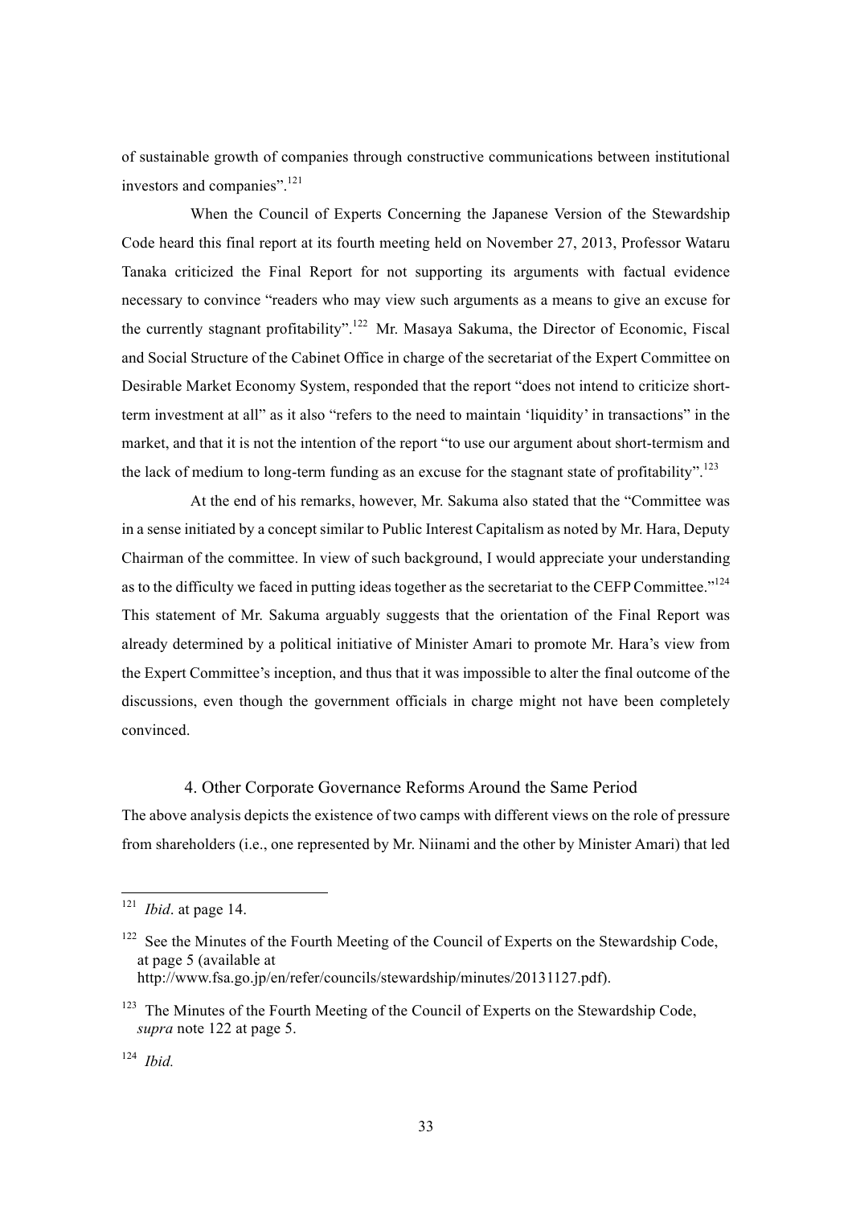of sustainable growth of companies through constructive communications between institutional investors and companies".[121]

When the Council of Experts Concerning the Japanese Version of the Stewardship Code heard this final report at its fourth meeting held on November 27, 2013, Professor Wataru Tanaka criticized the Final Report for not supporting its arguments with factual evidence necessary to convince "readers who may view such arguments as a means to give an excuse for the currently stagnant profitability".[122] Mr. Masaya Sakuma, the Director of Economic, Fiscal and Social Structure of the Cabinet Office in charge of the secretariat of the Expert Committee on Desirable Market Economy System, responded that the report "does not intend to criticize short-term investment at all" as it also "refers to the need to maintain 'liquidity' in transactions" in the market, and that it is not the intention of the report "to use our argument about short-termism and the lack of medium to long-term funding as an excuse for the stagnant state of profitability".[123]

At the end of his remarks, however, Mr. Sakuma also stated that the "Committee was in a sense initiated by a concept similar to Public Interest Capitalism as noted by Mr. Hara, Deputy Chairman of the committee. In view of such background, I would appreciate your understanding as to the difficulty we faced in putting ideas together as the secretariat to the CEFP Committee."[124] This statement of Mr. Sakuma arguably suggests that the orientation of the Final Report was already determined by a political initiative of Minister Amari to promote Mr. Hara's view from the Expert Committee's inception, and thus that it was impossible to alter the final outcome of the discussions, even though the government officials in charge might not have been completely convinced.

### 4. Other Corporate Governance Reforms Around the Same Period

The above analysis depicts the existence of two camps with different views on the role of pressure from shareholders (i.e., one represented by Mr. Niinami and the other by Minister Amari) that led

---

[121] *Ibid*. at page 14.

[122] See the Minutes of the Fourth Meeting of the Council of Experts on the Stewardship Code, at page 5 (available at http://www.fsa.go.jp/en/refer/councils/stewardship/minutes/20131127.pdf).

[123] The Minutes of the Fourth Meeting of the Council of Experts on the Stewardship Code, *supra* note 122 at page 5.

[124] *Ibid.*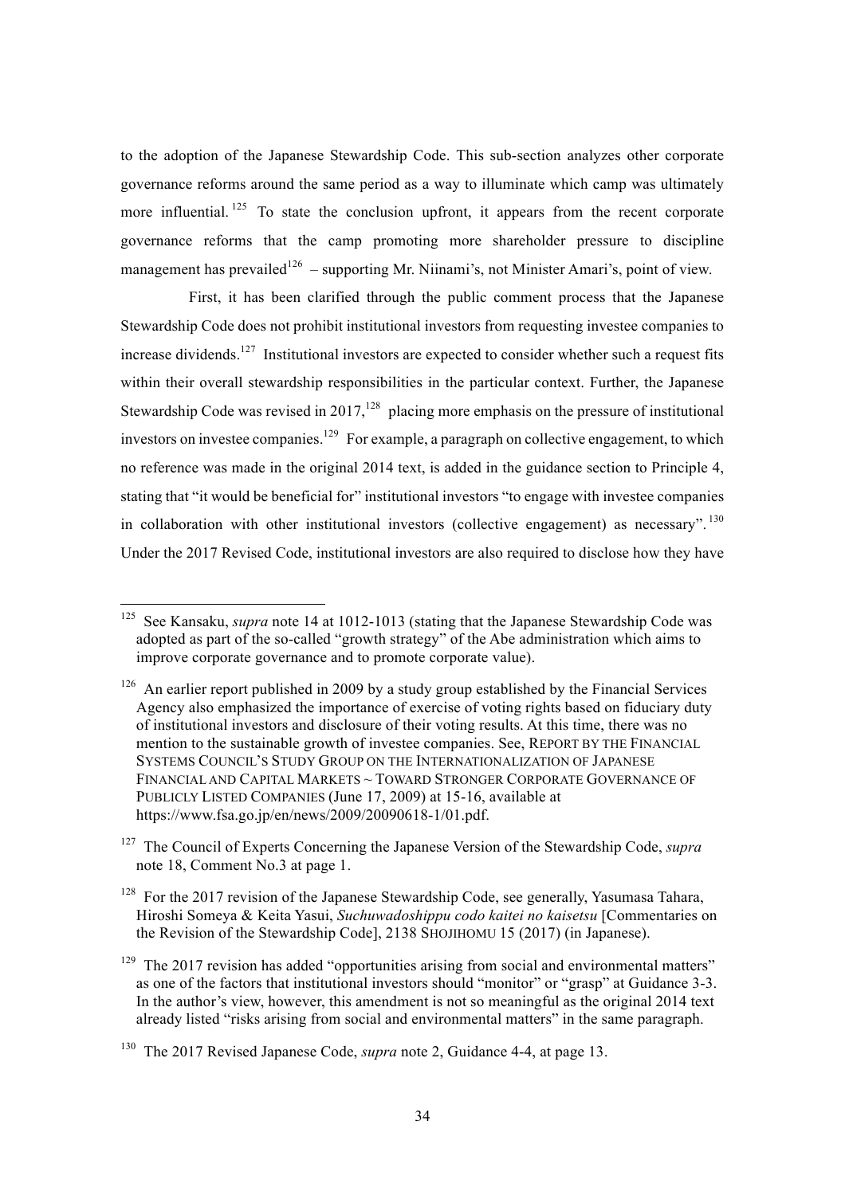to the adoption of the Japanese Stewardship Code. This sub-section analyzes other corporate governance reforms around the same period as a way to illuminate which camp was ultimately more influential.[125] To state the conclusion upfront, it appears from the recent corporate governance reforms that the camp promoting more shareholder pressure to discipline management has prevailed[126] – supporting Mr. Niinami's, not Minister Amari's, point of view.

First, it has been clarified through the public comment process that the Japanese Stewardship Code does not prohibit institutional investors from requesting investee companies to increase dividends.[127] Institutional investors are expected to consider whether such a request fits within their overall stewardship responsibilities in the particular context. Further, the Japanese Stewardship Code was revised in 2017,[128] placing more emphasis on the pressure of institutional investors on investee companies.[129] For example, a paragraph on collective engagement, to which no reference was made in the original 2014 text, is added in the guidance section to Principle 4, stating that "it would be beneficial for" institutional investors "to engage with investee companies in collaboration with other institutional investors (collective engagement) as necessary".[130] Under the 2017 Revised Code, institutional investors are also required to disclose how they have

---

[125] See Kansaku, *supra* note 14 at 1012-1013 (stating that the Japanese Stewardship Code was adopted as part of the so-called "growth strategy" of the Abe administration which aims to improve corporate governance and to promote corporate value).

[126] An earlier report published in 2009 by a study group established by the Financial Services Agency also emphasized the importance of exercise of voting rights based on fiduciary duty of institutional investors and disclosure of their voting results. At this time, there was no mention to the sustainable growth of investee companies. See, REPORT BY THE FINANCIAL SYSTEMS COUNCIL'S STUDY GROUP ON THE INTERNATIONALIZATION OF JAPANESE FINANCIAL AND CAPITAL MARKETS ~ TOWARD STRONGER CORPORATE GOVERNANCE OF PUBLICLY LISTED COMPANIES (June 17, 2009) at 15-16, available at https://www.fsa.go.jp/en/news/2009/20090618-1/01.pdf.

[127] The Council of Experts Concerning the Japanese Version of the Stewardship Code, *supra* note 18, Comment No.3 at page 1.

[128] For the 2017 revision of the Japanese Stewardship Code, see generally, Yasumasa Tahara, Hiroshi Someya & Keita Yasui, *Suchuwadoshippu codo kaitei no kaisetsu* [Commentaries on the Revision of the Stewardship Code], 2138 SHOJIHOMU 15 (2017) (in Japanese).

[129] The 2017 revision has added "opportunities arising from social and environmental matters" as one of the factors that institutional investors should "monitor" or "grasp" at Guidance 3-3. In the author's view, however, this amendment is not so meaningful as the original 2014 text already listed "risks arising from social and environmental matters" in the same paragraph.

[130] The 2017 Revised Japanese Code, *supra* note 2, Guidance 4-4, at page 13.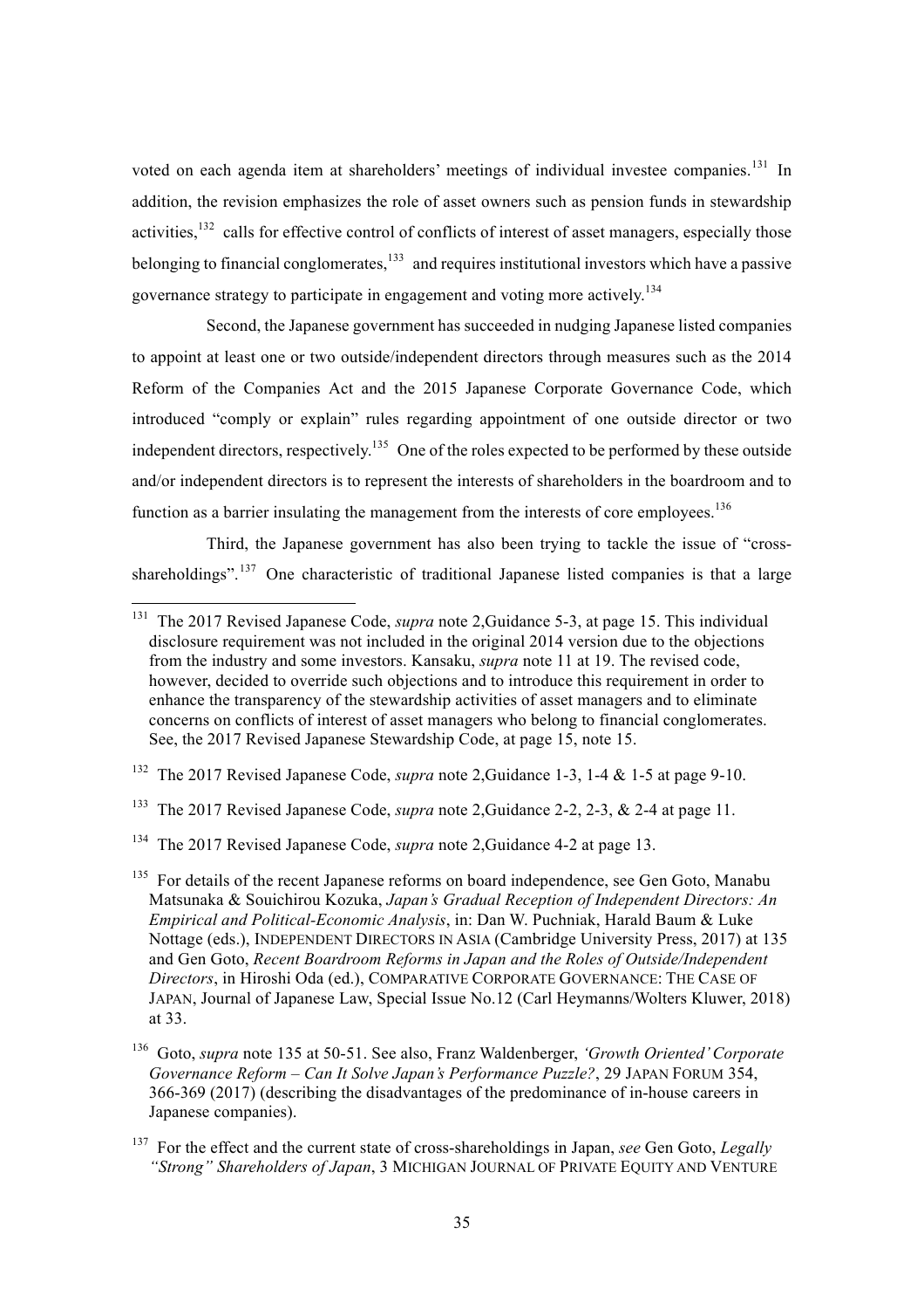voted on each agenda item at shareholders' meetings of individual investee companies.[131] In addition, the revision emphasizes the role of asset owners such as pension funds in stewardship activities,[132] calls for effective control of conflicts of interest of asset managers, especially those belonging to financial conglomerates,[133] and requires institutional investors which have a passive governance strategy to participate in engagement and voting more actively.[134]

Second, the Japanese government has succeeded in nudging Japanese listed companies to appoint at least one or two outside/independent directors through measures such as the 2014 Reform of the Companies Act and the 2015 Japanese Corporate Governance Code, which introduced "comply or explain" rules regarding appointment of one outside director or two independent directors, respectively.[135] One of the roles expected to be performed by these outside and/or independent directors is to represent the interests of shareholders in the boardroom and to function as a barrier insulating the management from the interests of core employees.[136]

Third, the Japanese government has also been trying to tackle the issue of "cross-shareholdings".[137] One characteristic of traditional Japanese listed companies is that a large

---

[131] The 2017 Revised Japanese Code, *supra* note 2,Guidance 5-3, at page 15. This individual disclosure requirement was not included in the original 2014 version due to the objections from the industry and some investors. Kansaku, *supra* note 11 at 19. The revised code, however, decided to override such objections and to introduce this requirement in order to enhance the transparency of the stewardship activities of asset managers and to eliminate concerns on conflicts of interest of asset managers who belong to financial conglomerates. See, the 2017 Revised Japanese Stewardship Code, at page 15, note 15.

[132] The 2017 Revised Japanese Code, *supra* note 2,Guidance 1-3, 1-4 & 1-5 at page 9-10.

[133] The 2017 Revised Japanese Code, *supra* note 2,Guidance 2-2, 2-3, & 2-4 at page 11.

[134] The 2017 Revised Japanese Code, *supra* note 2,Guidance 4-2 at page 13.

[135] For details of the recent Japanese reforms on board independence, see Gen Goto, Manabu Matsunaka & Souichirou Kozuka, *Japan's Gradual Reception of Independent Directors: An Empirical and Political-Economic Analysis*, in: Dan W. Puchniak, Harald Baum & Luke Nottage (eds.), INDEPENDENT DIRECTORS IN ASIA (Cambridge University Press, 2017) at 135 and Gen Goto, *Recent Boardroom Reforms in Japan and the Roles of Outside/Independent Directors*, in Hiroshi Oda (ed.), COMPARATIVE CORPORATE GOVERNANCE: THE CASE OF JAPAN, Journal of Japanese Law, Special Issue No.12 (Carl Heymanns/Wolters Kluwer, 2018) at 33.

[136] Goto, *supra* note 135 at 50-51. See also, Franz Waldenberger, *'Growth Oriented' Corporate Governance Reform – Can It Solve Japan's Performance Puzzle?*, 29 JAPAN FORUM 354, 366-369 (2017) (describing the disadvantages of the predominance of in-house careers in Japanese companies).

[137] For the effect and the current state of cross-shareholdings in Japan, *see* Gen Goto, *Legally "Strong" Shareholders of Japan*, 3 MICHIGAN JOURNAL OF PRIVATE EQUITY AND VENTURE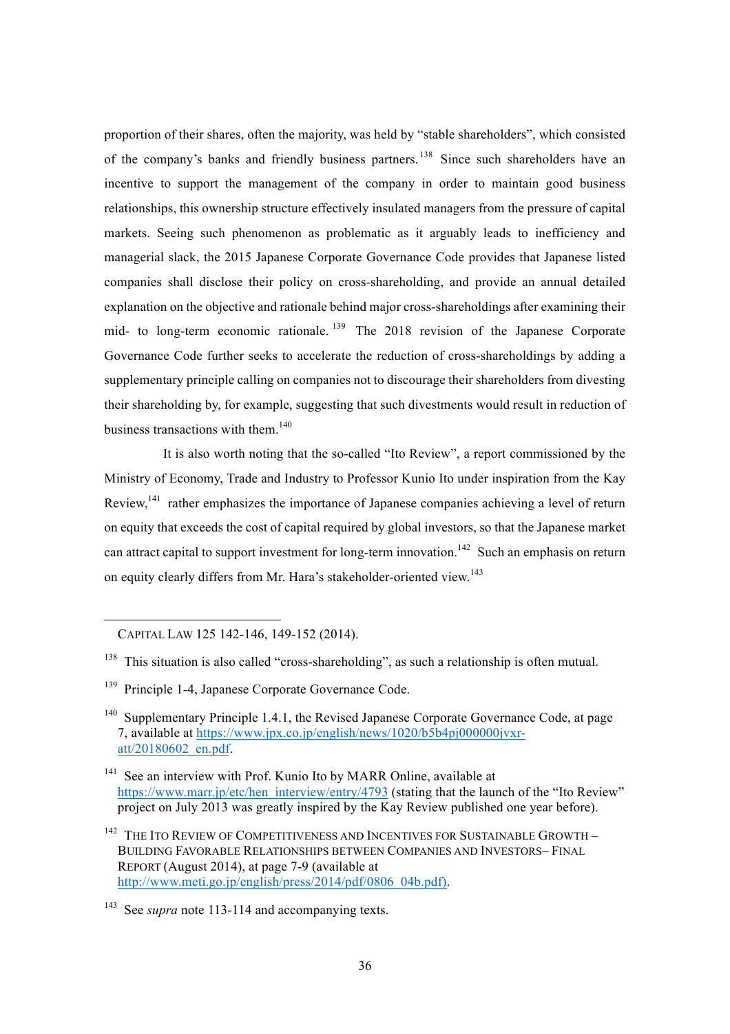proportion of their shares, often the majority, was held by "stable shareholders", which consisted of the company's banks and friendly business partners.[138] Since such shareholders have an incentive to support the management of the company in order to maintain good business relationships, this ownership structure effectively insulated managers from the pressure of capital markets. Seeing such phenomenon as problematic as it arguably leads to inefficiency and managerial slack, the 2015 Japanese Corporate Governance Code provides that Japanese listed companies shall disclose their policy on cross-shareholding, and provide an annual detailed explanation on the objective and rationale behind major cross-shareholdings after examining their mid- to long-term economic rationale.[139] The 2018 revision of the Japanese Corporate Governance Code further seeks to accelerate the reduction of cross-shareholdings by adding a supplementary principle calling on companies not to discourage their shareholders from divesting their shareholding by, for example, suggesting that such divestments would result in reduction of business transactions with them.[140]

It is also worth noting that the so-called "Ito Review", a report commissioned by the Ministry of Economy, Trade and Industry to Professor Kunio Ito under inspiration from the Kay Review,[141] rather emphasizes the importance of Japanese companies achieving a level of return on equity that exceeds the cost of capital required by global investors, so that the Japanese market can attract capital to support investment for long-term innovation.[142] Such an emphasis on return on equity clearly differs from Mr. Hara's stakeholder-oriented view.[143]

---

CAPITAL LAW 125 142-146, 149-152 (2014).

[138] This situation is also called "cross-shareholding", as such a relationship is often mutual.

[139] Principle 1-4, Japanese Corporate Governance Code.

[140] Supplementary Principle 1.4.1, the Revised Japanese Corporate Governance Code, at page 7, available at https://www.jpx.co.jp/english/news/1020/b5b4pj000000jvxr-att/20180602_en.pdf.

[141] See an interview with Prof. Kunio Ito by MARR Online, available at https://www.marr.jp/etc/hen_interview/entry/4793 (stating that the launch of the "Ito Review" project on July 2013 was greatly inspired by the Kay Review published one year before).

[142] THE ITO REVIEW OF COMPETITIVENESS AND INCENTIVES FOR SUSTAINABLE GROWTH – BUILDING FAVORABLE RELATIONSHIPS BETWEEN COMPANIES AND INVESTORS– FINAL REPORT (August 2014), at page 7-9 (available at http://www.meti.go.jp/english/press/2014/pdf/0806_04b.pdf).

[143] See *supra* note 113-114 and accompanying texts.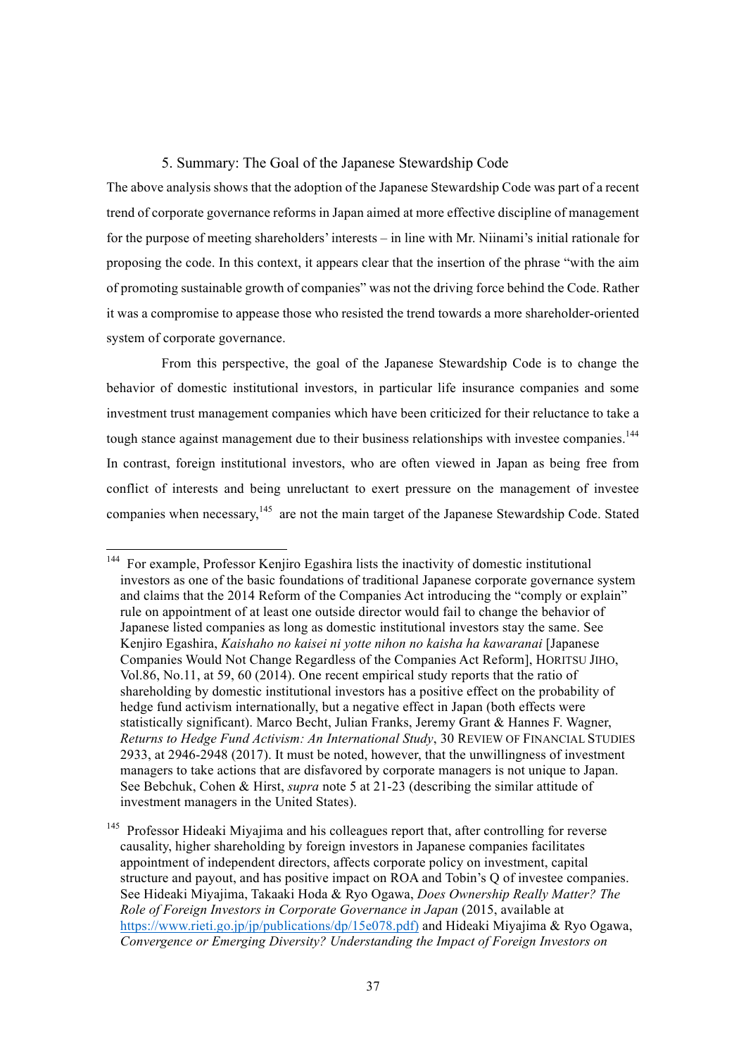### 5. Summary: The Goal of the Japanese Stewardship Code

The above analysis shows that the adoption of the Japanese Stewardship Code was part of a recent trend of corporate governance reforms in Japan aimed at more effective discipline of management for the purpose of meeting shareholders' interests – in line with Mr. Niinami's initial rationale for proposing the code. In this context, it appears clear that the insertion of the phrase "with the aim of promoting sustainable growth of companies" was not the driving force behind the Code. Rather it was a compromise to appease those who resisted the trend towards a more shareholder-oriented system of corporate governance.

From this perspective, the goal of the Japanese Stewardship Code is to change the behavior of domestic institutional investors, in particular life insurance companies and some investment trust management companies which have been criticized for their reluctance to take a tough stance against management due to their business relationships with investee companies.[144] In contrast, foreign institutional investors, who are often viewed in Japan as being free from conflict of interests and being unreluctant to exert pressure on the management of investee companies when necessary,[145] are not the main target of the Japanese Stewardship Code. Stated

---

[144] For example, Professor Kenjiro Egashira lists the inactivity of domestic institutional investors as one of the basic foundations of traditional Japanese corporate governance system and claims that the 2014 Reform of the Companies Act introducing the "comply or explain" rule on appointment of at least one outside director would fail to change the behavior of Japanese listed companies as long as domestic institutional investors stay the same. See Kenjiro Egashira, *Kaishaho no kaisei ni yotte nihon no kaisha ha kawaranai* [Japanese Companies Would Not Change Regardless of the Companies Act Reform], HORITSU JIHO, Vol.86, No.11, at 59, 60 (2014). One recent empirical study reports that the ratio of shareholding by domestic institutional investors has a positive effect on the probability of hedge fund activism internationally, but a negative effect in Japan (both effects were statistically significant). Marco Becht, Julian Franks, Jeremy Grant & Hannes F. Wagner, *Returns to Hedge Fund Activism: An International Study*, 30 REVIEW OF FINANCIAL STUDIES 2933, at 2946-2948 (2017). It must be noted, however, that the unwillingness of investment managers to take actions that are disfavored by corporate managers is not unique to Japan. See Bebchuk, Cohen & Hirst, *supra* note 5 at 21-23 (describing the similar attitude of investment managers in the United States).

[145] Professor Hideaki Miyajima and his colleagues report that, after controlling for reverse causality, higher shareholding by foreign investors in Japanese companies facilitates appointment of independent directors, affects corporate policy on investment, capital structure and payout, and has positive impact on ROA and Tobin's Q of investee companies. See Hideaki Miyajima, Takaaki Hoda & Ryo Ogawa, *Does Ownership Really Matter? The Role of Foreign Investors in Corporate Governance in Japan* (2015, available at https://www.rieti.go.jp/jp/publications/dp/15e078.pdf) and Hideaki Miyajima & Ryo Ogawa, *Convergence or Emerging Diversity? Understanding the Impact of Foreign Investors on*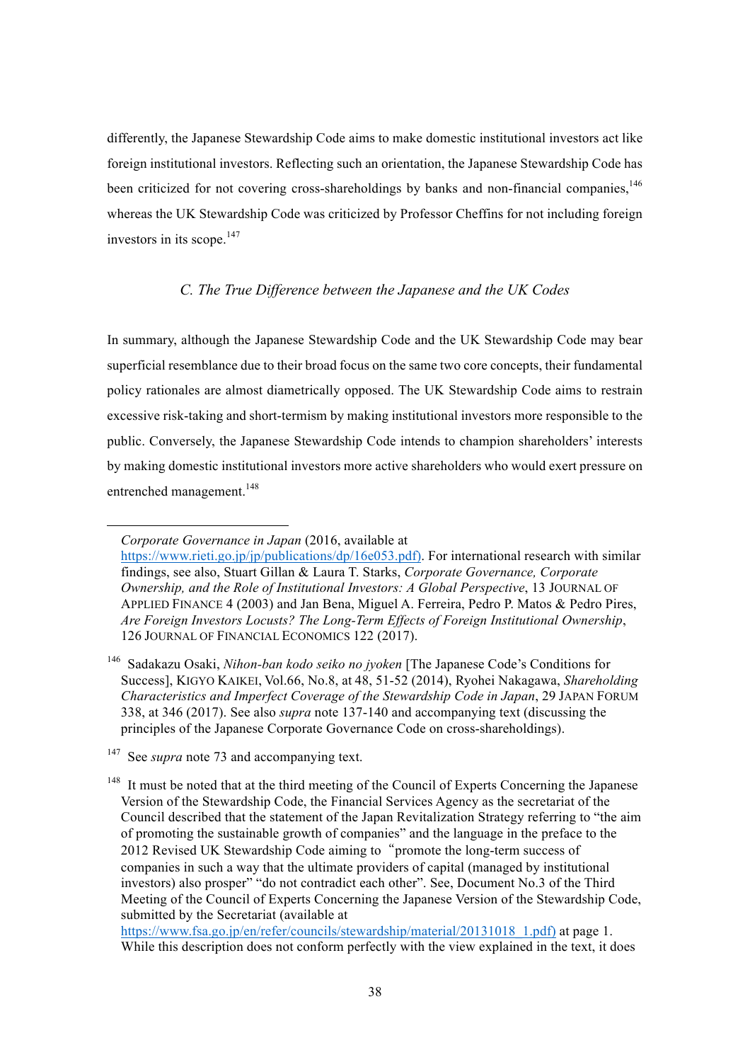differently, the Japanese Stewardship Code aims to make domestic institutional investors act like foreign institutional investors. Reflecting such an orientation, the Japanese Stewardship Code has been criticized for not covering cross-shareholdings by banks and non-financial companies,[146] whereas the UK Stewardship Code was criticized by Professor Cheffins for not including foreign investors in its scope.[147]

### *C. The True Difference between the Japanese and the UK Codes*

In summary, although the Japanese Stewardship Code and the UK Stewardship Code may bear superficial resemblance due to their broad focus on the same two core concepts, their fundamental policy rationales are almost diametrically opposed. The UK Stewardship Code aims to restrain excessive risk-taking and short-termism by making institutional investors more responsible to the public. Conversely, the Japanese Stewardship Code intends to champion shareholders' interests by making domestic institutional investors more active shareholders who would exert pressure on entrenched management.[148]

---

*Corporate Governance in Japan* (2016, available at https://www.rieti.go.jp/jp/publications/dp/16e053.pdf). For international research with similar findings, see also, Stuart Gillan & Laura T. Starks, *Corporate Governance, Corporate Ownership, and the Role of Institutional Investors: A Global Perspective*, 13 JOURNAL OF APPLIED FINANCE 4 (2003) and Jan Bena, Miguel A. Ferreira, Pedro P. Matos & Pedro Pires, *Are Foreign Investors Locusts? The Long-Term Effects of Foreign Institutional Ownership*, 126 JOURNAL OF FINANCIAL ECONOMICS 122 (2017).

[146] Sadakazu Osaki, *Nihon-ban kodo seiko no jyoken* [The Japanese Code's Conditions for Success], KIGYO KAIKEI, Vol.66, No.8, at 48, 51-52 (2014), Ryohei Nakagawa, *Shareholding Characteristics and Imperfect Coverage of the Stewardship Code in Japan*, 29 JAPAN FORUM 338, at 346 (2017). See also *supra* note 137-140 and accompanying text (discussing the principles of the Japanese Corporate Governance Code on cross-shareholdings).

[147] See *supra* note 73 and accompanying text.

[148] It must be noted that at the third meeting of the Council of Experts Concerning the Japanese Version of the Stewardship Code, the Financial Services Agency as the secretariat of the Council described that the statement of the Japan Revitalization Strategy referring to "the aim of promoting the sustainable growth of companies" and the language in the preface to the 2012 Revised UK Stewardship Code aiming to "promote the long-term success of companies in such a way that the ultimate providers of capital (managed by institutional investors) also prosper" "do not contradict each other". See, Document No.3 of the Third Meeting of the Council of Experts Concerning the Japanese Version of the Stewardship Code, submitted by the Secretariat (available at https://www.fsa.go.jp/en/refer/councils/stewardship/material/20131018_1.pdf) at page 1. While this description does not conform perfectly with the view explained in the text, it does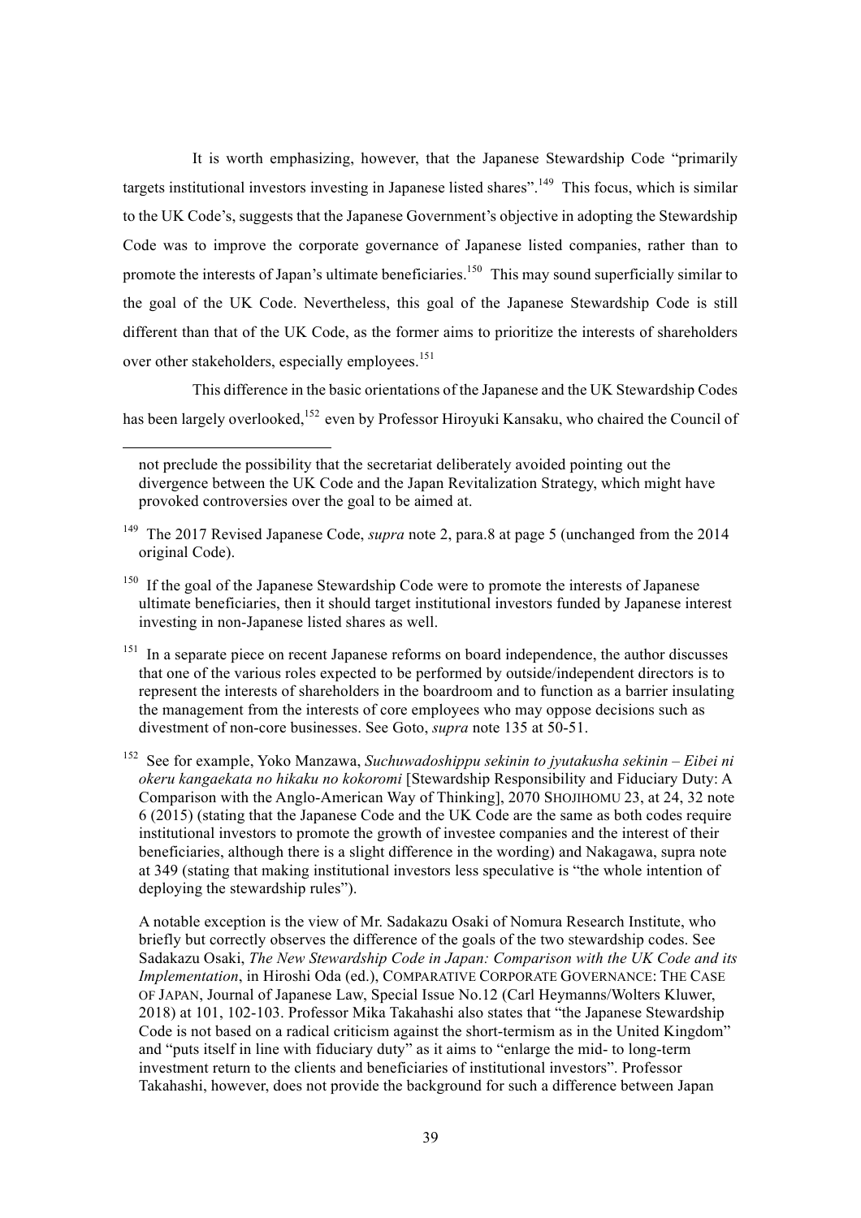It is worth emphasizing, however, that the Japanese Stewardship Code "primarily targets institutional investors investing in Japanese listed shares".[149] This focus, which is similar to the UK Code's, suggests that the Japanese Government's objective in adopting the Stewardship Code was to improve the corporate governance of Japanese listed companies, rather than to promote the interests of Japan's ultimate beneficiaries.[150] This may sound superficially similar to the goal of the UK Code. Nevertheless, this goal of the Japanese Stewardship Code is still different than that of the UK Code, as the former aims to prioritize the interests of shareholders over other stakeholders, especially employees.[151]

This difference in the basic orientations of the Japanese and the UK Stewardship Codes has been largely overlooked,[152] even by Professor Hiroyuki Kansaku, who chaired the Council of

---

not preclude the possibility that the secretariat deliberately avoided pointing out the divergence between the UK Code and the Japan Revitalization Strategy, which might have provoked controversies over the goal to be aimed at.

[149] The 2017 Revised Japanese Code, *supra* note 2, para.8 at page 5 (unchanged from the 2014 original Code).

[150] If the goal of the Japanese Stewardship Code were to promote the interests of Japanese ultimate beneficiaries, then it should target institutional investors funded by Japanese interest investing in non-Japanese listed shares as well.

[151] In a separate piece on recent Japanese reforms on board independence, the author discusses that one of the various roles expected to be performed by outside/independent directors is to represent the interests of shareholders in the boardroom and to function as a barrier insulating the management from the interests of core employees who may oppose decisions such as divestment of non-core businesses. See Goto, *supra* note 135 at 50-51.

[152] See for example, Yoko Manzawa, *Suchuwadoshippu sekinin to jyutakusha sekinin – Eibei ni okeru kangaekata no hikaku no kokoromi* [Stewardship Responsibility and Fiduciary Duty: A Comparison with the Anglo-American Way of Thinking], 2070 SHOJIHOMU 23, at 24, 32 note 6 (2015) (stating that the Japanese Code and the UK Code are the same as both codes require institutional investors to promote the growth of investee companies and the interest of their beneficiaries, although there is a slight difference in the wording) and Nakagawa, supra note at 349 (stating that making institutional investors less speculative is "the whole intention of deploying the stewardship rules").

A notable exception is the view of Mr. Sadakazu Osaki of Nomura Research Institute, who briefly but correctly observes the difference of the goals of the two stewardship codes. See Sadakazu Osaki, *The New Stewardship Code in Japan: Comparison with the UK Code and its Implementation*, in Hiroshi Oda (ed.), COMPARATIVE CORPORATE GOVERNANCE: THE CASE OF JAPAN, Journal of Japanese Law, Special Issue No.12 (Carl Heymanns/Wolters Kluwer, 2018) at 101, 102-103. Professor Mika Takahashi also states that "the Japanese Stewardship Code is not based on a radical criticism against the short-termism as in the United Kingdom" and "puts itself in line with fiduciary duty" as it aims to "enlarge the mid- to long-term investment return to the clients and beneficiaries of institutional investors". Professor Takahashi, however, does not provide the background for such a difference between Japan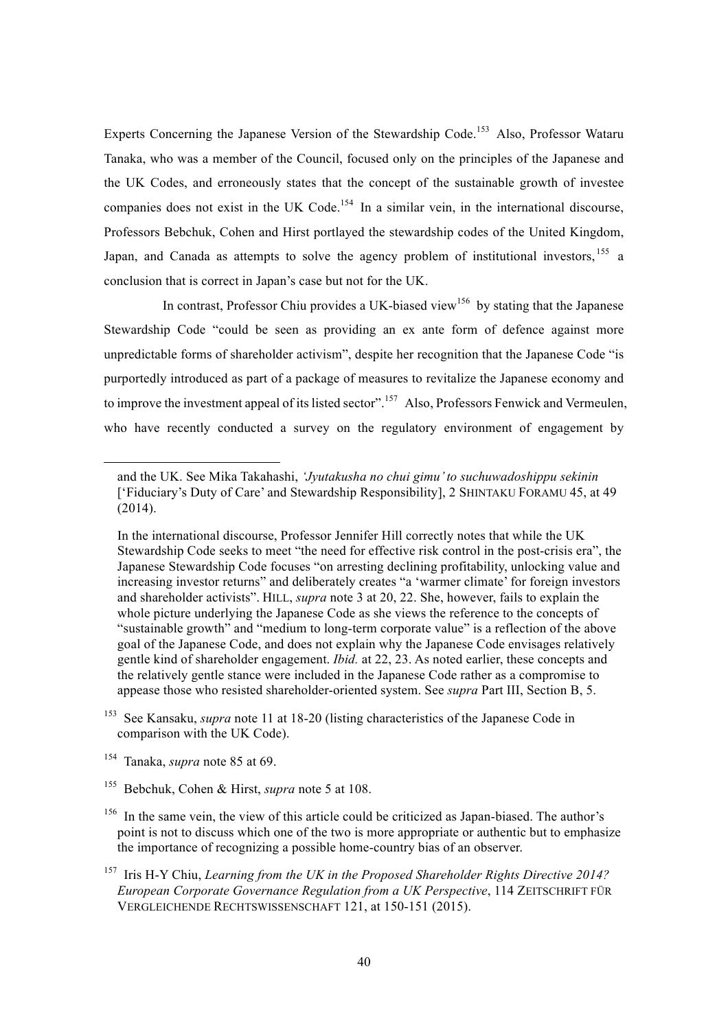Experts Concerning the Japanese Version of the Stewardship Code.[153] Also, Professor Wataru Tanaka, who was a member of the Council, focused only on the principles of the Japanese and the UK Codes, and erroneously states that the concept of the sustainable growth of investee companies does not exist in the UK Code.[154] In a similar vein, in the international discourse, Professors Bebchuk, Cohen and Hirst portlayed the stewardship codes of the United Kingdom, Japan, and Canada as attempts to solve the agency problem of institutional investors,[155] a conclusion that is correct in Japan's case but not for the UK.

In contrast, Professor Chiu provides a UK-biased view[156] by stating that the Japanese Stewardship Code "could be seen as providing an ex ante form of defence against more unpredictable forms of shareholder activism", despite her recognition that the Japanese Code "is purportedly introduced as part of a package of measures to revitalize the Japanese economy and to improve the investment appeal of its listed sector".[157] Also, Professors Fenwick and Vermeulen, who have recently conducted a survey on the regulatory environment of engagement by

---

and the UK. See Mika Takahashi, *'Jyutakusha no chui gimu' to suchuwadoshippu sekinin* ['Fiduciary's Duty of Care' and Stewardship Responsibility], 2 SHINTAKU FORAMU 45, at 49 (2014).

In the international discourse, Professor Jennifer Hill correctly notes that while the UK Stewardship Code seeks to meet "the need for effective risk control in the post-crisis era", the Japanese Stewardship Code focuses "on arresting declining profitability, unlocking value and increasing investor returns" and deliberately creates "a 'warmer climate' for foreign investors and shareholder activists". HILL, *supra* note 3 at 20, 22. She, however, fails to explain the whole picture underlying the Japanese Code as she views the reference to the concepts of "sustainable growth" and "medium to long-term corporate value" is a reflection of the above goal of the Japanese Code, and does not explain why the Japanese Code envisages relatively gentle kind of shareholder engagement. *Ibid.* at 22, 23. As noted earlier, these concepts and the relatively gentle stance were included in the Japanese Code rather as a compromise to appease those who resisted shareholder-oriented system. See *supra* Part III, Section B, 5.

[153] See Kansaku, *supra* note 11 at 18-20 (listing characteristics of the Japanese Code in comparison with the UK Code).

[154] Tanaka, *supra* note 85 at 69.

[155] Bebchuk, Cohen & Hirst, *supra* note 5 at 108.

[156] In the same vein, the view of this article could be criticized as Japan-biased. The author's point is not to discuss which one of the two is more appropriate or authentic but to emphasize the importance of recognizing a possible home-country bias of an observer.

[157] Iris H-Y Chiu, *Learning from the UK in the Proposed Shareholder Rights Directive 2014? European Corporate Governance Regulation from a UK Perspective*, 114 ZEITSCHRIFT FÜR VERGLEICHENDE RECHTSWISSENSCHAFT 121, at 150-151 (2015).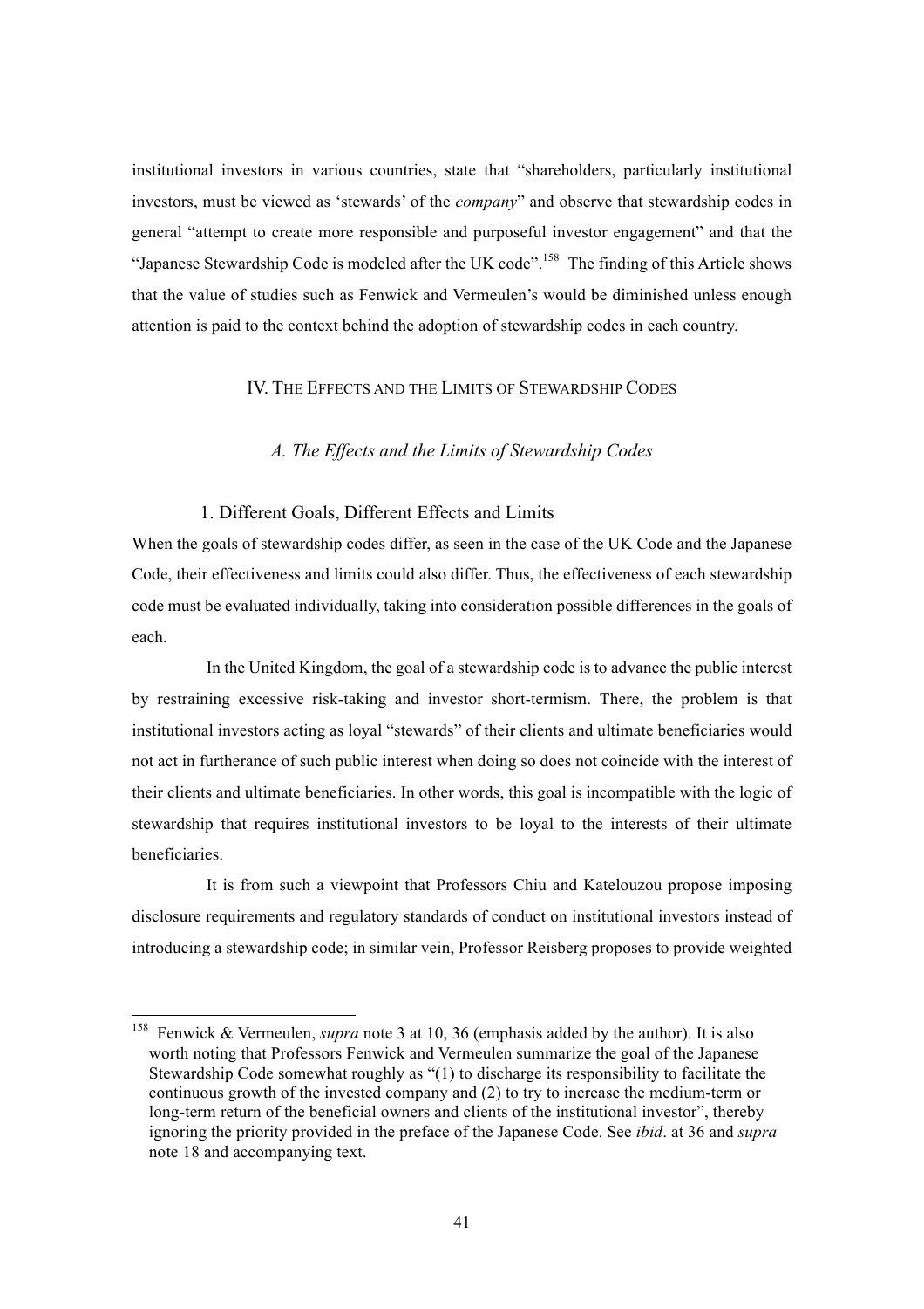institutional investors in various countries, state that "shareholders, particularly institutional investors, must be viewed as 'stewards' of the *company*" and observe that stewardship codes in general "attempt to create more responsible and purposeful investor engagement" and that the "Japanese Stewardship Code is modeled after the UK code".[158] The finding of this Article shows that the value of studies such as Fenwick and Vermeulen's would be diminished unless enough attention is paid to the context behind the adoption of stewardship codes in each country.

## IV. THE EFFECTS AND THE LIMITS OF STEWARDSHIP CODES

### *A. The Effects and the Limits of Stewardship Codes*

#### 1. Different Goals, Different Effects and Limits

When the goals of stewardship codes differ, as seen in the case of the UK Code and the Japanese Code, their effectiveness and limits could also differ. Thus, the effectiveness of each stewardship code must be evaluated individually, taking into consideration possible differences in the goals of each.

In the United Kingdom, the goal of a stewardship code is to advance the public interest by restraining excessive risk-taking and investor short-termism. There, the problem is that institutional investors acting as loyal "stewards" of their clients and ultimate beneficiaries would not act in furtherance of such public interest when doing so does not coincide with the interest of their clients and ultimate beneficiaries. In other words, this goal is incompatible with the logic of stewardship that requires institutional investors to be loyal to the interests of their ultimate beneficiaries.

It is from such a viewpoint that Professors Chiu and Katelouzou propose imposing disclosure requirements and regulatory standards of conduct on institutional investors instead of introducing a stewardship code; in similar vein, Professor Reisberg proposes to provide weighted

---

[158] Fenwick & Vermeulen, *supra* note 3 at 10, 36 (emphasis added by the author). It is also worth noting that Professors Fenwick and Vermeulen summarize the goal of the Japanese Stewardship Code somewhat roughly as "(1) to discharge its responsibility to facilitate the continuous growth of the invested company and (2) to try to increase the medium-term or long-term return of the beneficial owners and clients of the institutional investor", thereby ignoring the priority provided in the preface of the Japanese Code. See *ibid*. at 36 and *supra* note 18 and accompanying text.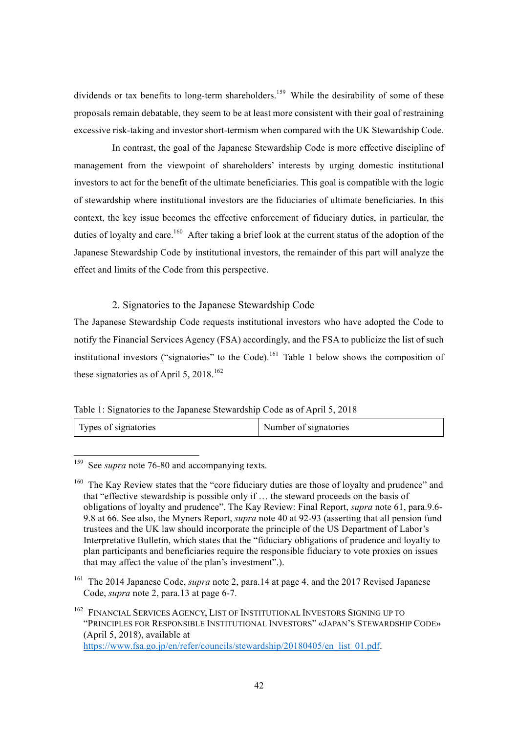dividends or tax benefits to long-term shareholders.[159] While the desirability of some of these proposals remain debatable, they seem to be at least more consistent with their goal of restraining excessive risk-taking and investor short-termism when compared with the UK Stewardship Code.

In contrast, the goal of the Japanese Stewardship Code is more effective discipline of management from the viewpoint of shareholders' interests by urging domestic institutional investors to act for the benefit of the ultimate beneficiaries. This goal is compatible with the logic of stewardship where institutional investors are the fiduciaries of ultimate beneficiaries. In this context, the key issue becomes the effective enforcement of fiduciary duties, in particular, the duties of loyalty and care.[160] After taking a brief look at the current status of the adoption of the Japanese Stewardship Code by institutional investors, the remainder of this part will analyze the effect and limits of the Code from this perspective.

### 2. Signatories to the Japanese Stewardship Code

The Japanese Stewardship Code requests institutional investors who have adopted the Code to notify the Financial Services Agency (FSA) accordingly, and the FSA to publicize the list of such institutional investors ("signatories" to the Code).[161] Table 1 below shows the composition of these signatories as of April 5, 2018.[162]

Table 1: Signatories to the Japanese Stewardship Code as of April 5, 2018

| Types of signatories | Number of signatories |
|---|---|

---

[159] See *supra* note 76-80 and accompanying texts.

[160] The Kay Review states that the "core fiduciary duties are those of loyalty and prudence" and that "effective stewardship is possible only if … the steward proceeds on the basis of obligations of loyalty and prudence". The Kay Review: Final Report, *supra* note 61, para.9.6-9.8 at 66. See also, the Myners Report, *supra* note 40 at 92-93 (asserting that all pension fund trustees and the UK law should incorporate the principle of the US Department of Labor's Interpretative Bulletin, which states that the "fiduciary obligations of prudence and loyalty to plan participants and beneficiaries require the responsible fiduciary to vote proxies on issues that may affect the value of the plan's investment".).

[161] The 2014 Japanese Code, *supra* note 2, para.14 at page 4, and the 2017 Revised Japanese Code, *supra* note 2, para.13 at page 6-7.

[162] FINANCIAL SERVICES AGENCY, LIST OF INSTITUTIONAL INVESTORS SIGNING UP TO "PRINCIPLES FOR RESPONSIBLE INSTITUTIONAL INVESTORS" «JAPAN'S STEWARDSHIP CODE» (April 5, 2018), available at https://www.fsa.go.jp/en/refer/councils/stewardship/20180405/en_list_01.pdf.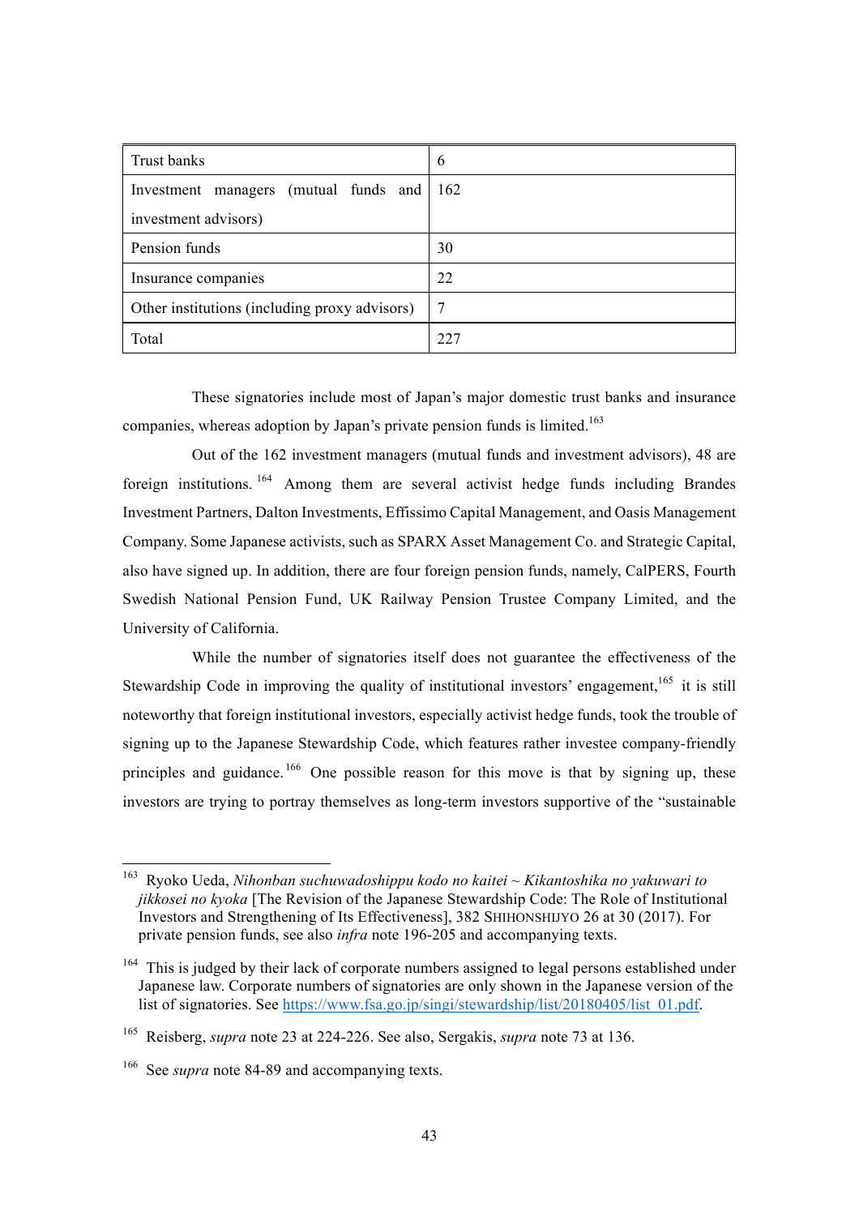| Trust banks | 6 |
| --- | --- |
| Investment managers (mutual funds and investment advisors) | 162 |
| Pension funds | 30 |
| Insurance companies | 22 |
| Other institutions (including proxy advisors) | 7 |
| Total | 227 |

These signatories include most of Japan's major domestic trust banks and insurance companies, whereas adoption by Japan's private pension funds is limited.[163]

Out of the 162 investment managers (mutual funds and investment advisors), 48 are foreign institutions.[164] Among them are several activist hedge funds including Brandes Investment Partners, Dalton Investments, Effissimo Capital Management, and Oasis Management Company. Some Japanese activists, such as SPARX Asset Management Co. and Strategic Capital, also have signed up. In addition, there are four foreign pension funds, namely, CalPERS, Fourth Swedish National Pension Fund, UK Railway Pension Trustee Company Limited, and the University of California.

While the number of signatories itself does not guarantee the effectiveness of the Stewardship Code in improving the quality of institutional investors' engagement,[165] it is still noteworthy that foreign institutional investors, especially activist hedge funds, took the trouble of signing up to the Japanese Stewardship Code, which features rather investee company-friendly principles and guidance.[166] One possible reason for this move is that by signing up, these investors are trying to portray themselves as long-term investors supportive of the "sustainable

---

[163] Ryoko Ueda, *Nihonban suchuwadoshippu kodo no kaitei ~ Kikantoshika no yakuwari to jikkosei no kyoka* [The Revision of the Japanese Stewardship Code: The Role of Institutional Investors and Strengthening of Its Effectiveness], 382 SHIHONSHIJYO 26 at 30 (2017). For private pension funds, see also *infra* note 196-205 and accompanying texts.

[164] This is judged by their lack of corporate numbers assigned to legal persons established under Japanese law. Corporate numbers of signatories are only shown in the Japanese version of the list of signatories. See https://www.fsa.go.jp/singi/stewardship/list/20180405/list_01.pdf.

[165] Reisberg, *supra* note 23 at 224-226. See also, Sergakis, *supra* note 73 at 136.

[166] See *supra* note 84-89 and accompanying texts.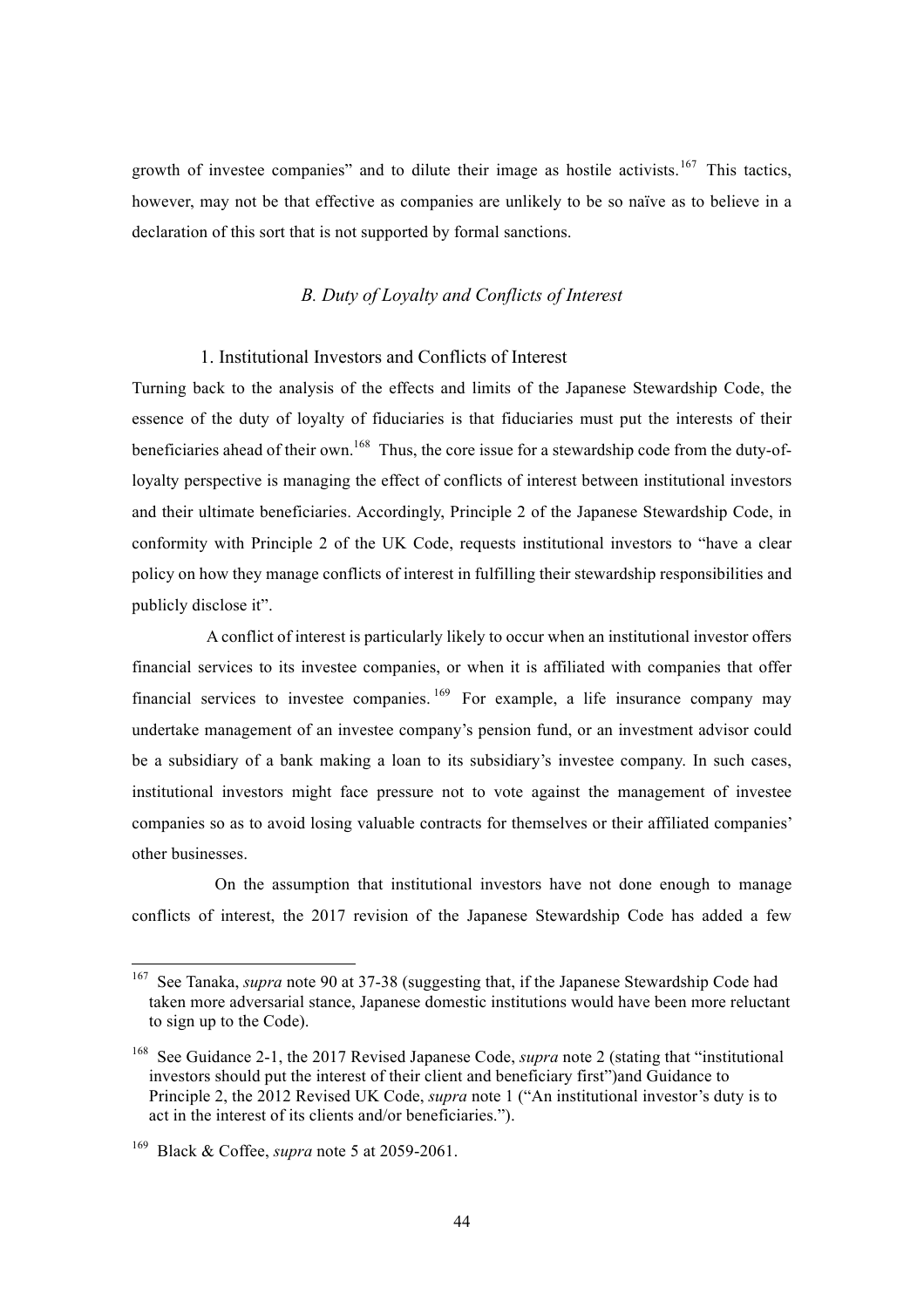growth of investee companies" and to dilute their image as hostile activists.[167] This tactics, however, may not be that effective as companies are unlikely to be so naïve as to believe in a declaration of this sort that is not supported by formal sanctions.

### *B. Duty of Loyalty and Conflicts of Interest*

#### 1. Institutional Investors and Conflicts of Interest

Turning back to the analysis of the effects and limits of the Japanese Stewardship Code, the essence of the duty of loyalty of fiduciaries is that fiduciaries must put the interests of their beneficiaries ahead of their own.[168] Thus, the core issue for a stewardship code from the duty-of-loyalty perspective is managing the effect of conflicts of interest between institutional investors and their ultimate beneficiaries. Accordingly, Principle 2 of the Japanese Stewardship Code, in conformity with Principle 2 of the UK Code, requests institutional investors to "have a clear policy on how they manage conflicts of interest in fulfilling their stewardship responsibilities and publicly disclose it".

A conflict of interest is particularly likely to occur when an institutional investor offers financial services to its investee companies, or when it is affiliated with companies that offer financial services to investee companies.[169] For example, a life insurance company may undertake management of an investee company's pension fund, or an investment advisor could be a subsidiary of a bank making a loan to its subsidiary's investee company. In such cases, institutional investors might face pressure not to vote against the management of investee companies so as to avoid losing valuable contracts for themselves or their affiliated companies' other businesses.

On the assumption that institutional investors have not done enough to manage conflicts of interest, the 2017 revision of the Japanese Stewardship Code has added a few

---

[167] See Tanaka, *supra* note 90 at 37-38 (suggesting that, if the Japanese Stewardship Code had taken more adversarial stance, Japanese domestic institutions would have been more reluctant to sign up to the Code).

[168] See Guidance 2-1, the 2017 Revised Japanese Code, *supra* note 2 (stating that "institutional investors should put the interest of their client and beneficiary first")and Guidance to Principle 2, the 2012 Revised UK Code, *supra* note 1 ("An institutional investor's duty is to act in the interest of its clients and/or beneficiaries.").

[169] Black & Coffee, *supra* note 5 at 2059-2061.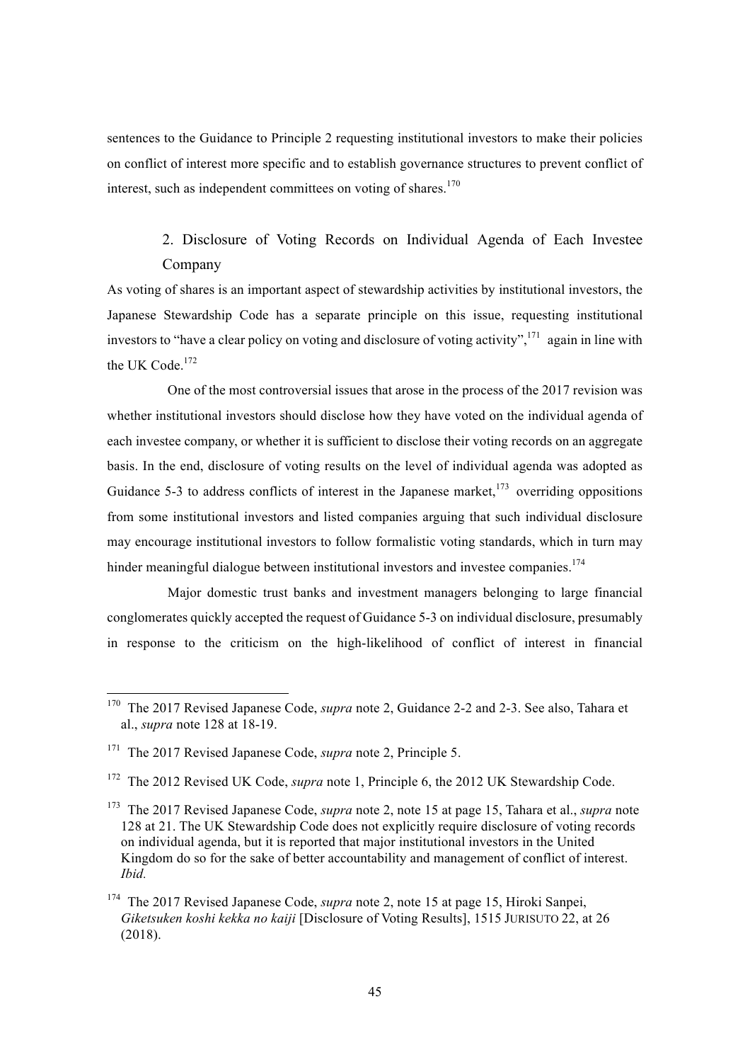sentences to the Guidance to Principle 2 requesting institutional investors to make their policies on conflict of interest more specific and to establish governance structures to prevent conflict of interest, such as independent committees on voting of shares.[170]

### 2. Disclosure of Voting Records on Individual Agenda of Each Investee Company

As voting of shares is an important aspect of stewardship activities by institutional investors, the Japanese Stewardship Code has a separate principle on this issue, requesting institutional investors to "have a clear policy on voting and disclosure of voting activity",[171] again in line with the UK Code.[172]

One of the most controversial issues that arose in the process of the 2017 revision was whether institutional investors should disclose how they have voted on the individual agenda of each investee company, or whether it is sufficient to disclose their voting records on an aggregate basis. In the end, disclosure of voting results on the level of individual agenda was adopted as Guidance 5-3 to address conflicts of interest in the Japanese market,[173] overriding oppositions from some institutional investors and listed companies arguing that such individual disclosure may encourage institutional investors to follow formalistic voting standards, which in turn may hinder meaningful dialogue between institutional investors and investee companies.[174]

Major domestic trust banks and investment managers belonging to large financial conglomerates quickly accepted the request of Guidance 5-3 on individual disclosure, presumably in response to the criticism on the high-likelihood of conflict of interest in financial

---

[170] The 2017 Revised Japanese Code, *supra* note 2, Guidance 2-2 and 2-3. See also, Tahara et al., *supra* note 128 at 18-19.

[171] The 2017 Revised Japanese Code, *supra* note 2, Principle 5.

[172] The 2012 Revised UK Code, *supra* note 1, Principle 6, the 2012 UK Stewardship Code.

[173] The 2017 Revised Japanese Code, *supra* note 2, note 15 at page 15, Tahara et al., *supra* note 128 at 21. The UK Stewardship Code does not explicitly require disclosure of voting records on individual agenda, but it is reported that major institutional investors in the United Kingdom do so for the sake of better accountability and management of conflict of interest. *Ibid.*

[174] The 2017 Revised Japanese Code, *supra* note 2, note 15 at page 15, Hiroki Sanpei, *Giketsuken koshi kekka no kaiji* [Disclosure of Voting Results], 1515 JURISUTO 22, at 26 (2018).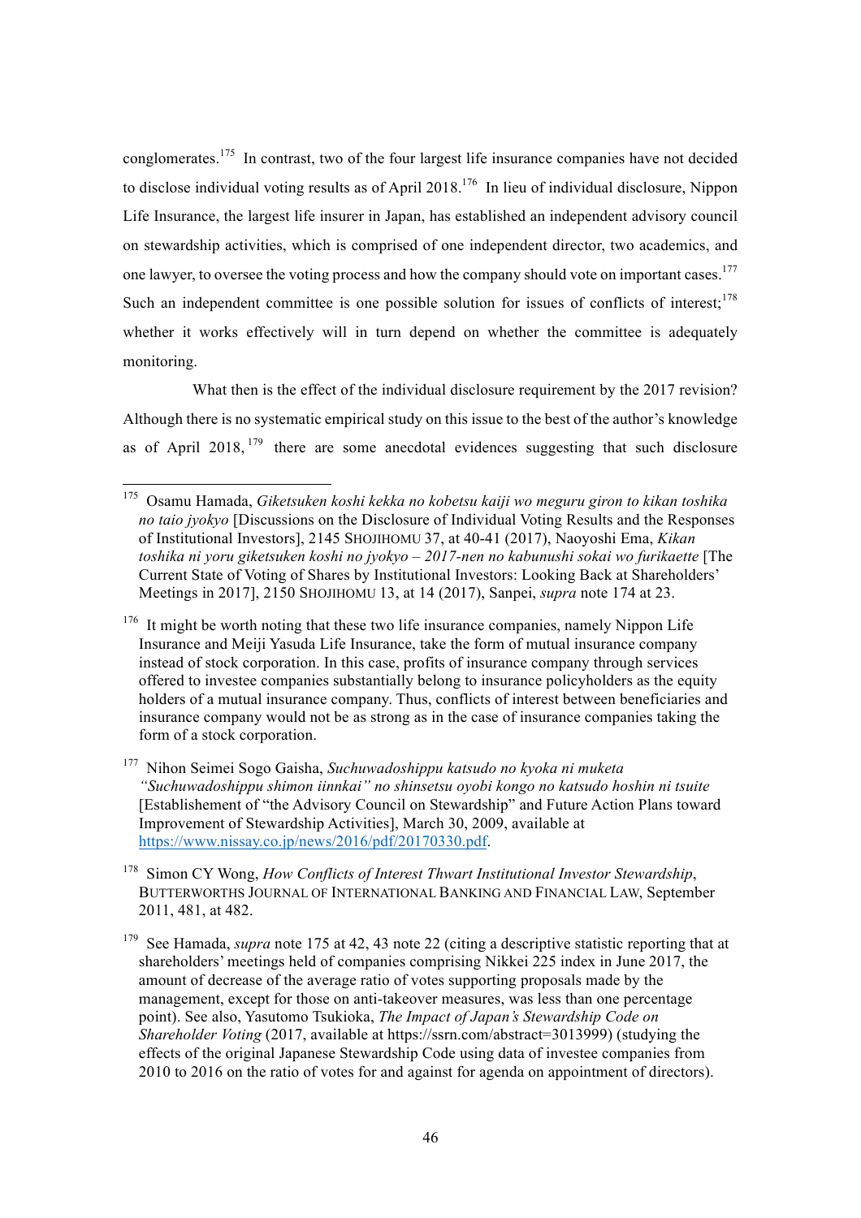conglomerates.[175] In contrast, two of the four largest life insurance companies have not decided to disclose individual voting results as of April 2018.[176] In lieu of individual disclosure, Nippon Life Insurance, the largest life insurer in Japan, has established an independent advisory council on stewardship activities, which is comprised of one independent director, two academics, and one lawyer, to oversee the voting process and how the company should vote on important cases.[177] Such an independent committee is one possible solution for issues of conflicts of interest;[178] whether it works effectively will in turn depend on whether the committee is adequately monitoring.

What then is the effect of the individual disclosure requirement by the 2017 revision? Although there is no systematic empirical study on this issue to the best of the author's knowledge as of April 2018,[179] there are some anecdotal evidences suggesting that such disclosure

---

[175] Osamu Hamada, *Giketsuken koshi kekka no kobetsu kaiji wo meguru giron to kikan toshika no taio jyokyo* [Discussions on the Disclosure of Individual Voting Results and the Responses of Institutional Investors], 2145 SHOJIHOMU 37, at 40-41 (2017), Naoyoshi Ema, *Kikan toshika ni yoru giketsuken koshi no jyokyo – 2017-nen no kabunushi sokai wo furikaette* [The Current State of Voting of Shares by Institutional Investors: Looking Back at Shareholders' Meetings in 2017], 2150 SHOJIHOMU 13, at 14 (2017), Sanpei, *supra* note 174 at 23.

[176] It might be worth noting that these two life insurance companies, namely Nippon Life Insurance and Meiji Yasuda Life Insurance, take the form of mutual insurance company instead of stock corporation. In this case, profits of insurance company through services offered to investee companies substantially belong to insurance policyholders as the equity holders of a mutual insurance company. Thus, conflicts of interest between beneficiaries and insurance company would not be as strong as in the case of insurance companies taking the form of a stock corporation.

[177] Nihon Seimei Sogo Gaisha, *Suchuwadoshippu katsudo no kyoka ni muketa "Suchuwadoshippu shimon iinnkai" no shinsetsu oyobi kongo no katsudo hoshin ni tsuite* [Establishement of "the Advisory Council on Stewardship" and Future Action Plans toward Improvement of Stewardship Activities], March 30, 2009, available at https://www.nissay.co.jp/news/2016/pdf/20170330.pdf.

[178] Simon CY Wong, *How Conflicts of Interest Thwart Institutional Investor Stewardship*, BUTTERWORTHS JOURNAL OF INTERNATIONAL BANKING AND FINANCIAL LAW, September 2011, 481, at 482.

[179] See Hamada, *supra* note 175 at 42, 43 note 22 (citing a descriptive statistic reporting that at shareholders' meetings held of companies comprising Nikkei 225 index in June 2017, the amount of decrease of the average ratio of votes supporting proposals made by the management, except for those on anti-takeover measures, was less than one percentage point). See also, Yasutomo Tsukioka, *The Impact of Japan's Stewardship Code on Shareholder Voting* (2017, available at https://ssrn.com/abstract=3013999) (studying the effects of the original Japanese Stewardship Code using data of investee companies from 2010 to 2016 on the ratio of votes for and against for agenda on appointment of directors).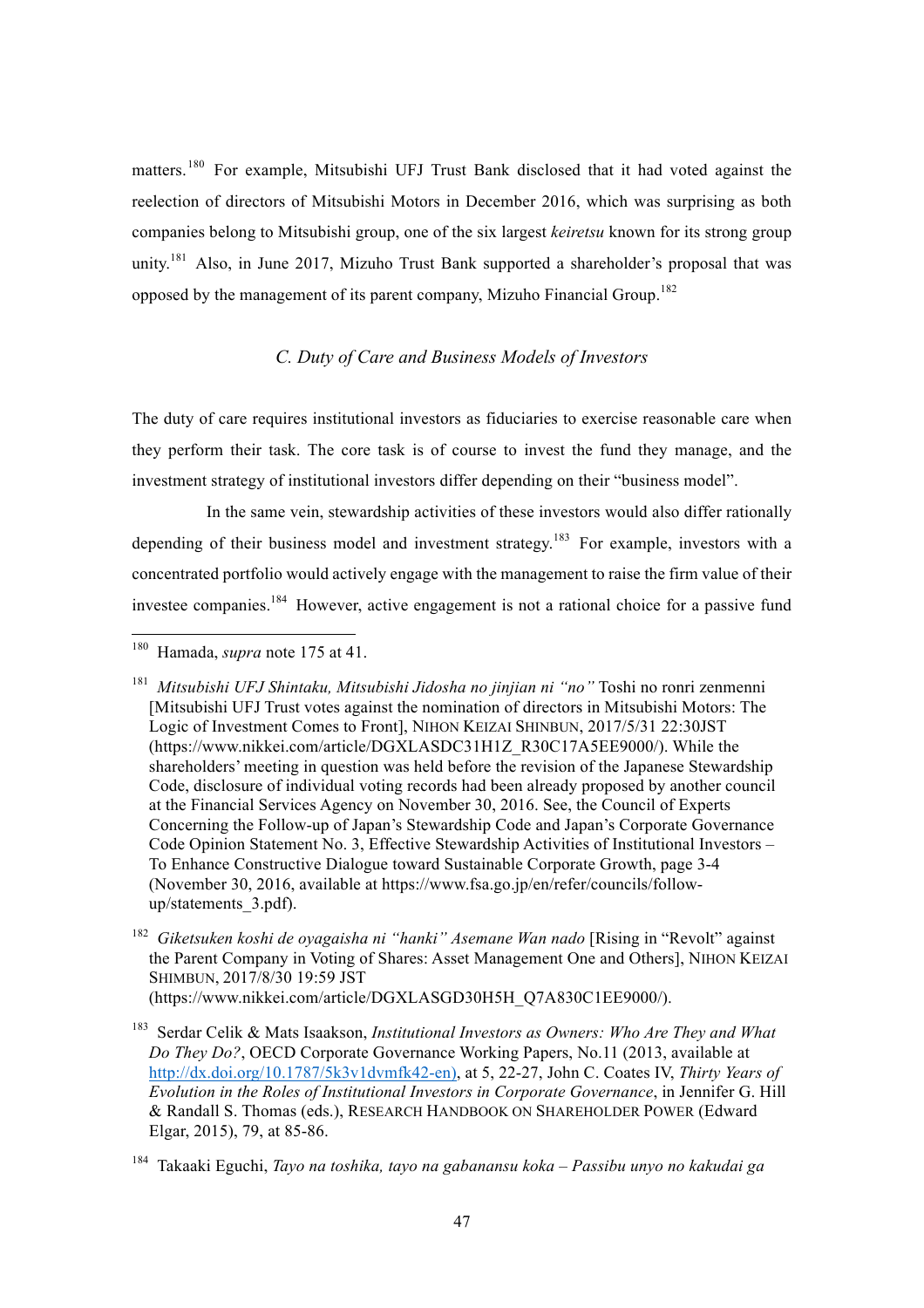matters.[180] For example, Mitsubishi UFJ Trust Bank disclosed that it had voted against the reelection of directors of Mitsubishi Motors in December 2016, which was surprising as both companies belong to Mitsubishi group, one of the six largest *keiretsu* known for its strong group unity.[181] Also, in June 2017, Mizuho Trust Bank supported a shareholder's proposal that was opposed by the management of its parent company, Mizuho Financial Group.[182]

### *C. Duty of Care and Business Models of Investors*

The duty of care requires institutional investors as fiduciaries to exercise reasonable care when they perform their task. The core task is of course to invest the fund they manage, and the investment strategy of institutional investors differ depending on their "business model".

In the same vein, stewardship activities of these investors would also differ rationally depending of their business model and investment strategy.[183] For example, investors with a concentrated portfolio would actively engage with the management to raise the firm value of their investee companies.[184] However, active engagement is not a rational choice for a passive fund

---

[180] Hamada, *supra* note 175 at 41.

[181] *Mitsubishi UFJ Shintaku, Mitsubishi Jidosha no jinjian ni "no"* Toshi no ronri zenmenni [Mitsubishi UFJ Trust votes against the nomination of directors in Mitsubishi Motors: The Logic of Investment Comes to Front], NIHON KEIZAI SHINBUN, 2017/5/31 22:30JST (https://www.nikkei.com/article/DGXLASDC31H1Z_R30C17A5EE9000/). While the shareholders' meeting in question was held before the revision of the Japanese Stewardship Code, disclosure of individual voting records had been already proposed by another council at the Financial Services Agency on November 30, 2016. See, the Council of Experts Concerning the Follow-up of Japan's Stewardship Code and Japan's Corporate Governance Code Opinion Statement No. 3, Effective Stewardship Activities of Institutional Investors – To Enhance Constructive Dialogue toward Sustainable Corporate Growth, page 3-4 (November 30, 2016, available at https://www.fsa.go.jp/en/refer/councils/follow-up/statements_3.pdf).

[182] *Giketsuken koshi de oyagaisha ni "hanki" Asemane Wan nado* [Rising in "Revolt" against the Parent Company in Voting of Shares: Asset Management One and Others], NIHON KEIZAI SHIMBUN, 2017/8/30 19:59 JST (https://www.nikkei.com/article/DGXLASGD30H5H_Q7A830C1EE9000/).

[183] Serdar Celik & Mats Isaakson, *Institutional Investors as Owners: Who Are They and What Do They Do?*, OECD Corporate Governance Working Papers, No.11 (2013, available at http://dx.doi.org/10.1787/5k3v1dvmfk42-en), at 5, 22-27, John C. Coates IV, *Thirty Years of Evolution in the Roles of Institutional Investors in Corporate Governance*, in Jennifer G. Hill & Randall S. Thomas (eds.), RESEARCH HANDBOOK ON SHAREHOLDER POWER (Edward Elgar, 2015), 79, at 85-86.

[184] Takaaki Eguchi, *Tayo na toshika, tayo na gabanansu koka – Passibu unyo no kakudai ga*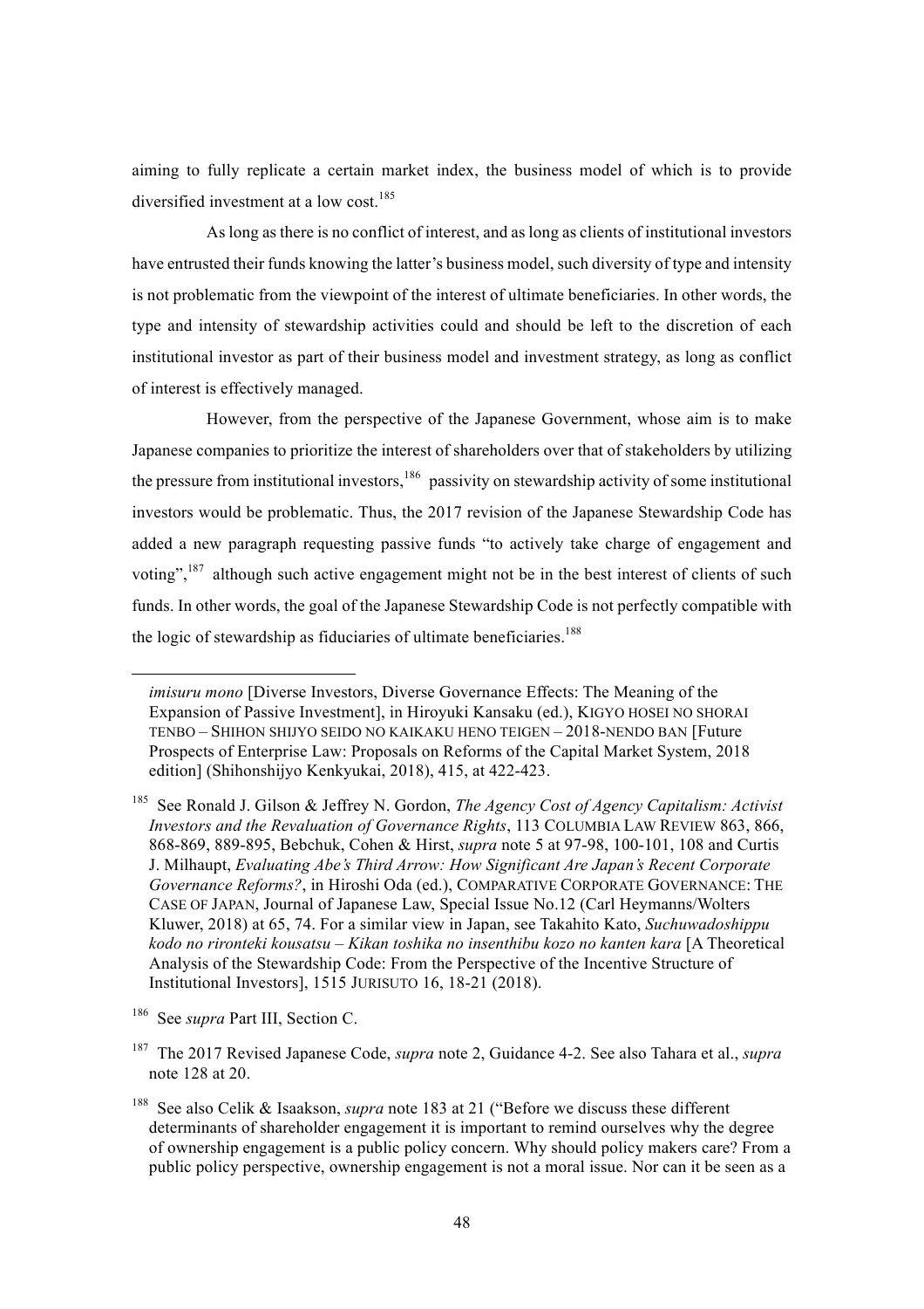aiming to fully replicate a certain market index, the business model of which is to provide diversified investment at a low cost.[185]

As long as there is no conflict of interest, and as long as clients of institutional investors have entrusted their funds knowing the latter's business model, such diversity of type and intensity is not problematic from the viewpoint of the interest of ultimate beneficiaries. In other words, the type and intensity of stewardship activities could and should be left to the discretion of each institutional investor as part of their business model and investment strategy, as long as conflict of interest is effectively managed.

However, from the perspective of the Japanese Government, whose aim is to make Japanese companies to prioritize the interest of shareholders over that of stakeholders by utilizing the pressure from institutional investors,[186] passivity on stewardship activity of some institutional investors would be problematic. Thus, the 2017 revision of the Japanese Stewardship Code has added a new paragraph requesting passive funds "to actively take charge of engagement and voting",[187] although such active engagement might not be in the best interest of clients of such funds. In other words, the goal of the Japanese Stewardship Code is not perfectly compatible with the logic of stewardship as fiduciaries of ultimate beneficiaries.[188]

---

*imisuru mono* [Diverse Investors, Diverse Governance Effects: The Meaning of the Expansion of Passive Investment], in Hiroyuki Kansaku (ed.), KIGYO HOSEI NO SHORAI TENBO – SHIHON SHIJYO SEIDO NO KAIKAKU HENO TEIGEN – 2018-NENDO BAN [Future Prospects of Enterprise Law: Proposals on Reforms of the Capital Market System, 2018 edition] (Shihonshijyo Kenkyukai, 2018), 415, at 422-423.

[185] See Ronald J. Gilson & Jeffrey N. Gordon, *The Agency Cost of Agency Capitalism: Activist Investors and the Revaluation of Governance Rights*, 113 COLUMBIA LAW REVIEW 863, 866, 868-869, 889-895, Bebchuk, Cohen & Hirst, *supra* note 5 at 97-98, 100-101, 108 and Curtis J. Milhaupt, *Evaluating Abe's Third Arrow: How Significant Are Japan's Recent Corporate Governance Reforms?*, in Hiroshi Oda (ed.), COMPARATIVE CORPORATE GOVERNANCE: THE CASE OF JAPAN, Journal of Japanese Law, Special Issue No.12 (Carl Heymanns/Wolters Kluwer, 2018) at 65, 74. For a similar view in Japan, see Takahito Kato, *Suchuwadoshippu kodo no rironteki kousatsu – Kikan toshika no insenthibu kozo no kanten kara* [A Theoretical Analysis of the Stewardship Code: From the Perspective of the Incentive Structure of Institutional Investors], 1515 JURISUTO 16, 18-21 (2018).

[186] See *supra* Part III, Section C.

[187] The 2017 Revised Japanese Code, *supra* note 2, Guidance 4-2. See also Tahara et al., *supra* note 128 at 20.

[188] See also Celik & Isaakson, *supra* note 183 at 21 ("Before we discuss these different determinants of shareholder engagement it is important to remind ourselves why the degree of ownership engagement is a public policy concern. Why should policy makers care? From a public policy perspective, ownership engagement is not a moral issue. Nor can it be seen as a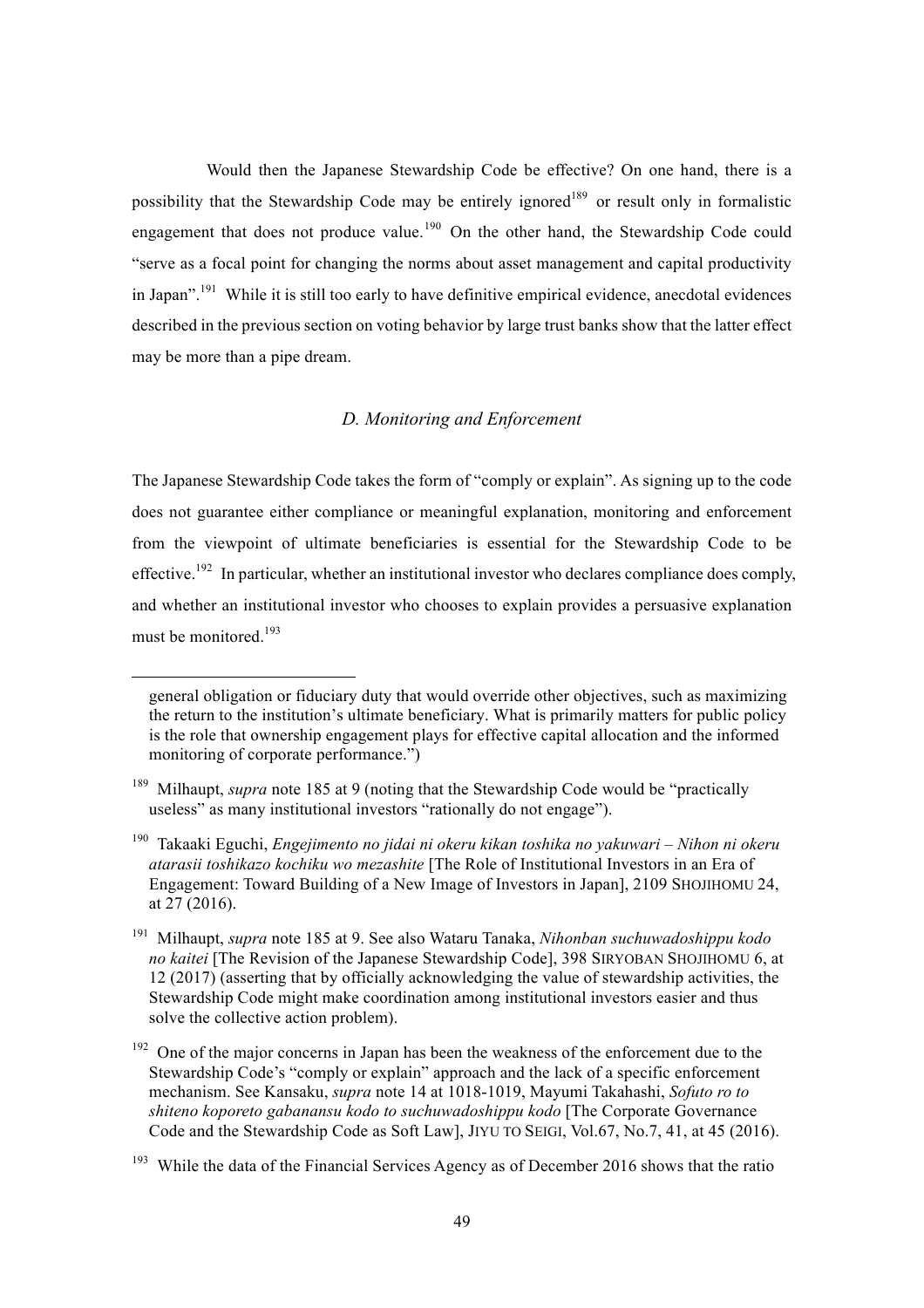Would then the Japanese Stewardship Code be effective? On one hand, there is a possibility that the Stewardship Code may be entirely ignored[189] or result only in formalistic engagement that does not produce value.[190] On the other hand, the Stewardship Code could "serve as a focal point for changing the norms about asset management and capital productivity in Japan".[191] While it is still too early to have definitive empirical evidence, anecdotal evidences described in the previous section on voting behavior by large trust banks show that the latter effect may be more than a pipe dream.

### *D. Monitoring and Enforcement*

The Japanese Stewardship Code takes the form of "comply or explain". As signing up to the code does not guarantee either compliance or meaningful explanation, monitoring and enforcement from the viewpoint of ultimate beneficiaries is essential for the Stewardship Code to be effective.[192] In particular, whether an institutional investor who declares compliance does comply, and whether an institutional investor who chooses to explain provides a persuasive explanation must be monitored.[193]

---

general obligation or fiduciary duty that would override other objectives, such as maximizing the return to the institution's ultimate beneficiary. What is primarily matters for public policy is the role that ownership engagement plays for effective capital allocation and the informed monitoring of corporate performance.")

[189] Milhaupt, *supra* note 185 at 9 (noting that the Stewardship Code would be "practically useless" as many institutional investors "rationally do not engage").

[190] Takaaki Eguchi, *Engejimento no jidai ni okeru kikan toshika no yakuwari – Nihon ni okeru atarasii toshikazo kochiku wo mezashite* [The Role of Institutional Investors in an Era of Engagement: Toward Building of a New Image of Investors in Japan], 2109 SHOJIHOMU 24, at 27 (2016).

[191] Milhaupt, *supra* note 185 at 9. See also Wataru Tanaka, *Nihonban suchuwadoshippu kodo no kaitei* [The Revision of the Japanese Stewardship Code], 398 SIRYOBAN SHOJIHOMU 6, at 12 (2017) (asserting that by officially acknowledging the value of stewardship activities, the Stewardship Code might make coordination among institutional investors easier and thus solve the collective action problem).

[192] One of the major concerns in Japan has been the weakness of the enforcement due to the Stewardship Code's "comply or explain" approach and the lack of a specific enforcement mechanism. See Kansaku, *supra* note 14 at 1018-1019, Mayumi Takahashi, *Sofuto ro to shiteno koporeto gabanansu kodo to suchuwadoshippu kodo* [The Corporate Governance Code and the Stewardship Code as Soft Law], JIYU TO SEIGI, Vol.67, No.7, 41, at 45 (2016).

[193] While the data of the Financial Services Agency as of December 2016 shows that the ratio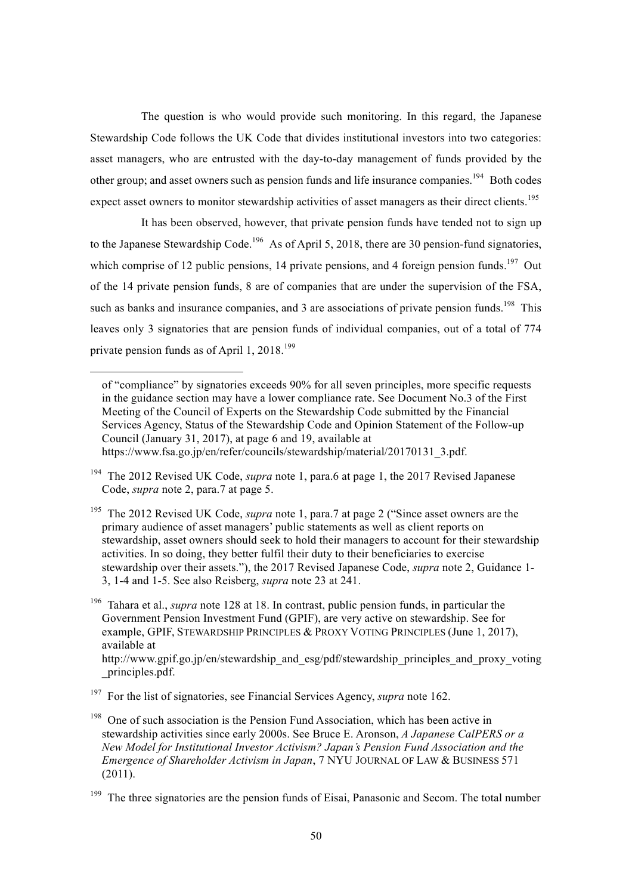The question is who would provide such monitoring. In this regard, the Japanese Stewardship Code follows the UK Code that divides institutional investors into two categories: asset managers, who are entrusted with the day-to-day management of funds provided by the other group; and asset owners such as pension funds and life insurance companies.[194] Both codes expect asset owners to monitor stewardship activities of asset managers as their direct clients.[195]

It has been observed, however, that private pension funds have tended not to sign up to the Japanese Stewardship Code.[196] As of April 5, 2018, there are 30 pension-fund signatories, which comprise of 12 public pensions, 14 private pensions, and 4 foreign pension funds.[197] Out of the 14 private pension funds, 8 are of companies that are under the supervision of the FSA, such as banks and insurance companies, and 3 are associations of private pension funds.[198] This leaves only 3 signatories that are pension funds of individual companies, out of a total of 774 private pension funds as of April 1, 2018.[199]

---

of "compliance" by signatories exceeds 90% for all seven principles, more specific requests in the guidance section may have a lower compliance rate. See Document No.3 of the First Meeting of the Council of Experts on the Stewardship Code submitted by the Financial Services Agency, Status of the Stewardship Code and Opinion Statement of the Follow-up Council (January 31, 2017), at page 6 and 19, available at https://www.fsa.go.jp/en/refer/councils/stewardship/material/20170131_3.pdf.

[194] The 2012 Revised UK Code, *supra* note 1, para.6 at page 1, the 2017 Revised Japanese Code, *supra* note 2, para.7 at page 5.

[195] The 2012 Revised UK Code, *supra* note 1, para.7 at page 2 ("Since asset owners are the primary audience of asset managers' public statements as well as client reports on stewardship, asset owners should seek to hold their managers to account for their stewardship activities. In so doing, they better fulfil their duty to their beneficiaries to exercise stewardship over their assets."), the 2017 Revised Japanese Code, *supra* note 2, Guidance 1-3, 1-4 and 1-5. See also Reisberg, *supra* note 23 at 241.

[196] Tahara et al., *supra* note 128 at 18. In contrast, public pension funds, in particular the Government Pension Investment Fund (GPIF), are very active on stewardship. See for example, GPIF, STEWARDSHIP PRINCIPLES & PROXY VOTING PRINCIPLES (June 1, 2017), available at http://www.gpif.go.jp/en/stewardship_and_esg/pdf/stewardship_principles_and_proxy_voting_principles.pdf.

[197] For the list of signatories, see Financial Services Agency, *supra* note 162.

[198] One of such association is the Pension Fund Association, which has been active in stewardship activities since early 2000s. See Bruce E. Aronson, *A Japanese CalPERS or a New Model for Institutional Investor Activism? Japan's Pension Fund Association and the Emergence of Shareholder Activism in Japan*, 7 NYU JOURNAL OF LAW & BUSINESS 571 (2011).

[199] The three signatories are the pension funds of Eisai, Panasonic and Secom. The total number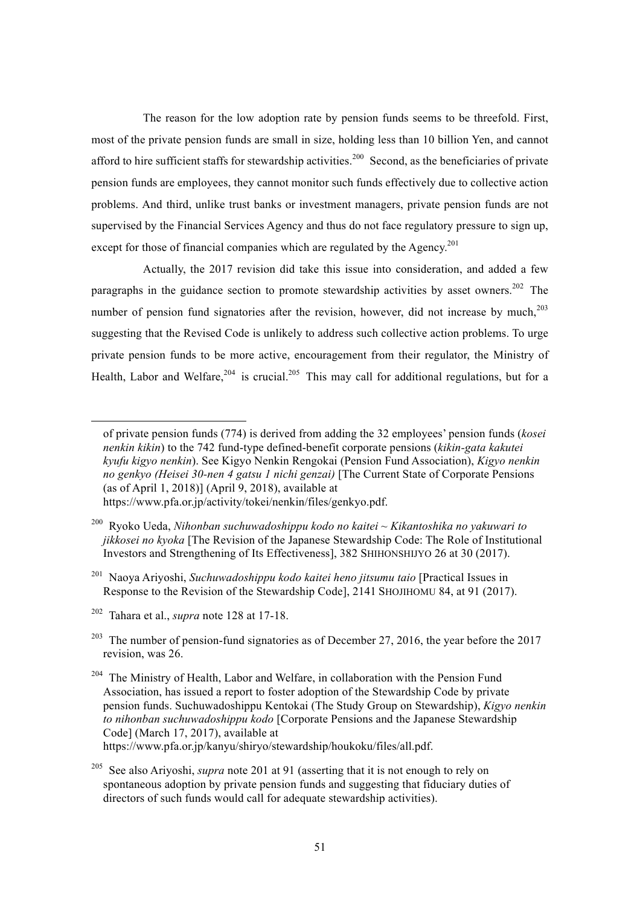The reason for the low adoption rate by pension funds seems to be threefold. First, most of the private pension funds are small in size, holding less than 10 billion Yen, and cannot afford to hire sufficient staffs for stewardship activities.[200] Second, as the beneficiaries of private pension funds are employees, they cannot monitor such funds effectively due to collective action problems. And third, unlike trust banks or investment managers, private pension funds are not supervised by the Financial Services Agency and thus do not face regulatory pressure to sign up, except for those of financial companies which are regulated by the Agency.[201]

Actually, the 2017 revision did take this issue into consideration, and added a few paragraphs in the guidance section to promote stewardship activities by asset owners.[202] The number of pension fund signatories after the revision, however, did not increase by much,[203] suggesting that the Revised Code is unlikely to address such collective action problems. To urge private pension funds to be more active, encouragement from their regulator, the Ministry of Health, Labor and Welfare,[204] is crucial.[205] This may call for additional regulations, but for a

---

of private pension funds (774) is derived from adding the 32 employees' pension funds (*kosei nenkin kikin*) to the 742 fund-type defined-benefit corporate pensions (*kikin-gata kakutei kyufu kigyo nenkin*). See Kigyo Nenkin Rengokai (Pension Fund Association), *Kigyo nenkin no genkyo (Heisei 30-nen 4 gatsu 1 nichi genzai)* [The Current State of Corporate Pensions (as of April 1, 2018)] (April 9, 2018), available at https://www.pfa.or.jp/activity/tokei/nenkin/files/genkyo.pdf.

[200] Ryoko Ueda, *Nihonban suchuwadoshippu kodo no kaitei ~ Kikantoshika no yakuwari to jikkosei no kyoka* [The Revision of the Japanese Stewardship Code: The Role of Institutional Investors and Strengthening of Its Effectiveness], 382 SHIHONSHIJYO 26 at 30 (2017).

[201] Naoya Ariyoshi, *Suchuwadoshippu kodo kaitei heno jitsumu taio* [Practical Issues in Response to the Revision of the Stewardship Code], 2141 SHOJIHOMU 84, at 91 (2017).

[202] Tahara et al., *supra* note 128 at 17-18.

[203] The number of pension-fund signatories as of December 27, 2016, the year before the 2017 revision, was 26.

[204] The Ministry of Health, Labor and Welfare, in collaboration with the Pension Fund Association, has issued a report to foster adoption of the Stewardship Code by private pension funds. Suchuwadoshippu Kentokai (The Study Group on Stewardship), *Kigyo nenkin to nihonban suchuwadoshippu kodo* [Corporate Pensions and the Japanese Stewardship Code] (March 17, 2017), available at https://www.pfa.or.jp/kanyu/shiryo/stewardship/houkoku/files/all.pdf.

[205] See also Ariyoshi, *supra* note 201 at 91 (asserting that it is not enough to rely on spontaneous adoption by private pension funds and suggesting that fiduciary duties of directors of such funds would call for adequate stewardship activities).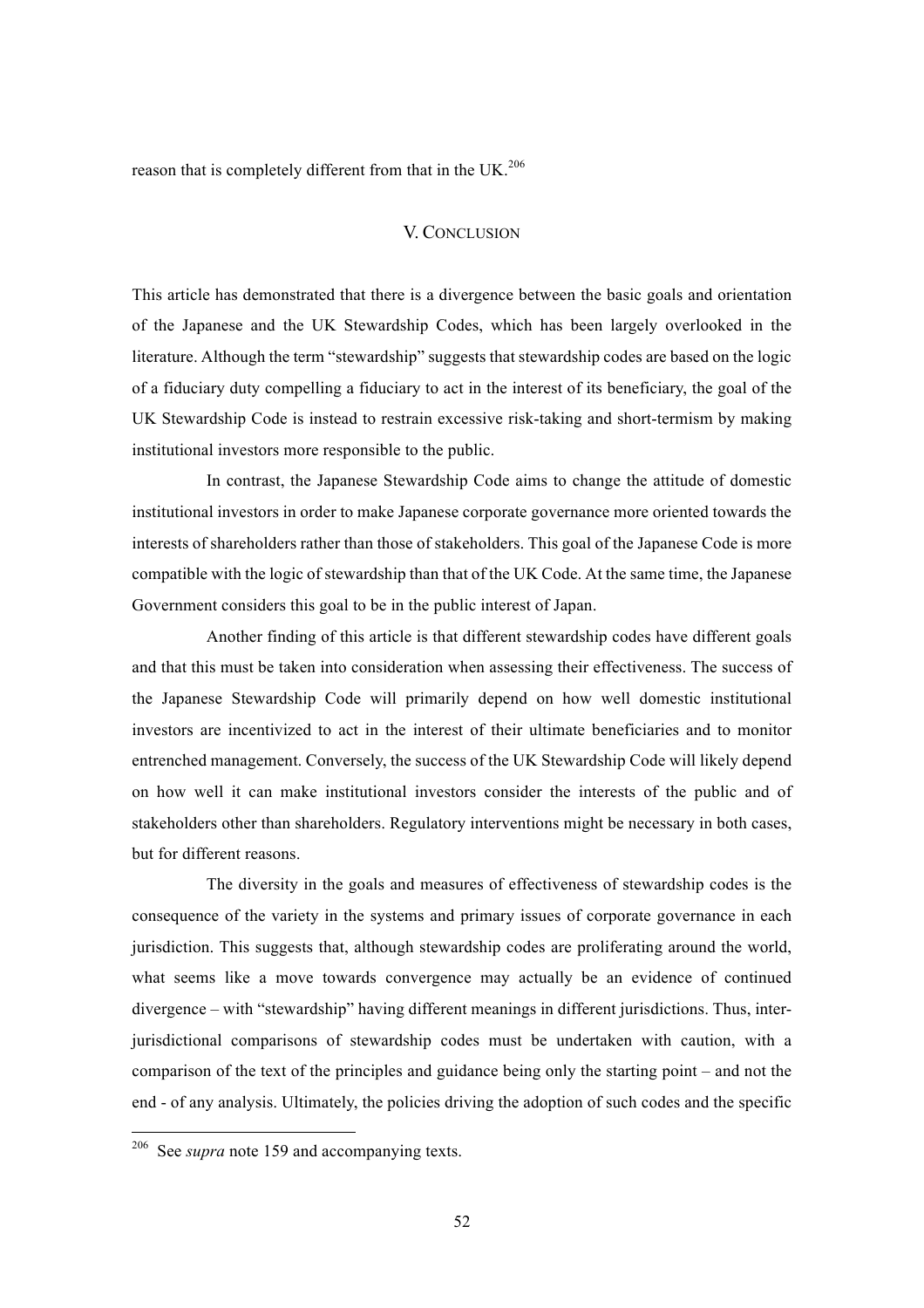reason that is completely different from that in the UK.[206]

## V. CONCLUSION

This article has demonstrated that there is a divergence between the basic goals and orientation of the Japanese and the UK Stewardship Codes, which has been largely overlooked in the literature. Although the term "stewardship" suggests that stewardship codes are based on the logic of a fiduciary duty compelling a fiduciary to act in the interest of its beneficiary, the goal of the UK Stewardship Code is instead to restrain excessive risk-taking and short-termism by making institutional investors more responsible to the public.

In contrast, the Japanese Stewardship Code aims to change the attitude of domestic institutional investors in order to make Japanese corporate governance more oriented towards the interests of shareholders rather than those of stakeholders. This goal of the Japanese Code is more compatible with the logic of stewardship than that of the UK Code. At the same time, the Japanese Government considers this goal to be in the public interest of Japan.

Another finding of this article is that different stewardship codes have different goals and that this must be taken into consideration when assessing their effectiveness. The success of the Japanese Stewardship Code will primarily depend on how well domestic institutional investors are incentivized to act in the interest of their ultimate beneficiaries and to monitor entrenched management. Conversely, the success of the UK Stewardship Code will likely depend on how well it can make institutional investors consider the interests of the public and of stakeholders other than shareholders. Regulatory interventions might be necessary in both cases, but for different reasons.

The diversity in the goals and measures of effectiveness of stewardship codes is the consequence of the variety in the systems and primary issues of corporate governance in each jurisdiction. This suggests that, although stewardship codes are proliferating around the world, what seems like a move towards convergence may actually be an evidence of continued divergence – with "stewardship" having different meanings in different jurisdictions. Thus, inter-jurisdictional comparisons of stewardship codes must be undertaken with caution, with a comparison of the text of the principles and guidance being only the starting point – and not the end - of any analysis. Ultimately, the policies driving the adoption of such codes and the specific

---

[206] See *supra* note 159 and accompanying texts.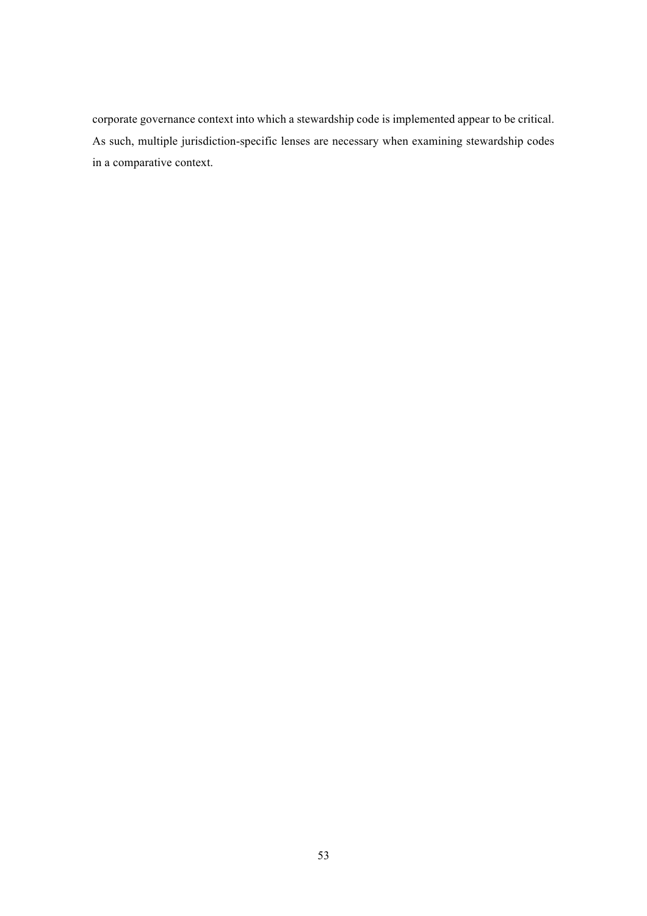corporate governance context into which a stewardship code is implemented appear to be critical. As such, multiple jurisdiction-specific lenses are necessary when examining stewardship codes in a comparative context.